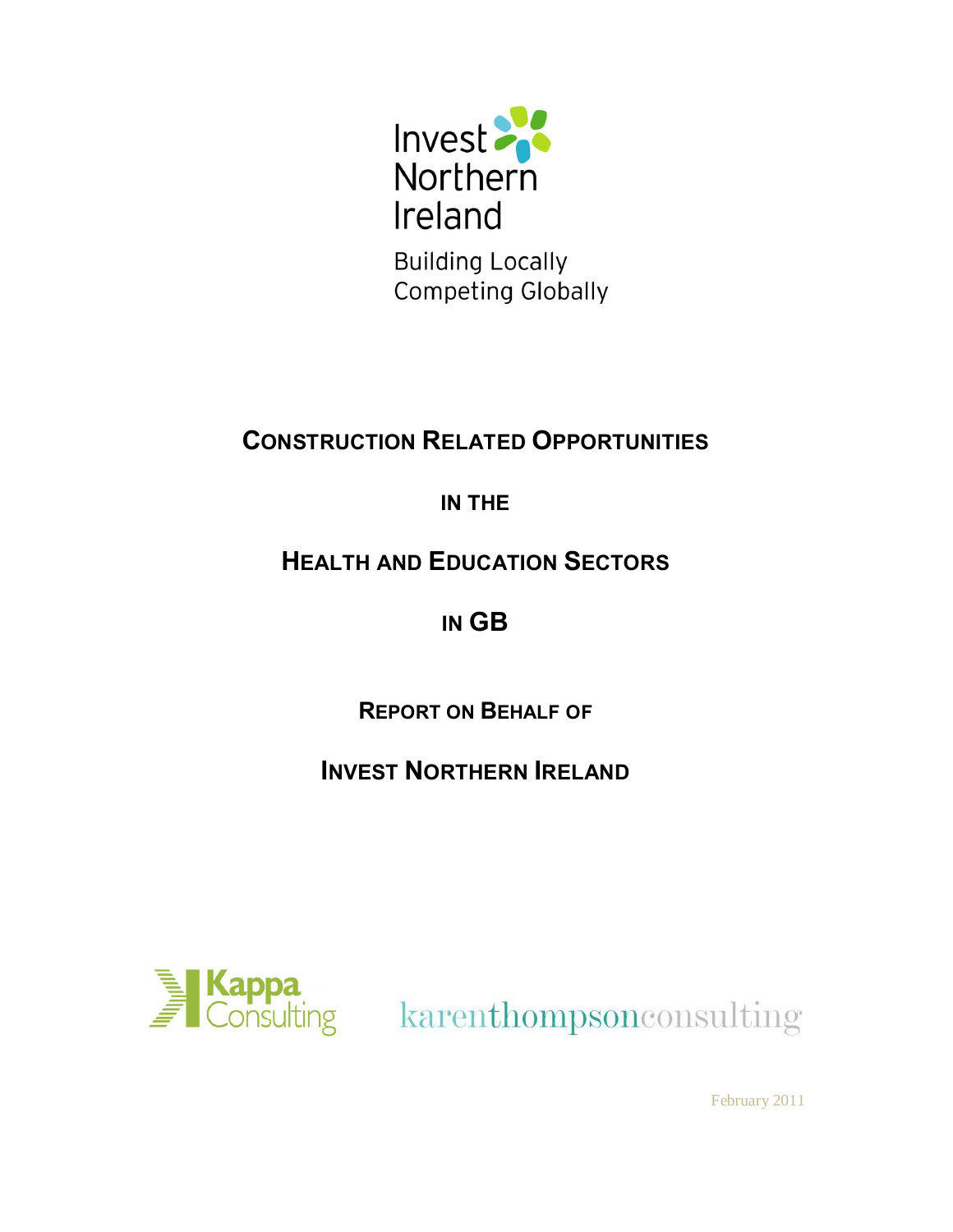Invest Northern Ireland

Building Locally
Competing Globally

# CONSTRUCTION RELATED OPPORTUNITIES

## IN THE

## HEALTH AND EDUCATION SECTORS

## IN GB

### REPORT ON BEHALF OF

### INVEST NORTHERN IRELAND

Kappa Consulting

karenthompsonconsulting

February 2011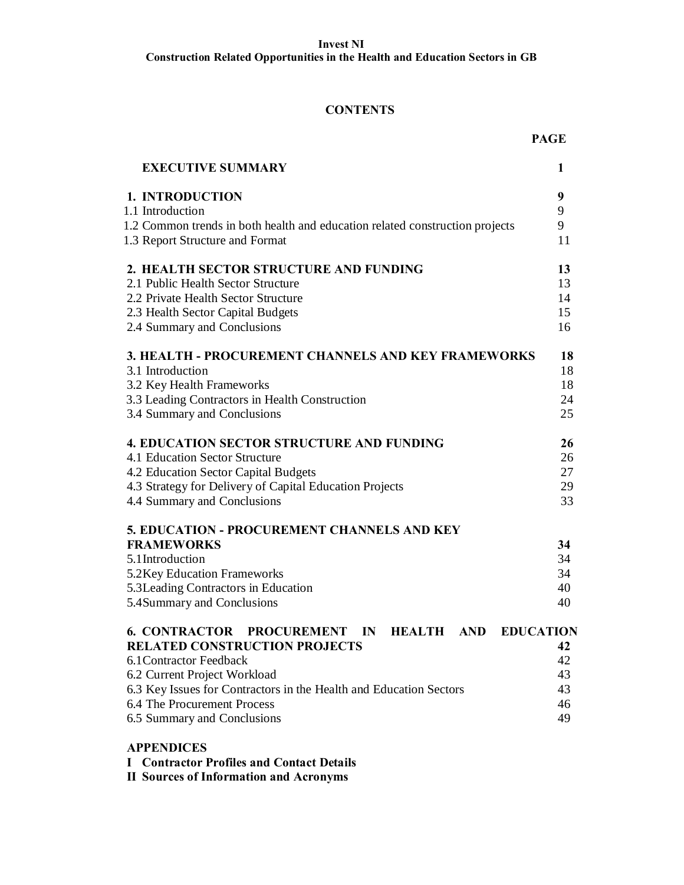**Invest NI**
**Construction Related Opportunities in the Health and Education Sectors in GB**

## CONTENTS

| | PAGE |
|---|---|
| **EXECUTIVE SUMMARY** | **1** |
| **1. INTRODUCTION** | **9** |
| 1.1 Introduction | 9 |
| 1.2 Common trends in both health and education related construction projects | 9 |
| 1.3 Report Structure and Format | 11 |
| **2. HEALTH SECTOR STRUCTURE AND FUNDING** | **13** |
| 2.1 Public Health Sector Structure | 13 |
| 2.2 Private Health Sector Structure | 14 |
| 2.3 Health Sector Capital Budgets | 15 |
| 2.4 Summary and Conclusions | 16 |
| **3. HEALTH - PROCUREMENT CHANNELS AND KEY FRAMEWORKS** | **18** |
| 3.1 Introduction | 18 |
| 3.2 Key Health Frameworks | 18 |
| 3.3 Leading Contractors in Health Construction | 24 |
| 3.4 Summary and Conclusions | 25 |
| **4. EDUCATION SECTOR STRUCTURE AND FUNDING** | **26** |
| 4.1 Education Sector Structure | 26 |
| 4.2 Education Sector Capital Budgets | 27 |
| 4.3 Strategy for Delivery of Capital Education Projects | 29 |
| 4.4 Summary and Conclusions | 33 |
| **5. EDUCATION - PROCUREMENT CHANNELS AND KEY FRAMEWORKS** | **34** |
| 5.1Introduction | 34 |
| 5.2Key Education Frameworks | 34 |
| 5.3Leading Contractors in Education | 40 |
| 5.4Summary and Conclusions | 40 |
| **6. CONTRACTOR PROCUREMENT IN HEALTH AND EDUCATION RELATED CONSTRUCTION PROJECTS** | **42** |
| 6.1Contractor Feedback | 42 |
| 6.2 Current Project Workload | 43 |
| 6.3 Key Issues for Contractors in the Health and Education Sectors | 43 |
| 6.4 The Procurement Process | 46 |
| 6.5 Summary and Conclusions | 49 |

**APPENDICES**

**I Contractor Profiles and Contact Details**

**II Sources of Information and Acronyms**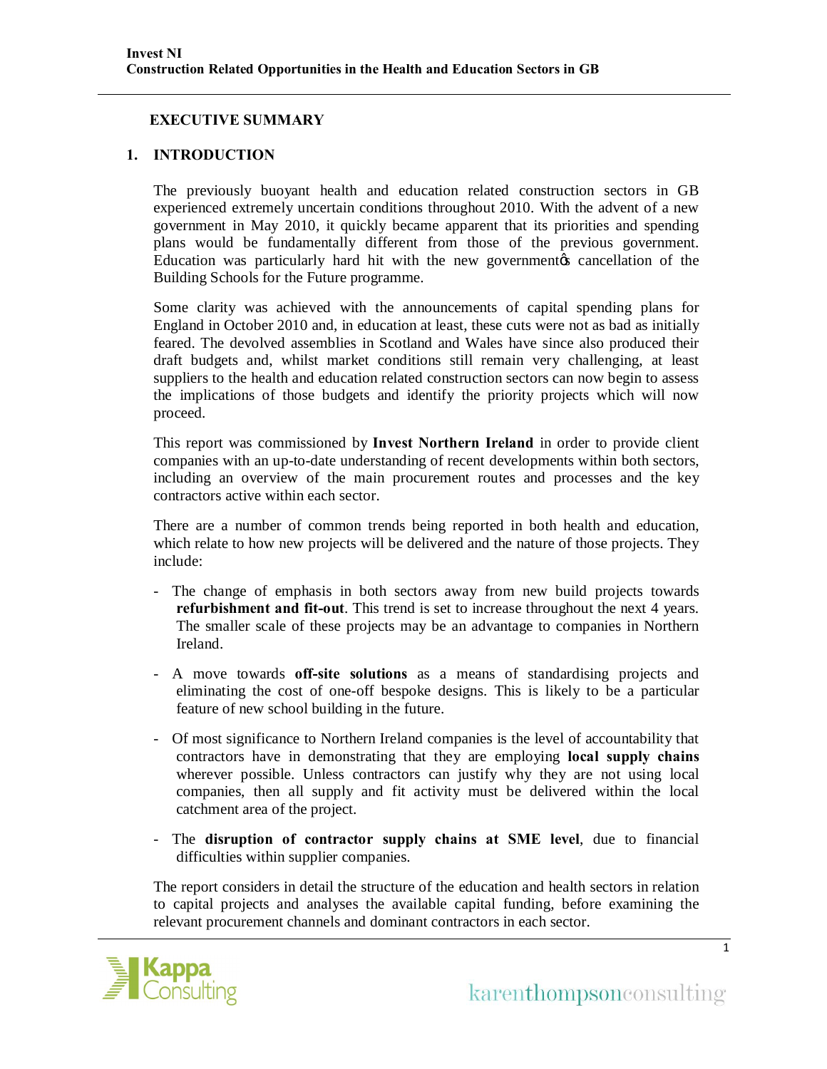## EXECUTIVE SUMMARY

## 1. INTRODUCTION

The previously buoyant health and education related construction sectors in GB experienced extremely uncertain conditions throughout 2010. With the advent of a new government in May 2010, it quickly became apparent that its priorities and spending plans would be fundamentally different from those of the previous government. Education was particularly hard hit with the new government's cancellation of the Building Schools for the Future programme.

Some clarity was achieved with the announcements of capital spending plans for England in October 2010 and, in education at least, these cuts were not as bad as initially feared. The devolved assemblies in Scotland and Wales have since also produced their draft budgets and, whilst market conditions still remain very challenging, at least suppliers to the health and education related construction sectors can now begin to assess the implications of those budgets and identify the priority projects which will now proceed.

This report was commissioned by **Invest Northern Ireland** in order to provide client companies with an up-to-date understanding of recent developments within both sectors, including an overview of the main procurement routes and processes and the key contractors active within each sector.

There are a number of common trends being reported in both health and education, which relate to how new projects will be delivered and the nature of those projects. They include:

- The change of emphasis in both sectors away from new build projects towards **refurbishment and fit-out**. This trend is set to increase throughout the next 4 years. The smaller scale of these projects may be an advantage to companies in Northern Ireland.
- A move towards **off-site solutions** as a means of standardising projects and eliminating the cost of one-off bespoke designs. This is likely to be a particular feature of new school building in the future.
- Of most significance to Northern Ireland companies is the level of accountability that contractors have in demonstrating that they are employing **local supply chains** wherever possible. Unless contractors can justify why they are not using local companies, then all supply and fit activity must be delivered within the local catchment area of the project.
- The **disruption of contractor supply chains at SME level**, due to financial difficulties within supplier companies.

The report considers in detail the structure of the education and health sectors in relation to capital projects and analyses the available capital funding, before examining the relevant procurement channels and dominant contractors in each sector.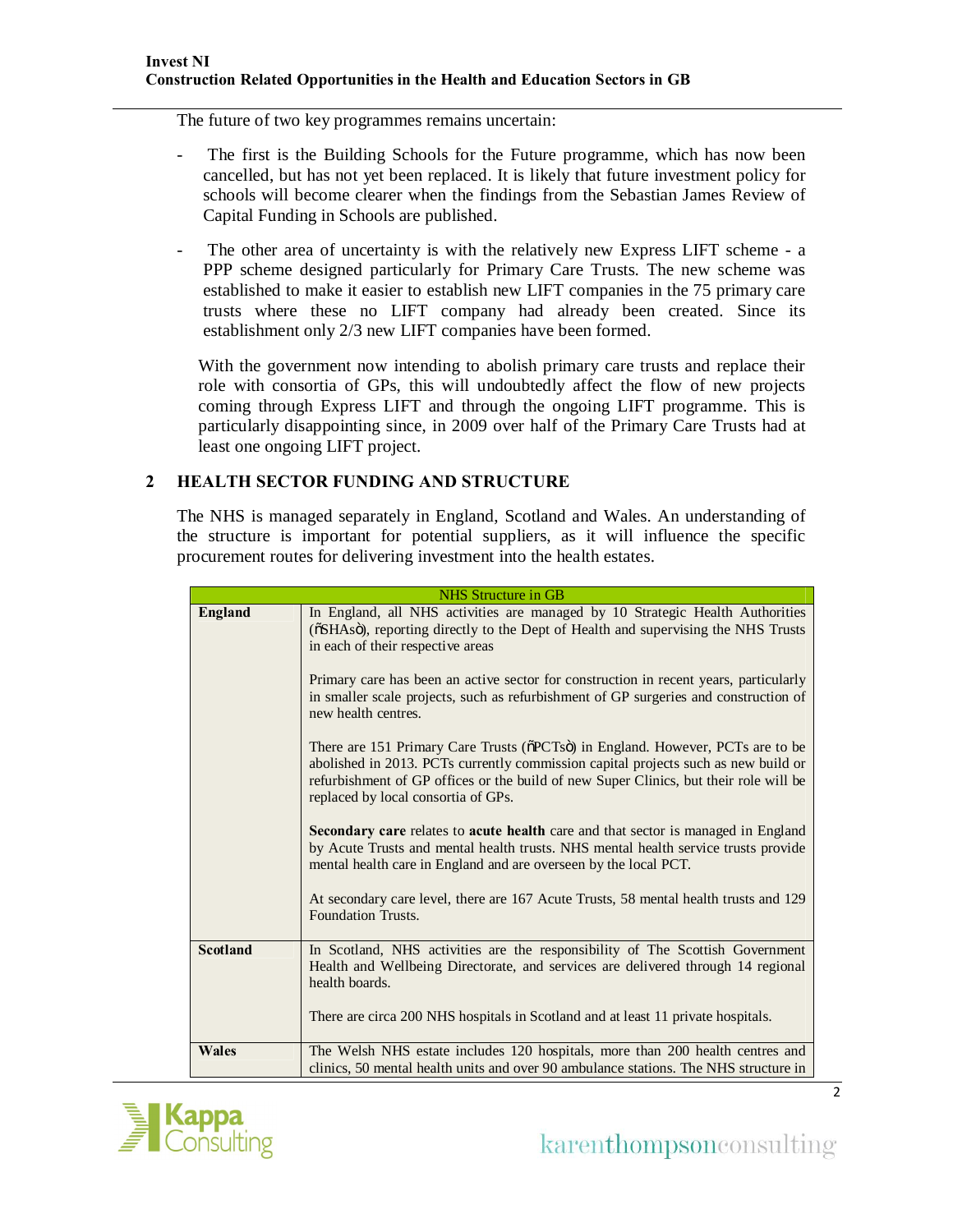The future of two key programmes remains uncertain:

- The first is the Building Schools for the Future programme, which has now been cancelled, but has not yet been replaced. It is likely that future investment policy for schools will become clearer when the findings from the Sebastian James Review of Capital Funding in Schools are published.

- The other area of uncertainty is with the relatively new Express LIFT scheme - a PPP scheme designed particularly for Primary Care Trusts. The new scheme was established to make it easier to establish new LIFT companies in the 75 primary care trusts where these no LIFT company had already been created. Since its establishment only 2/3 new LIFT companies have been formed.

With the government now intending to abolish primary care trusts and replace their role with consortia of GPs, this will undoubtedly affect the flow of new projects coming through Express LIFT and through the ongoing LIFT programme. This is particularly disappointing since, in 2009 over half of the Primary Care Trusts had at least one ongoing LIFT project.

## 2 HEALTH SECTOR FUNDING AND STRUCTURE

The NHS is managed separately in England, Scotland and Wales. An understanding of the structure is important for potential suppliers, as it will influence the specific procurement routes for delivering investment into the health estates.

| NHS Structure in GB | |
|---|---|
| **England** | In England, all NHS activities are managed by 10 Strategic Health Authorities (õSHAsò), reporting directly to the Dept of Health and supervising the NHS Trusts in each of their respective areas<br><br>Primary care has been an active sector for construction in recent years, particularly in smaller scale projects, such as refurbishment of GP surgeries and construction of new health centres.<br><br>There are 151 Primary Care Trusts (õPCTsò) in England. However, PCTs are to be abolished in 2013. PCTs currently commission capital projects such as new build or refurbishment of GP offices or the build of new Super Clinics, but their role will be replaced by local consortia of GPs.<br><br>**Secondary care** relates to **acute health** care and that sector is managed in England by Acute Trusts and mental health trusts. NHS mental health service trusts provide mental health care in England and are overseen by the local PCT.<br><br>At secondary care level, there are 167 Acute Trusts, 58 mental health trusts and 129 Foundation Trusts. |
| **Scotland** | In Scotland, NHS activities are the responsibility of The Scottish Government Health and Wellbeing Directorate, and services are delivered through 14 regional health boards.<br><br>There are circa 200 NHS hospitals in Scotland and at least 11 private hospitals. |
| **Wales** | The Welsh NHS estate includes 120 hospitals, more than 200 health centres and clinics, 50 mental health units and over 90 ambulance stations. The NHS structure in |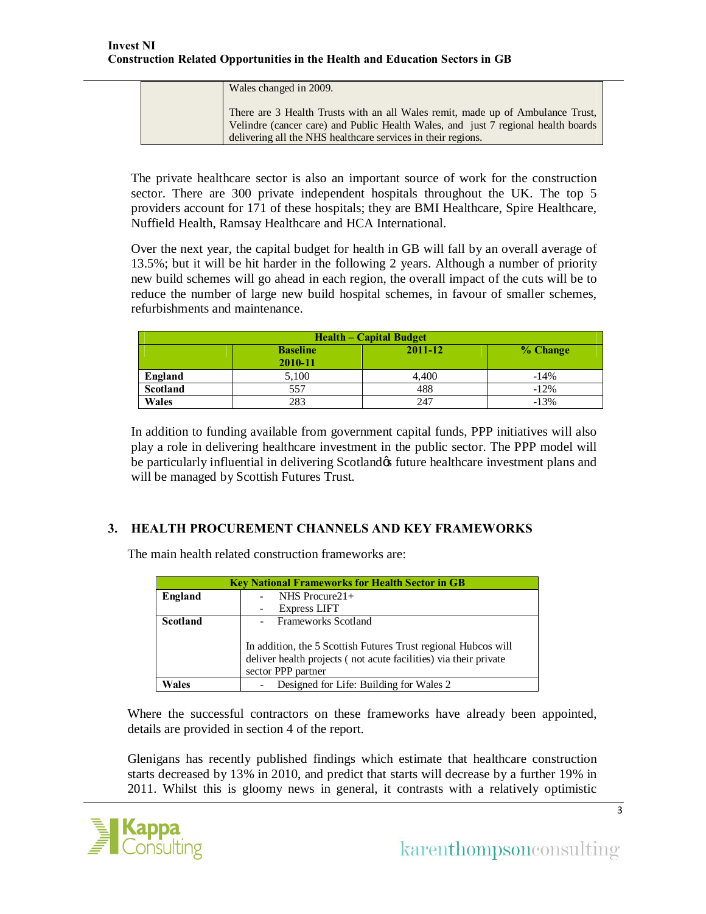| | |
|---|---|
| | Wales changed in 2009.<br><br>There are 3 Health Trusts with an all Wales remit, made up of Ambulance Trust, Velindre (cancer care) and Public Health Wales, and just 7 regional health boards delivering all the NHS healthcare services in their regions. |

The private healthcare sector is also an important source of work for the construction sector. There are 300 private independent hospitals throughout the UK. The top 5 providers account for 171 of these hospitals; they are BMI Healthcare, Spire Healthcare, Nuffield Health, Ramsay Healthcare and HCA International.

Over the next year, the capital budget for health in GB will fall by an overall average of 13.5%; but it will be hit harder in the following 2 years. Although a number of priority new build schemes will go ahead in each region, the overall impact of the cuts will be to reduce the number of large new build hospital schemes, in favour of smaller schemes, refurbishments and maintenance.

| Health – Capital Budget | | | |
|---|---|---|---|
| | Baseline 2010-11 | 2011-12 | % Change |
| **England** | 5,100 | 4,400 | -14% |
| **Scotland** | 557 | 488 | -12% |
| **Wales** | 283 | 247 | -13% |

In addition to funding available from government capital funds, PPP initiatives will also play a role in delivering healthcare investment in the public sector. The PPP model will be particularly influential in delivering Scotland's future healthcare investment plans and will be managed by Scottish Futures Trust.

## 3. HEALTH PROCUREMENT CHANNELS AND KEY FRAMEWORKS

The main health related construction frameworks are:

| Key National Frameworks for Health Sector in GB | |
|---|---|
| **England** | - NHS Procure21+<br>- Express LIFT |
| **Scotland** | - Frameworks Scotland<br><br>In addition, the 5 Scottish Futures Trust regional Hubcos will deliver health projects ( not acute facilities) via their private sector PPP partner |
| **Wales** | - Designed for Life: Building for Wales 2 |

Where the successful contractors on these frameworks have already been appointed, details are provided in section 4 of the report.

Glenigans has recently published findings which estimate that healthcare construction starts decreased by 13% in 2010, and predict that starts will decrease by a further 19% in 2011. Whilst this is gloomy news in general, it contrasts with a relatively optimistic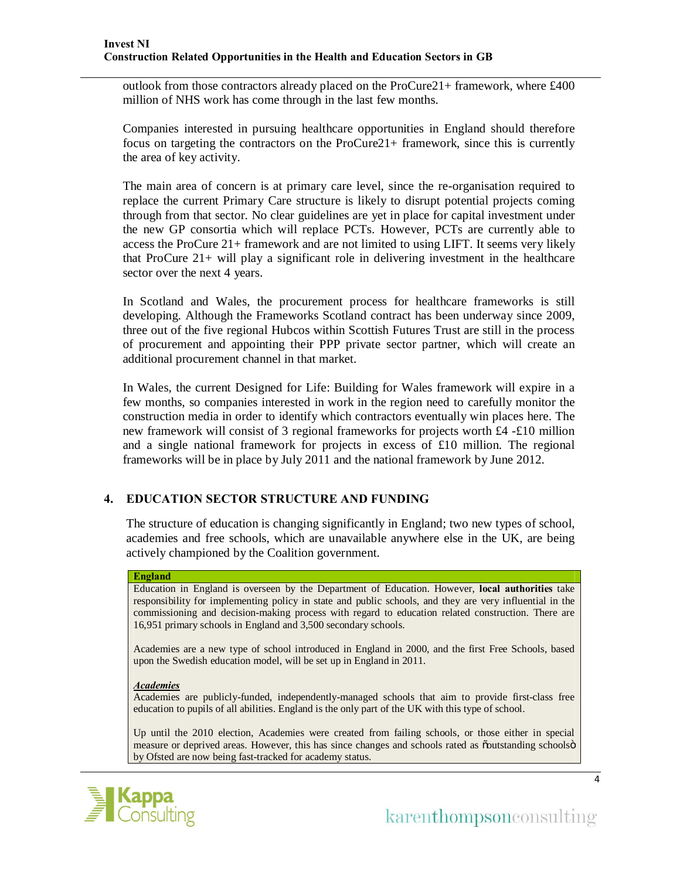outlook from those contractors already placed on the ProCure21+ framework, where £400 million of NHS work has come through in the last few months.

Companies interested in pursuing healthcare opportunities in England should therefore focus on targeting the contractors on the ProCure21+ framework, since this is currently the area of key activity.

The main area of concern is at primary care level, since the re-organisation required to replace the current Primary Care structure is likely to disrupt potential projects coming through from that sector. No clear guidelines are yet in place for capital investment under the new GP consortia which will replace PCTs. However, PCTs are currently able to access the ProCure 21+ framework and are not limited to using LIFT. It seems very likely that ProCure 21+ will play a significant role in delivering investment in the healthcare sector over the next 4 years.

In Scotland and Wales, the procurement process for healthcare frameworks is still developing. Although the Frameworks Scotland contract has been underway since 2009, three out of the five regional Hubcos within Scottish Futures Trust are still in the process of procurement and appointing their PPP private sector partner, which will create an additional procurement channel in that market.

In Wales, the current Designed for Life: Building for Wales framework will expire in a few months, so companies interested in work in the region need to carefully monitor the construction media in order to identify which contractors eventually win places here. The new framework will consist of 3 regional frameworks for projects worth £4 -£10 million and a single national framework for projects in excess of £10 million. The regional frameworks will be in place by July 2011 and the national framework by June 2012.

## 4. EDUCATION SECTOR STRUCTURE AND FUNDING

The structure of education is changing significantly in England; two new types of school, academies and free schools, which are unavailable anywhere else in the UK, are being actively championed by the Coalition government.

**England**

Education in England is overseen by the Department of Education. However, **local authorities** take responsibility for implementing policy in state and public schools, and they are very influential in the commissioning and decision-making process with regard to education related construction. There are 16,951 primary schools in England and 3,500 secondary schools.

Academies are a new type of school introduced in England in 2000, and the first Free Schools, based upon the Swedish education model, will be set up in England in 2011.

***Academies***

Academies are publicly-funded, independently-managed schools that aim to provide first-class free education to pupils of all abilities. England is the only part of the UK with this type of school.

Up until the 2010 election, Academies were created from failing schools, or those either in special measure or deprived areas. However, this has since changes and schools rated as "outstanding schools" by Ofsted are now being fast-tracked for academy status.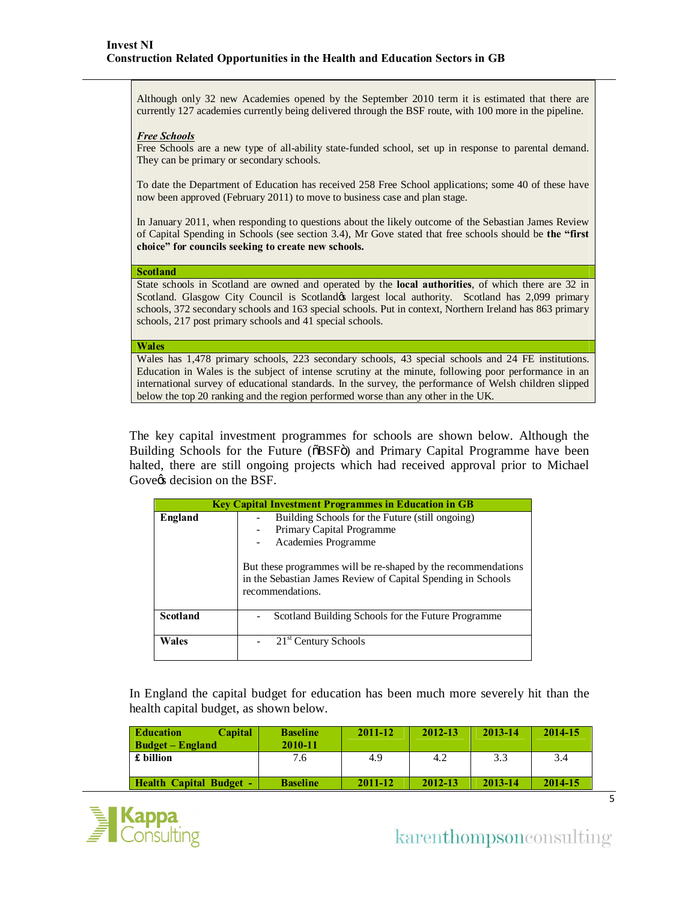Although only 32 new Academies opened by the September 2010 term it is estimated that there are currently 127 academies currently being delivered through the BSF route, with 100 more in the pipeline.

***Free Schools***

Free Schools are a new type of all-ability state-funded school, set up in response to parental demand. They can be primary or secondary schools.

To date the Department of Education has received 258 Free School applications; some 40 of these have now been approved (February 2011) to move to business case and plan stage.

In January 2011, when responding to questions about the likely outcome of the Sebastian James Review of Capital Spending in Schools (see section 3.4), Mr Gove stated that free schools should be **the "first choice" for councils seeking to create new schools.**

**Scotland**

State schools in Scotland are owned and operated by the **local authorities**, of which there are 32 in Scotland. Glasgow City Council is Scotland's largest local authority. Scotland has 2,099 primary schools, 372 secondary schools and 163 special schools. Put in context, Northern Ireland has 863 primary schools, 217 post primary schools and 41 special schools.

**Wales**

Wales has 1,478 primary schools, 223 secondary schools, 43 special schools and 24 FE institutions. Education in Wales is the subject of intense scrutiny at the minute, following poor performance in an international survey of educational standards. In the survey, the performance of Welsh children slipped below the top 20 ranking and the region performed worse than any other in the UK.

The key capital investment programmes for schools are shown below. Although the Building Schools for the Future ("BSF") and Primary Capital Programme have been halted, there are still ongoing projects which had received approval prior to Michael Gove's decision on the BSF.

| Key Capital Investment Programmes in Education in GB | |
|---|---|
| **England** | - Building Schools for the Future (still ongoing)<br>- Primary Capital Programme<br>- Academies Programme<br><br>But these programmes will be re-shaped by the recommendations in the Sebastian James Review of Capital Spending in Schools recommendations. |
| **Scotland** | - Scotland Building Schools for the Future Programme |
| **Wales** | - 21st Century Schools |

In England the capital budget for education has been much more severely hit than the health capital budget, as shown below.

| Education Capital Budget – England | Baseline 2010-11 | 2011-12 | 2012-13 | 2013-14 | 2014-15 |
|---|---|---|---|---|---|
| **£ billion** | 7.6 | 4.9 | 4.2 | 3.3 | 3.4 |
| **Health Capital Budget -** | **Baseline** | **2011-12** | **2012-13** | **2013-14** | **2014-15** |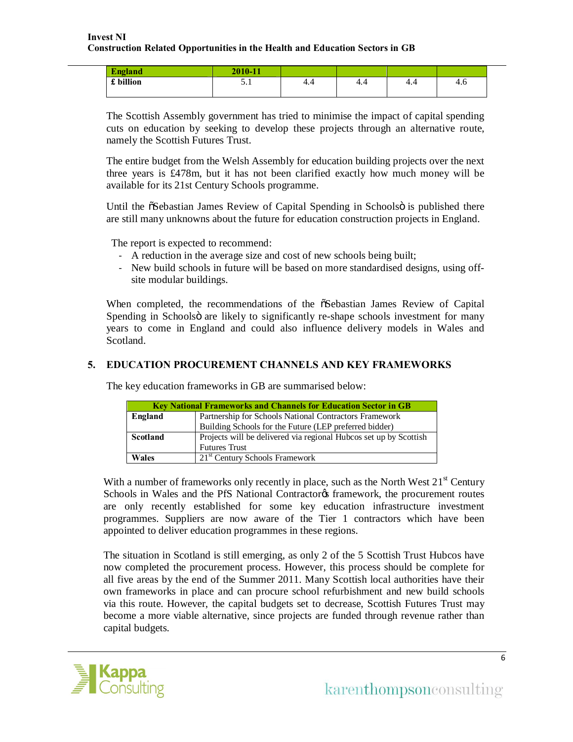| England | 2010-11 | | | | |
|---|---|---|---|---|---|
| £ billion | 5.1 | 4.4 | 4.4 | 4.4 | 4.6 |

The Scottish Assembly government has tried to minimise the impact of capital spending cuts on education by seeking to develop these projects through an alternative route, namely the Scottish Futures Trust.

The entire budget from the Welsh Assembly for education building projects over the next three years is £478m, but it has not been clarified exactly how much money will be available for its 21st Century Schools programme.

Until the "Sebastian James Review of Capital Spending in Schools" is published there are still many unknowns about the future for education construction projects in England.

The report is expected to recommend:

- A reduction in the average size and cost of new schools being built;
- New build schools in future will be based on more standardised designs, using off-site modular buildings.

When completed, the recommendations of the "Sebastian James Review of Capital Spending in Schools" are likely to significantly re-shape schools investment for many years to come in England and could also influence delivery models in Wales and Scotland.

## 5. EDUCATION PROCUREMENT CHANNELS AND KEY FRAMEWORKS

The key education frameworks in GB are summarised below:

| Key National Frameworks and Channels for Education Sector in GB | |
|---|---|
| **England** | Partnership for Schools National Contractors Framework<br>Building Schools for the Future (LEP preferred bidder) |
| **Scotland** | Projects will be delivered via regional Hubcos set up by Scottish Futures Trust |
| **Wales** | 21st Century Schools Framework |

With a number of frameworks only recently in place, such as the North West 21st Century Schools in Wales and the PfS National Contractor's framework, the procurement routes are only recently established for some key education infrastructure investment programmes. Suppliers are now aware of the Tier 1 contractors which have been appointed to deliver education programmes in these regions.

The situation in Scotland is still emerging, as only 2 of the 5 Scottish Trust Hubcos have now completed the procurement process. However, this process should be complete for all five areas by the end of the Summer 2011. Many Scottish local authorities have their own frameworks in place and can procure school refurbishment and new build schools via this route. However, the capital budgets set to decrease, Scottish Futures Trust may become a more viable alternative, since projects are funded through revenue rather than capital budgets.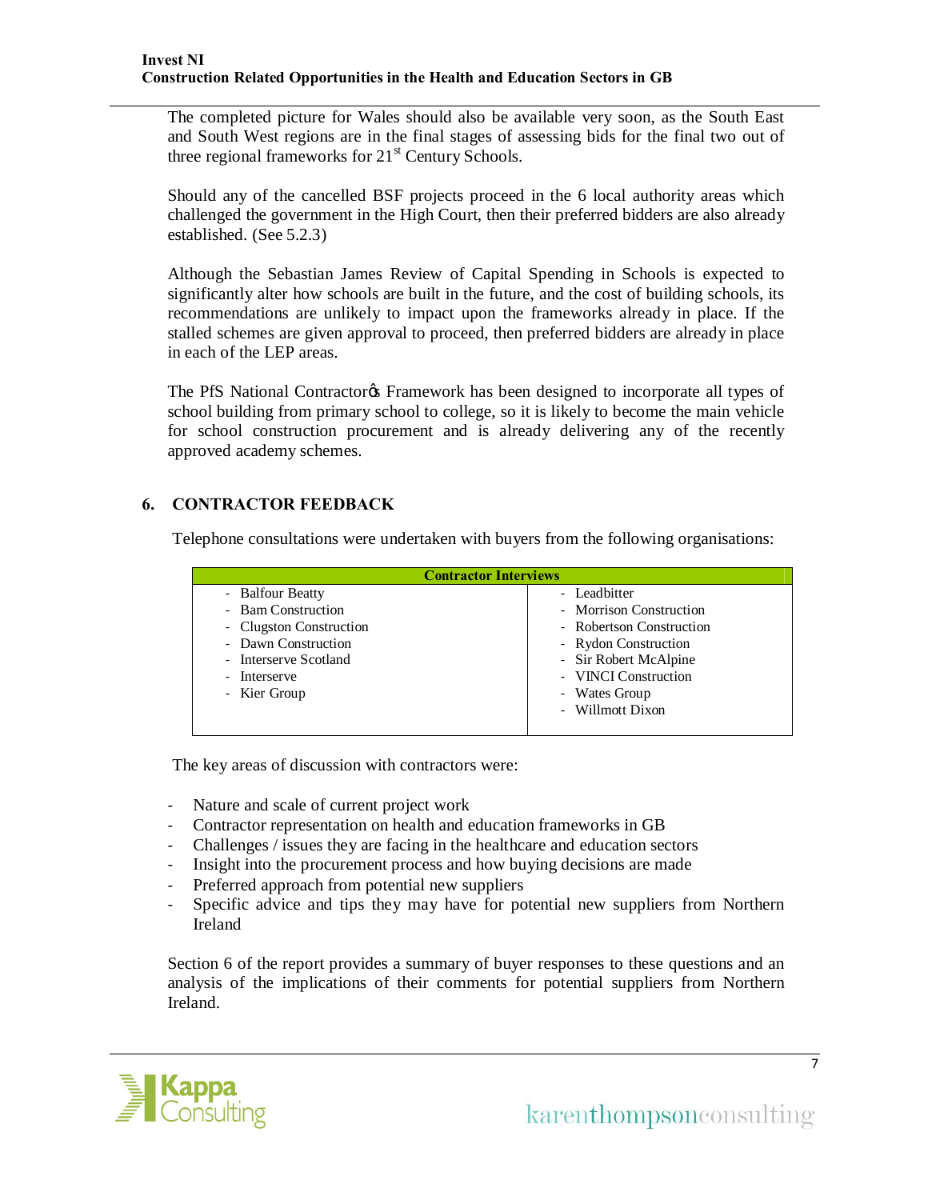The completed picture for Wales should also be available very soon, as the South East and South West regions are in the final stages of assessing bids for the final two out of three regional frameworks for 21st Century Schools.

Should any of the cancelled BSF projects proceed in the 6 local authority areas which challenged the government in the High Court, then their preferred bidders are also already established. (See 5.2.3)

Although the Sebastian James Review of Capital Spending in Schools is expected to significantly alter how schools are built in the future, and the cost of building schools, its recommendations are unlikely to impact upon the frameworks already in place. If the stalled schemes are given approval to proceed, then preferred bidders are already in place in each of the LEP areas.

The PfS National Contractor's Framework has been designed to incorporate all types of school building from primary school to college, so it is likely to become the main vehicle for school construction procurement and is already delivering any of the recently approved academy schemes.

## 6. CONTRACTOR FEEDBACK

Telephone consultations were undertaken with buyers from the following organisations:

| Contractor Interviews | |
|---|---|
| - Balfour Beatty<br>- Bam Construction<br>- Clugston Construction<br>- Dawn Construction<br>- Interserve Scotland<br>- Interserve<br>- Kier Group | - Leadbitter<br>- Morrison Construction<br>- Robertson Construction<br>- Rydon Construction<br>- Sir Robert McAlpine<br>- VINCI Construction<br>- Wates Group<br>- Willmott Dixon |

The key areas of discussion with contractors were:

- Nature and scale of current project work
- Contractor representation on health and education frameworks in GB
- Challenges / issues they are facing in the healthcare and education sectors
- Insight into the procurement process and how buying decisions are made
- Preferred approach from potential new suppliers
- Specific advice and tips they may have for potential new suppliers from Northern Ireland

Section 6 of the report provides a summary of buyer responses to these questions and an analysis of the implications of their comments for potential suppliers from Northern Ireland.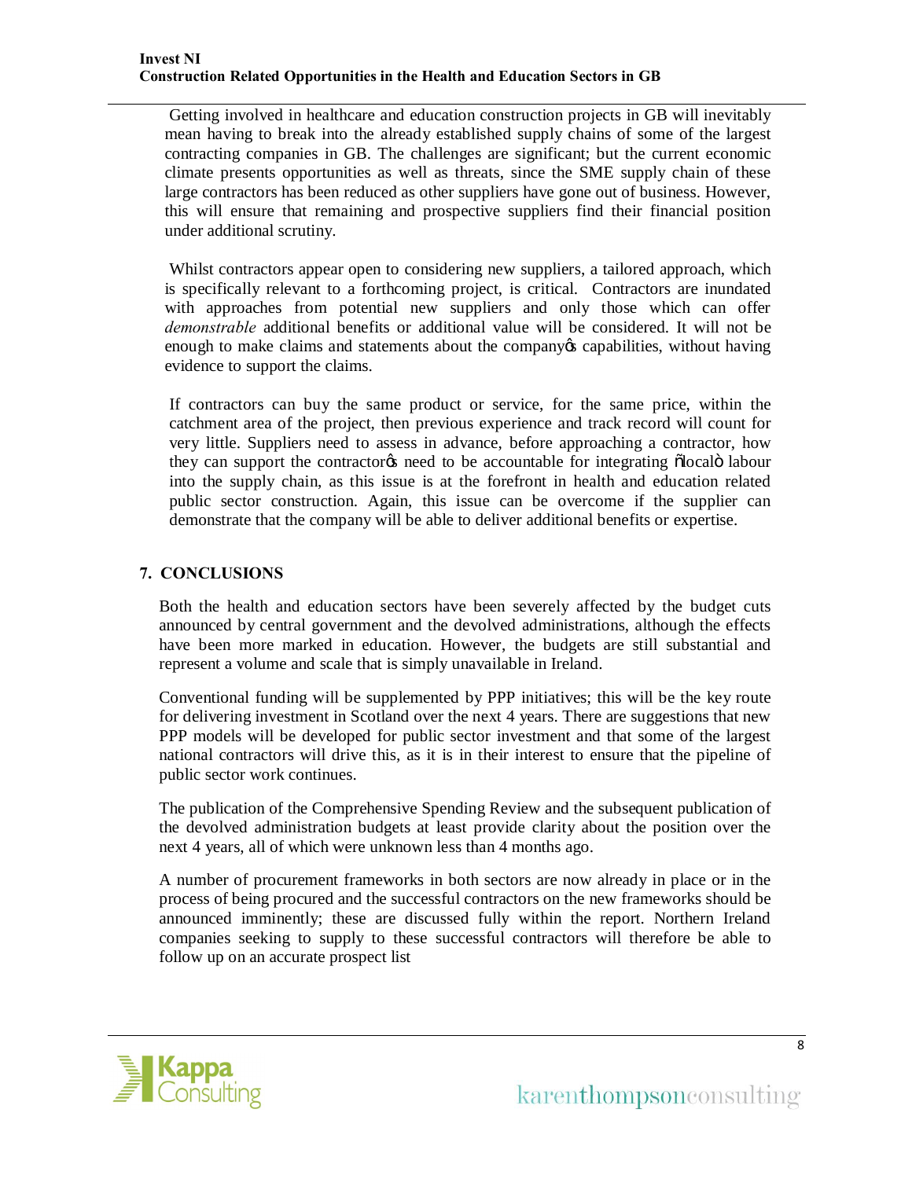Getting involved in healthcare and education construction projects in GB will inevitably mean having to break into the already established supply chains of some of the largest contracting companies in GB. The challenges are significant; but the current economic climate presents opportunities as well as threats, since the SME supply chain of these large contractors has been reduced as other suppliers have gone out of business. However, this will ensure that remaining and prospective suppliers find their financial position under additional scrutiny.

Whilst contractors appear open to considering new suppliers, a tailored approach, which is specifically relevant to a forthcoming project, is critical. Contractors are inundated with approaches from potential new suppliers and only those which can offer *demonstrable* additional benefits or additional value will be considered. It will not be enough to make claims and statements about the company's capabilities, without having evidence to support the claims.

If contractors can buy the same product or service, for the same price, within the catchment area of the project, then previous experience and track record will count for very little. Suppliers need to assess in advance, before approaching a contractor, how they can support the contractor's need to be accountable for integrating "local" labour into the supply chain, as this issue is at the forefront in health and education related public sector construction. Again, this issue can be overcome if the supplier can demonstrate that the company will be able to deliver additional benefits or expertise.

## 7. CONCLUSIONS

Both the health and education sectors have been severely affected by the budget cuts announced by central government and the devolved administrations, although the effects have been more marked in education. However, the budgets are still substantial and represent a volume and scale that is simply unavailable in Ireland.

Conventional funding will be supplemented by PPP initiatives; this will be the key route for delivering investment in Scotland over the next 4 years. There are suggestions that new PPP models will be developed for public sector investment and that some of the largest national contractors will drive this, as it is in their interest to ensure that the pipeline of public sector work continues.

The publication of the Comprehensive Spending Review and the subsequent publication of the devolved administration budgets at least provide clarity about the position over the next 4 years, all of which were unknown less than 4 months ago.

A number of procurement frameworks in both sectors are now already in place or in the process of being procured and the successful contractors on the new frameworks should be announced imminently; these are discussed fully within the report. Northern Ireland companies seeking to supply to these successful contractors will therefore be able to follow up on an accurate prospect list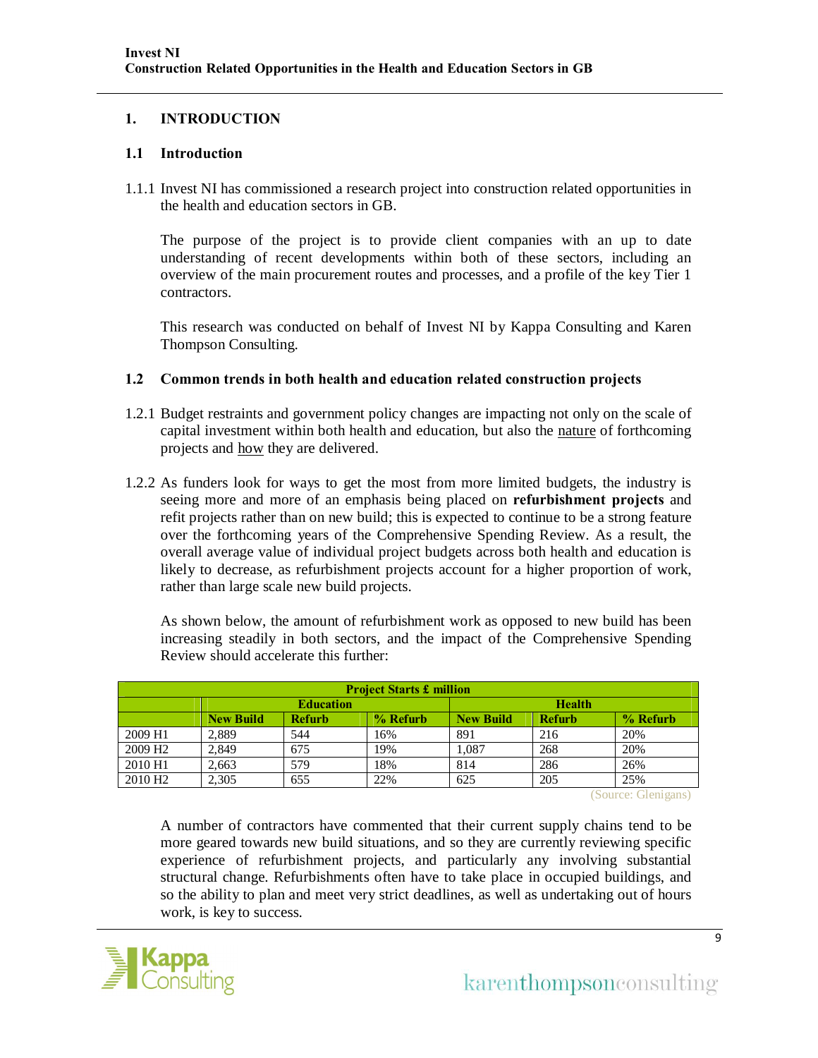# 1. INTRODUCTION

## 1.1 Introduction

1.1.1 Invest NI has commissioned a research project into construction related opportunities in the health and education sectors in GB.

The purpose of the project is to provide client companies with an up to date understanding of recent developments within both of these sectors, including an overview of the main procurement routes and processes, and a profile of the key Tier 1 contractors.

This research was conducted on behalf of Invest NI by Kappa Consulting and Karen Thompson Consulting.

## 1.2 Common trends in both health and education related construction projects

1.2.1 Budget restraints and government policy changes are impacting not only on the scale of capital investment within both health and education, but also the nature of forthcoming projects and how they are delivered.

1.2.2 As funders look for ways to get the most from more limited budgets, the industry is seeing more and more of an emphasis being placed on **refurbishment projects** and refit projects rather than on new build; this is expected to continue to be a strong feature over the forthcoming years of the Comprehensive Spending Review. As a result, the overall average value of individual project budgets across both health and education is likely to decrease, as refurbishment projects account for a higher proportion of work, rather than large scale new build projects.

As shown below, the amount of refurbishment work as opposed to new build has been increasing steadily in both sectors, and the impact of the Comprehensive Spending Review should accelerate this further:

| Project Starts £ million | | | | | | |
|---|---|---|---|---|---|---|
| | Education | | | Health | | |
| | New Build | Refurb | % Refurb | New Build | Refurb | % Refurb |
| 2009 H1 | 2,889 | 544 | 16% | 891 | 216 | 20% |
| 2009 H2 | 2,849 | 675 | 19% | 1,087 | 268 | 20% |
| 2010 H1 | 2,663 | 579 | 18% | 814 | 286 | 26% |
| 2010 H2 | 2,305 | 655 | 22% | 625 | 205 | 25% |

(Source: Glenigans)

A number of contractors have commented that their current supply chains tend to be more geared towards new build situations, and so they are currently reviewing specific experience of refurbishment projects, and particularly any involving substantial structural change. Refurbishments often have to take place in occupied buildings, and so the ability to plan and meet very strict deadlines, as well as undertaking out of hours work, is key to success.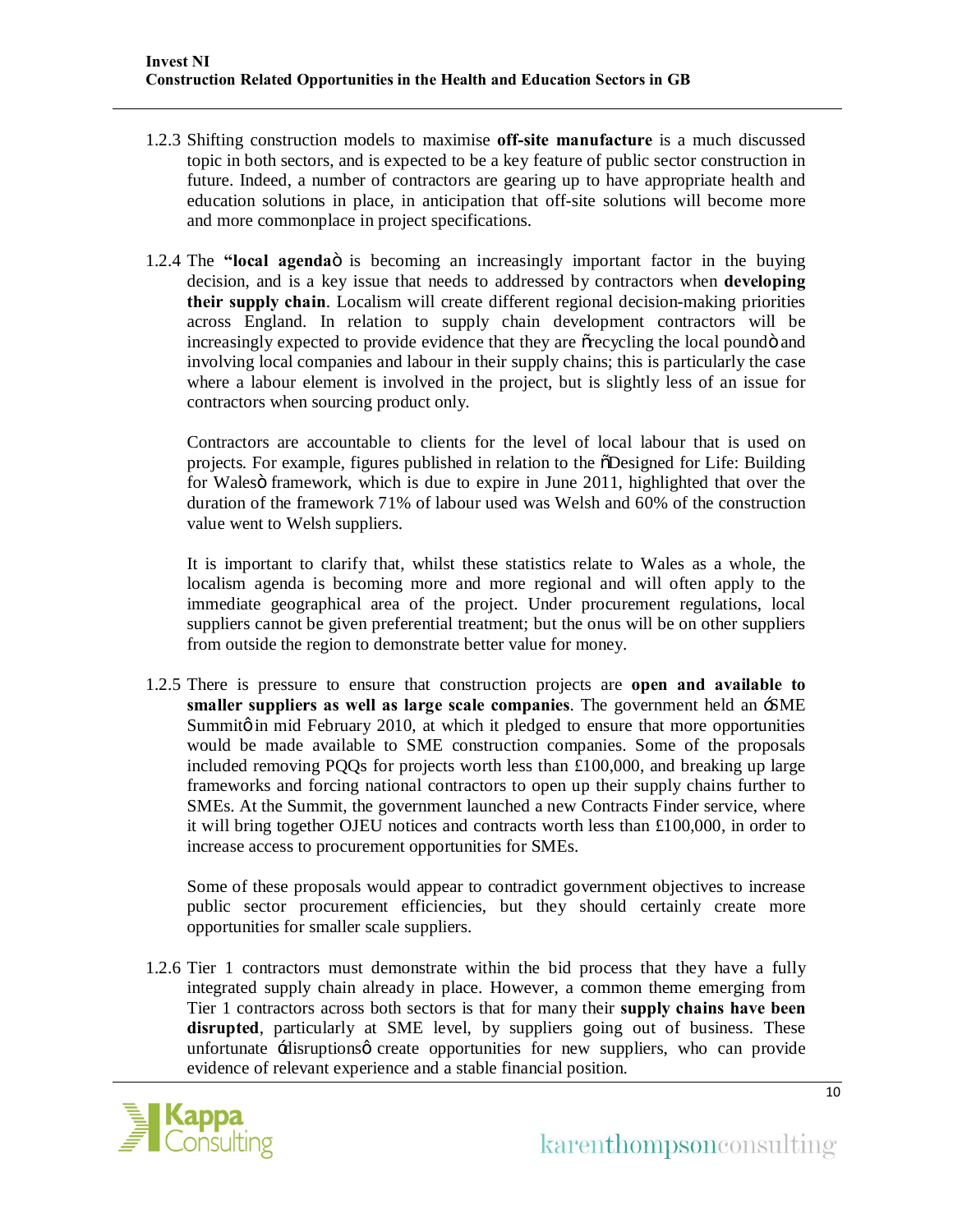1.2.3 Shifting construction models to maximise **off-site manufacture** is a much discussed topic in both sectors, and is expected to be a key feature of public sector construction in future. Indeed, a number of contractors are gearing up to have appropriate health and education solutions in place, in anticipation that off-site solutions will become more and more commonplace in project specifications.

1.2.4 The **"local agenda"** is becoming an increasingly important factor in the buying decision, and is a key issue that needs to addressed by contractors when **developing their supply chain**. Localism will create different regional decision-making priorities across England. In relation to supply chain development contractors will be increasingly expected to provide evidence that they are "recycling the local pound" and involving local companies and labour in their supply chains; this is particularly the case where a labour element is involved in the project, but is slightly less of an issue for contractors when sourcing product only.

Contractors are accountable to clients for the level of local labour that is used on projects. For example, figures published in relation to the "Designed for Life: Building for Wales" framework, which is due to expire in June 2011, highlighted that over the duration of the framework 71% of labour used was Welsh and 60% of the construction value went to Welsh suppliers.

It is important to clarify that, whilst these statistics relate to Wales as a whole, the localism agenda is becoming more and more regional and will often apply to the immediate geographical area of the project. Under procurement regulations, local suppliers cannot be given preferential treatment; but the onus will be on other suppliers from outside the region to demonstrate better value for money.

1.2.5 There is pressure to ensure that construction projects are **open and available to smaller suppliers as well as large scale companies**. The government held an 'SME Summit' in mid February 2010, at which it pledged to ensure that more opportunities would be made available to SME construction companies. Some of the proposals included removing PQQs for projects worth less than £100,000, and breaking up large frameworks and forcing national contractors to open up their supply chains further to SMEs. At the Summit, the government launched a new Contracts Finder service, where it will bring together OJEU notices and contracts worth less than £100,000, in order to increase access to procurement opportunities for SMEs.

Some of these proposals would appear to contradict government objectives to increase public sector procurement efficiencies, but they should certainly create more opportunities for smaller scale suppliers.

1.2.6 Tier 1 contractors must demonstrate within the bid process that they have a fully integrated supply chain already in place. However, a common theme emerging from Tier 1 contractors across both sectors is that for many their **supply chains have been disrupted**, particularly at SME level, by suppliers going out of business. These unfortunate 'disruptions' create opportunities for new suppliers, who can provide evidence of relevant experience and a stable financial position.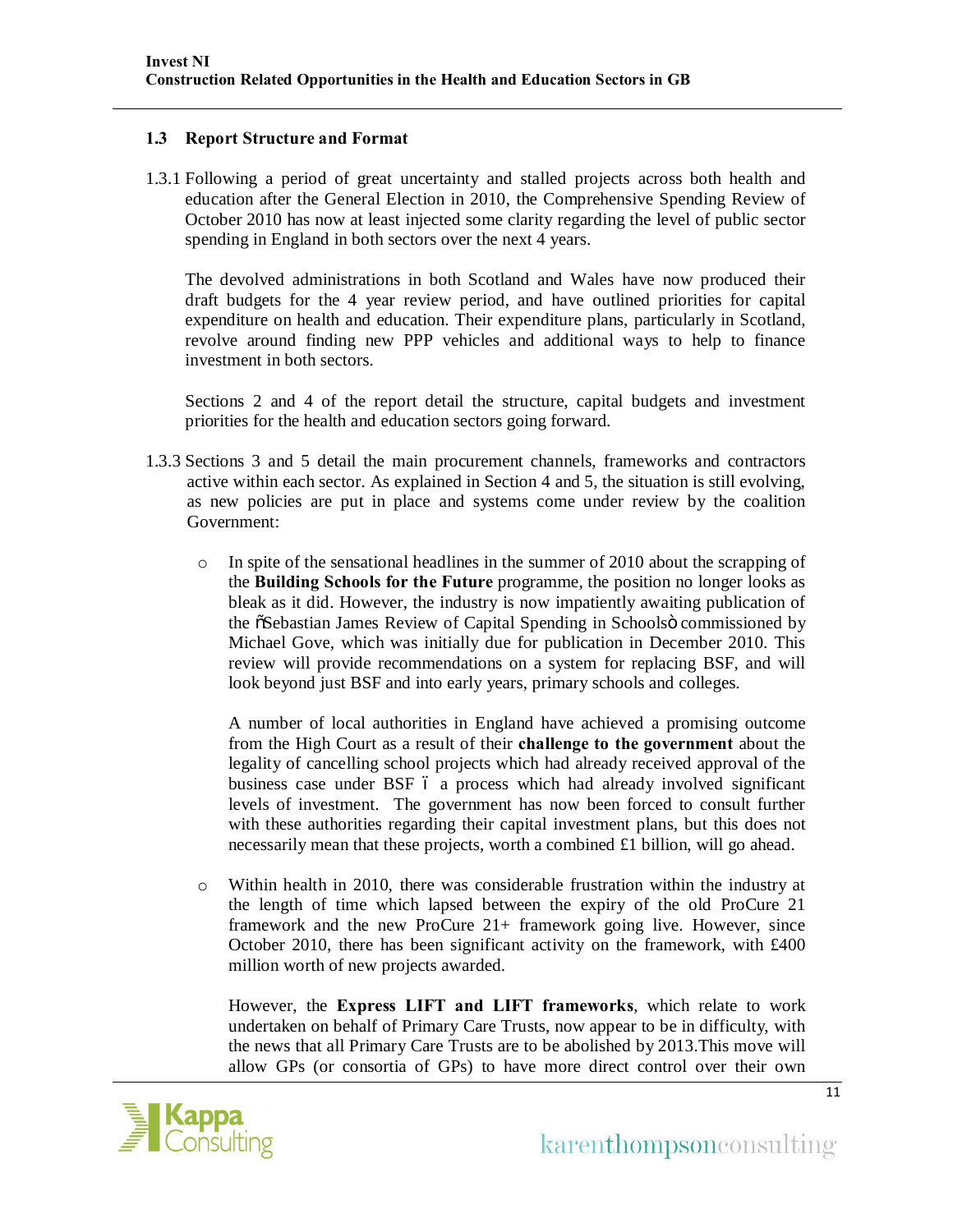### 1.3 Report Structure and Format

1.3.1 Following a period of great uncertainty and stalled projects across both health and education after the General Election in 2010, the Comprehensive Spending Review of October 2010 has now at least injected some clarity regarding the level of public sector spending in England in both sectors over the next 4 years.

The devolved administrations in both Scotland and Wales have now produced their draft budgets for the 4 year review period, and have outlined priorities for capital expenditure on health and education. Their expenditure plans, particularly in Scotland, revolve around finding new PPP vehicles and additional ways to help to finance investment in both sectors.

Sections 2 and 4 of the report detail the structure, capital budgets and investment priorities for the health and education sectors going forward.

1.3.3 Sections 3 and 5 detail the main procurement channels, frameworks and contractors active within each sector. As explained in Section 4 and 5, the situation is still evolving, as new policies are put in place and systems come under review by the coalition Government:

- In spite of the sensational headlines in the summer of 2010 about the scrapping of the **Building Schools for the Future** programme, the position no longer looks as bleak as it did. However, the industry is now impatiently awaiting publication of the "Sebastian James Review of Capital Spending in Schools" commissioned by Michael Gove, which was initially due for publication in December 2010. This review will provide recommendations on a system for replacing BSF, and will look beyond just BSF and into early years, primary schools and colleges.

  A number of local authorities in England have achieved a promising outcome from the High Court as a result of their **challenge to the government** about the legality of cancelling school projects which had already received approval of the business case under BSF – a process which had already involved significant levels of investment. The government has now been forced to consult further with these authorities regarding their capital investment plans, but this does not necessarily mean that these projects, worth a combined £1 billion, will go ahead.

- Within health in 2010, there was considerable frustration within the industry at the length of time which lapsed between the expiry of the old ProCure 21 framework and the new ProCure 21+ framework going live. However, since October 2010, there has been significant activity on the framework, with £400 million worth of new projects awarded.

  However, the **Express LIFT and LIFT frameworks**, which relate to work undertaken on behalf of Primary Care Trusts, now appear to be in difficulty, with the news that all Primary Care Trusts are to be abolished by 2013.This move will allow GPs (or consortia of GPs) to have more direct control over their own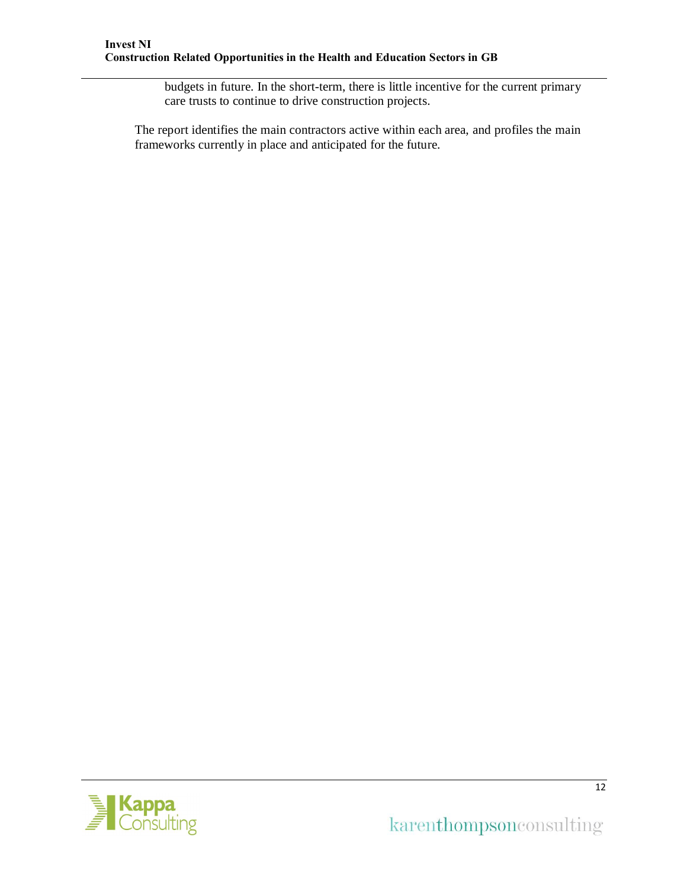budgets in future. In the short-term, there is little incentive for the current primary care trusts to continue to drive construction projects.

The report identifies the main contractors active within each area, and profiles the main frameworks currently in place and anticipated for the future.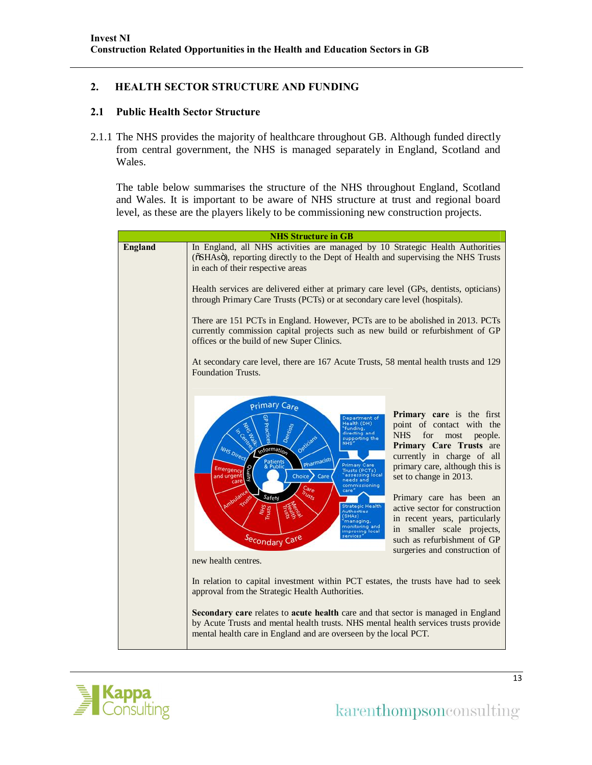## 2. HEALTH SECTOR STRUCTURE AND FUNDING

### 2.1 Public Health Sector Structure

2.1.1 The NHS provides the majority of healthcare throughout GB. Although funded directly from central government, the NHS is managed separately in England, Scotland and Wales.

The table below summarises the structure of the NHS throughout England, Scotland and Wales. It is important to be aware of NHS structure at trust and regional board level, as these are the players likely to be commissioning new construction projects.

| NHS Structure in GB | |
|---|---|
| **England** | In England, all NHS activities are managed by 10 Strategic Health Authorities ("SHAs"), reporting directly to the Dept of Health and supervising the NHS Trusts in each of their respective areas<br><br>Health services are delivered either at primary care level (GPs, dentists, opticians) through Primary Care Trusts (PCTs) or at secondary care level (hospitals).<br><br>There are 151 PCTs in England. However, PCTs are to be abolished in 2013. PCTs currently commission capital projects such as new build or refurbishment of GP offices or the build of new Super Clinics.<br><br>At secondary care level, there are 167 Acute Trusts, 58 mental health trusts and 129 Foundation Trusts.<br><br>**Primary care** is the first point of contact with the NHS for most people. **Primary Care Trusts** are currently in charge of all primary care, although this is set to change in 2013.<br><br>Primary care has been an active sector for construction in recent years, particularly in smaller scale projects, such as refurbishment of GP surgeries and construction of new health centres.<br><br>In relation to capital investment within PCT estates, the trusts have had to seek approval from the Strategic Health Authorities.<br><br>**Secondary care** relates to **acute health** care and that sector is managed in England by Acute Trusts and mental health trusts. NHS mental health services trusts provide mental health care in England and are overseen by the local PCT. |

Primary Care
GP Practices
Dentists
Opticians
Pharmacists
NHS Walk-in Centres
NHS Direct
Emergency and urgent care
Ambulance Trusts
NHS Trusts
Mental Health Trusts
Care Trusts
Information
Patients & Public
Choice
Care
Quality
Safety
Secondary Care
Department of Health (DH) "funding, directing and supporting the NHS"
Primary Care Trusts (PCTs) "assessing local needs and commissioning care"
Strategic Health Authorities (SHAs) "managing, monitoring and improving local services"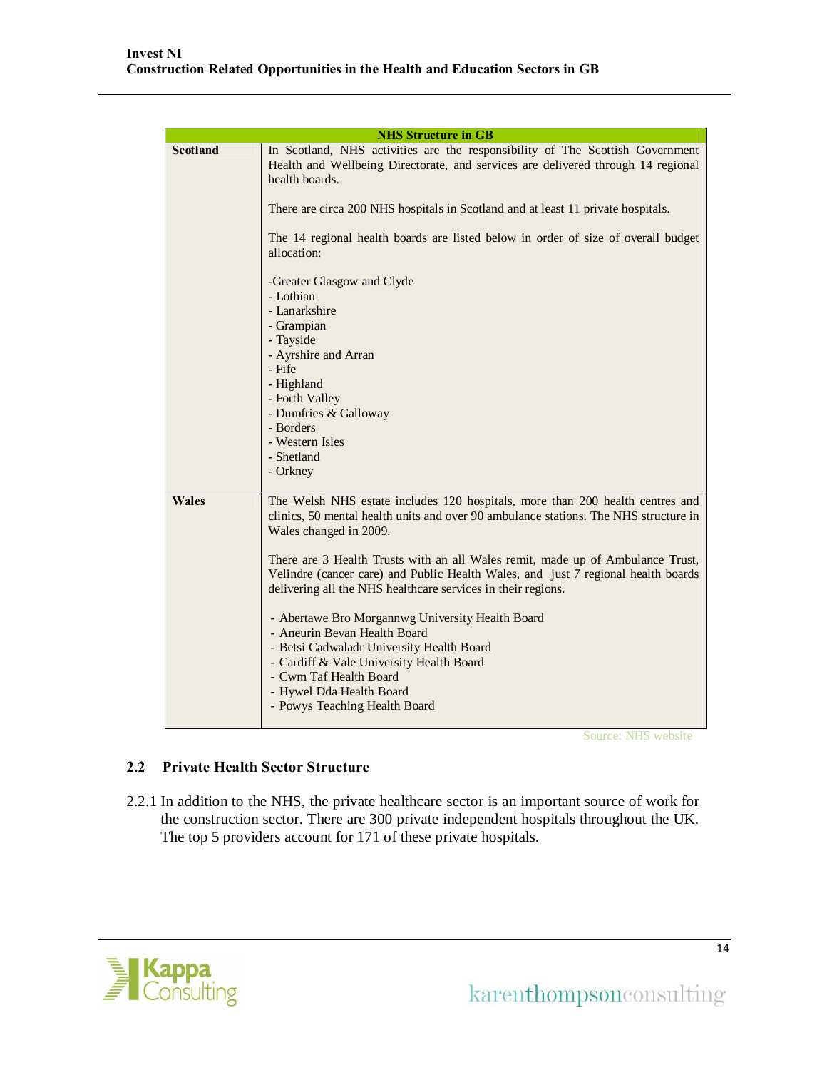| NHS Structure in GB | |
|---|---|
| **Scotland** | In Scotland, NHS activities are the responsibility of The Scottish Government Health and Wellbeing Directorate, and services are delivered through 14 regional health boards.<br><br>There are circa 200 NHS hospitals in Scotland and at least 11 private hospitals.<br><br>The 14 regional health boards are listed below in order of size of overall budget allocation:<br><br>-Greater Glasgow and Clyde<br>- Lothian<br>- Lanarkshire<br>- Grampian<br>- Tayside<br>- Ayrshire and Arran<br>- Fife<br>- Highland<br>- Forth Valley<br>- Dumfries & Galloway<br>- Borders<br>- Western Isles<br>- Shetland<br>- Orkney |
| **Wales** | The Welsh NHS estate includes 120 hospitals, more than 200 health centres and clinics, 50 mental health units and over 90 ambulance stations. The NHS structure in Wales changed in 2009.<br><br>There are 3 Health Trusts with an all Wales remit, made up of Ambulance Trust, Velindre (cancer care) and Public Health Wales, and just 7 regional health boards delivering all the NHS healthcare services in their regions.<br><br>- Abertawe Bro Morgannwg University Health Board<br>- Aneurin Bevan Health Board<br>- Betsi Cadwaladr University Health Board<br>- Cardiff & Vale University Health Board<br>- Cwm Taf Health Board<br>- Hywel Dda Health Board<br>- Powys Teaching Health Board |

Source: NHS website

## 2.2 Private Health Sector Structure

2.2.1 In addition to the NHS, the private healthcare sector is an important source of work for the construction sector. There are 300 private independent hospitals throughout the UK. The top 5 providers account for 171 of these private hospitals.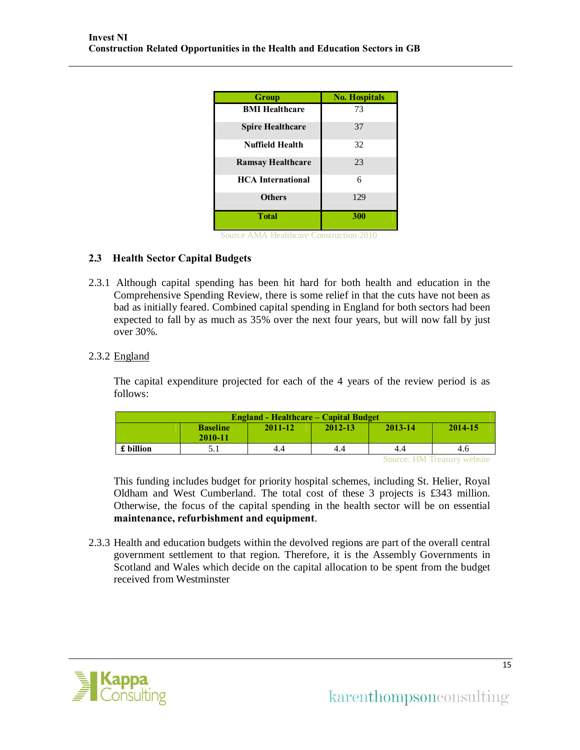| Group | No. Hospitals |
|---|---|
| BMI Healthcare | 73 |
| Spire Healthcare | 37 |
| Nuffield Health | 32 |
| Ramsay Healthcare | 23 |
| HCA International | 6 |
| Others | 129 |
| **Total** | **300** |

Source AMA Healthcare Construction 2010

## 2.3 Health Sector Capital Budgets

2.3.1 Although capital spending has been hit hard for both health and education in the Comprehensive Spending Review, there is some relief in that the cuts have not been as bad as initially feared. Combined capital spending in England for both sectors had been expected to fall by as much as 35% over the next four years, but will now fall by just over 30%.

2.3.2 England

The capital expenditure projected for each of the 4 years of the review period is as follows:

| England - Healthcare – Capital Budget | | | | | |
|---|---|---|---|---|---|
| | Baseline 2010-11 | 2011-12 | 2012-13 | 2013-14 | 2014-15 |
| £ billion | 5.1 | 4.4 | 4.4 | 4.4 | 4.6 |

Source: HM Treasury website

This funding includes budget for priority hospital schemes, including St. Helier, Royal Oldham and West Cumberland. The total cost of these 3 projects is £343 million. Otherwise, the focus of the capital spending in the health sector will be on essential **maintenance, refurbishment and equipment**.

2.3.3 Health and education budgets within the devolved regions are part of the overall central government settlement to that region. Therefore, it is the Assembly Governments in Scotland and Wales which decide on the capital allocation to be spent from the budget received from Westminster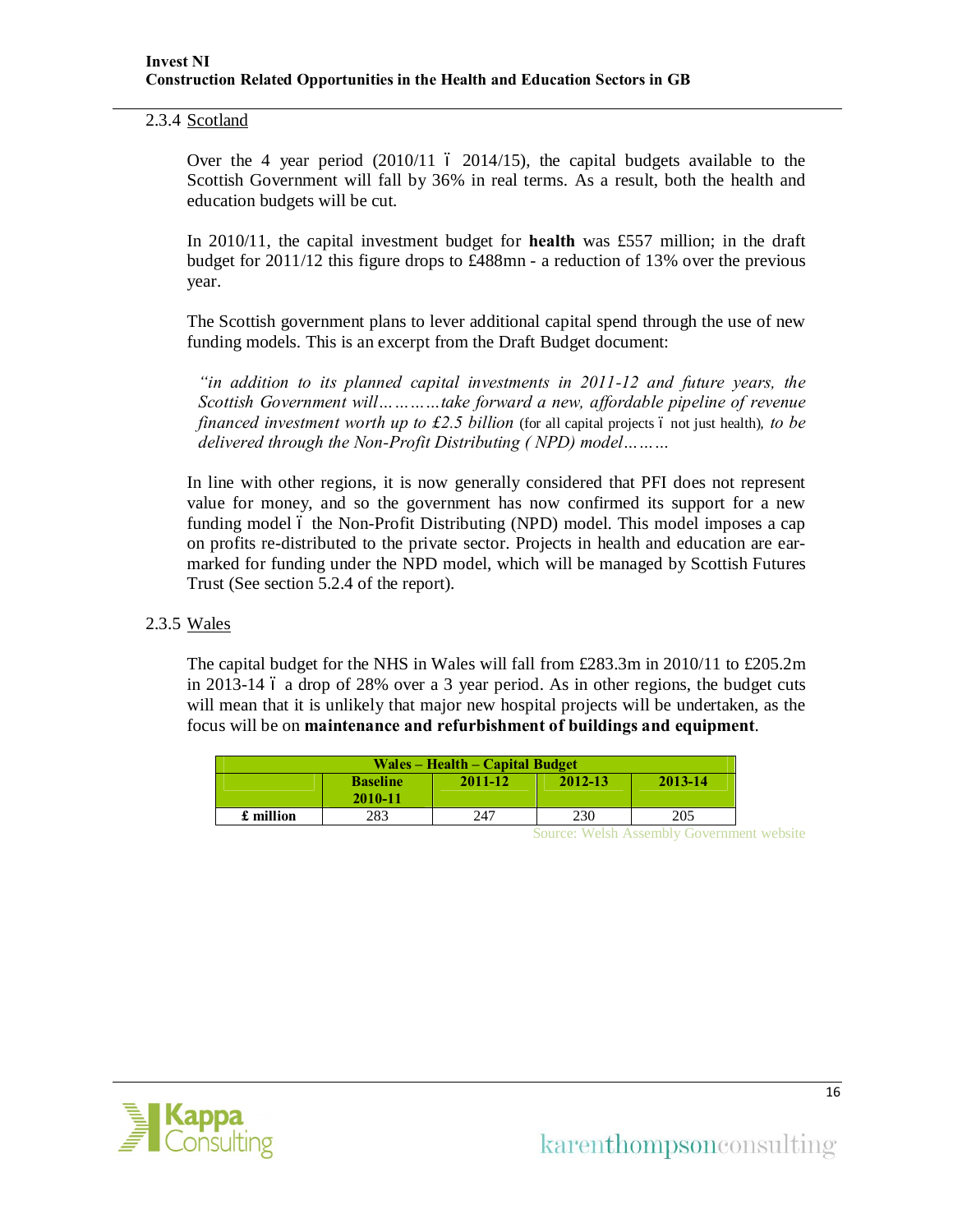### 2.3.4 Scotland

Over the 4 year period (2010/11 – 2014/15), the capital budgets available to the Scottish Government will fall by 36% in real terms. As a result, both the health and education budgets will be cut.

In 2010/11, the capital investment budget for **health** was £557 million; in the draft budget for 2011/12 this figure drops to £488mn - a reduction of 13% over the previous year.

The Scottish government plans to lever additional capital spend through the use of new funding models. This is an excerpt from the Draft Budget document:

> *"in addition to its planned capital investments in 2011-12 and future years, the Scottish Government will…………take forward a new, affordable pipeline of revenue financed investment worth up to £2.5 billion* (for all capital projects – not just health)*, to be delivered through the Non-Profit Distributing ( NPD) model………*

In line with other regions, it is now generally considered that PFI does not represent value for money, and so the government has now confirmed its support for a new funding model – the Non-Profit Distributing (NPD) model. This model imposes a cap on profits re-distributed to the private sector. Projects in health and education are ear-marked for funding under the NPD model, which will be managed by Scottish Futures Trust (See section 5.2.4 of the report).

### 2.3.5 Wales

The capital budget for the NHS in Wales will fall from £283.3m in 2010/11 to £205.2m in 2013-14 – a drop of 28% over a 3 year period. As in other regions, the budget cuts will mean that it is unlikely that major new hospital projects will be undertaken, as the focus will be on **maintenance and refurbishment of buildings and equipment**.

| Wales – Health – Capital Budget | | | | |
|---|---|---|---|---|
| | Baseline 2010-11 | 2011-12 | 2012-13 | 2013-14 |
| £ million | 283 | 247 | 230 | 205 |

Source: Welsh Assembly Government website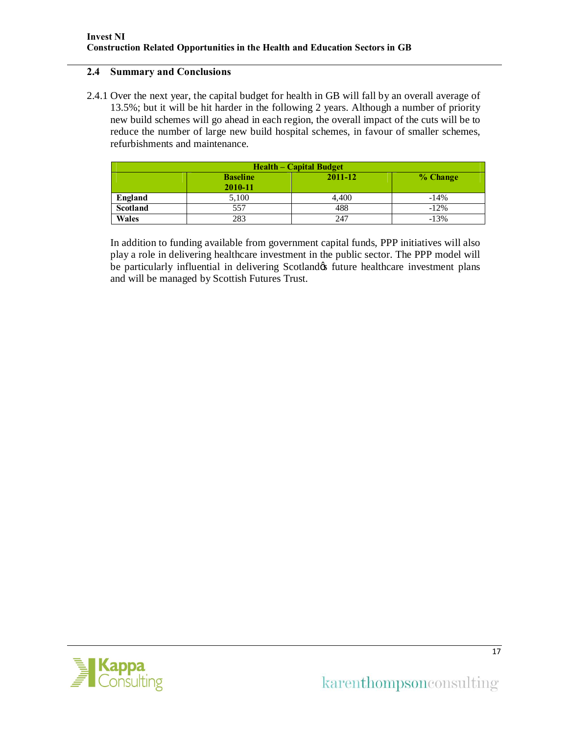## 2.4 Summary and Conclusions

2.4.1 Over the next year, the capital budget for health in GB will fall by an overall average of 13.5%; but it will be hit harder in the following 2 years. Although a number of priority new build schemes will go ahead in each region, the overall impact of the cuts will be to reduce the number of large new build hospital schemes, in favour of smaller schemes, refurbishments and maintenance.

| Health – Capital Budget | | | |
|---|---|---|---|
| | **Baseline 2010-11** | **2011-12** | **% Change** |
| **England** | 5,100 | 4,400 | -14% |
| **Scotland** | 557 | 488 | -12% |
| **Wales** | 283 | 247 | -13% |

In addition to funding available from government capital funds, PPP initiatives will also play a role in delivering healthcare investment in the public sector. The PPP model will be particularly influential in delivering Scotland's future healthcare investment plans and will be managed by Scottish Futures Trust.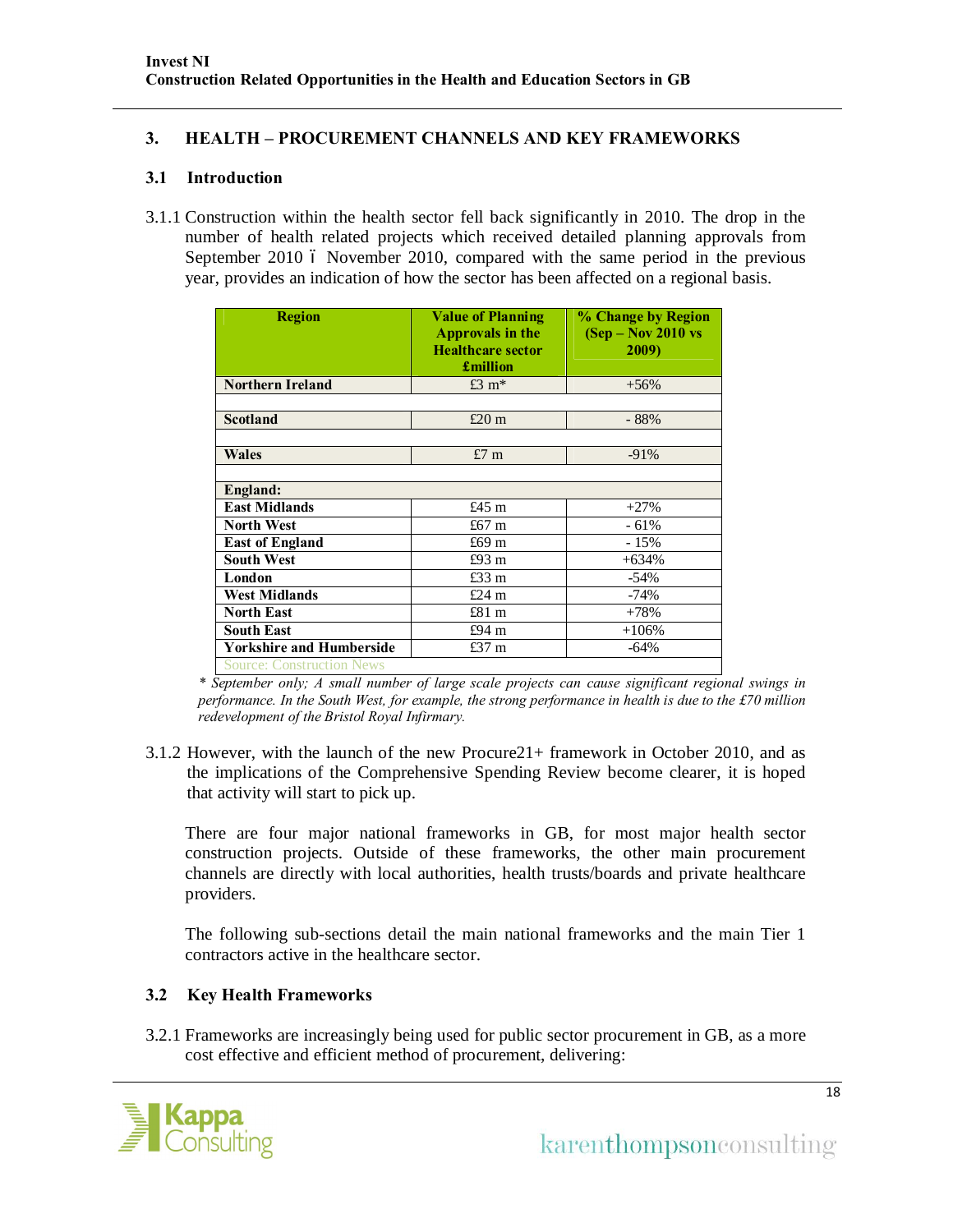## 3. HEALTH – PROCUREMENT CHANNELS AND KEY FRAMEWORKS

### 3.1 Introduction

3.1.1 Construction within the health sector fell back significantly in 2010. The drop in the number of health related projects which received detailed planning approvals from September 2010 – November 2010, compared with the same period in the previous year, provides an indication of how the sector has been affected on a regional basis.

| Region | Value of Planning Approvals in the Healthcare sector £million | % Change by Region (Sep – Nov 2010 vs 2009) |
|---|---|---|
| **Northern Ireland** | £3 m* | +56% |
| | | |
| **Scotland** | £20 m | - 88% |
| | | |
| **Wales** | £7 m | -91% |
| | | |
| **England:** | | |
| **East Midlands** | £45 m | +27% |
| **North West** | £67 m | - 61% |
| **East of England** | £69 m | - 15% |
| **South West** | £93 m | +634% |
| **London** | £33 m | -54% |
| **West Midlands** | £24 m | -74% |
| **North East** | £81 m | +78% |
| **South East** | £94 m | +106% |
| **Yorkshire and Humberside** | £37 m | -64% |
| Source: Construction News | | |

*\* September only; A small number of large scale projects can cause significant regional swings in performance. In the South West, for example, the strong performance in health is due to the £70 million redevelopment of the Bristol Royal Infirmary.*

3.1.2 However, with the launch of the new Procure21+ framework in October 2010, and as the implications of the Comprehensive Spending Review become clearer, it is hoped that activity will start to pick up.

There are four major national frameworks in GB, for most major health sector construction projects. Outside of these frameworks, the other main procurement channels are directly with local authorities, health trusts/boards and private healthcare providers.

The following sub-sections detail the main national frameworks and the main Tier 1 contractors active in the healthcare sector.

### 3.2 Key Health Frameworks

3.2.1 Frameworks are increasingly being used for public sector procurement in GB, as a more cost effective and efficient method of procurement, delivering: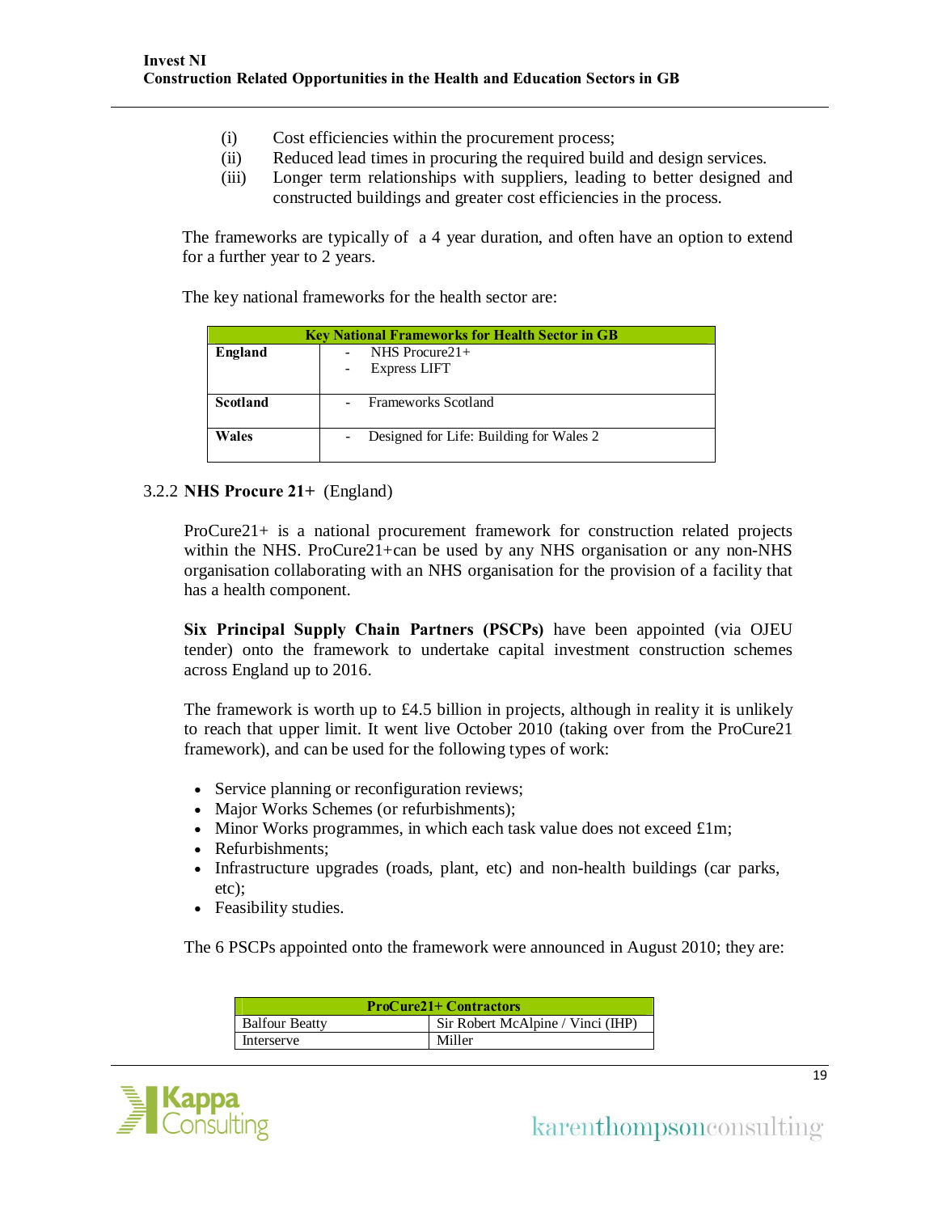(i) Cost efficiencies within the procurement process;
(ii) Reduced lead times in procuring the required build and design services.
(iii) Longer term relationships with suppliers, leading to better designed and constructed buildings and greater cost efficiencies in the process.

The frameworks are typically of a 4 year duration, and often have an option to extend for a further year to 2 years.

The key national frameworks for the health sector are:

| Key National Frameworks for Health Sector in GB | |
|---|---|
| **England** | - NHS Procure21+<br>- Express LIFT |
| **Scotland** | - Frameworks Scotland |
| **Wales** | - Designed for Life: Building for Wales 2 |

### 3.2.2 **NHS Procure 21+** (England)

ProCure21+ is a national procurement framework for construction related projects within the NHS. ProCure21+can be used by any NHS organisation or any non-NHS organisation collaborating with an NHS organisation for the provision of a facility that has a health component.

**Six Principal Supply Chain Partners (PSCPs)** have been appointed (via OJEU tender) onto the framework to undertake capital investment construction schemes across England up to 2016.

The framework is worth up to £4.5 billion in projects, although in reality it is unlikely to reach that upper limit. It went live October 2010 (taking over from the ProCure21 framework), and can be used for the following types of work:

- Service planning or reconfiguration reviews;
- Major Works Schemes (or refurbishments);
- Minor Works programmes, in which each task value does not exceed £1m;
- Refurbishments;
- Infrastructure upgrades (roads, plant, etc) and non-health buildings (car parks, etc);
- Feasibility studies.

The 6 PSCPs appointed onto the framework were announced in August 2010; they are:

| ProCure21+ Contractors | |
|---|---|
| Balfour Beatty | Sir Robert McAlpine / Vinci (IHP) |
| Interserve | Miller |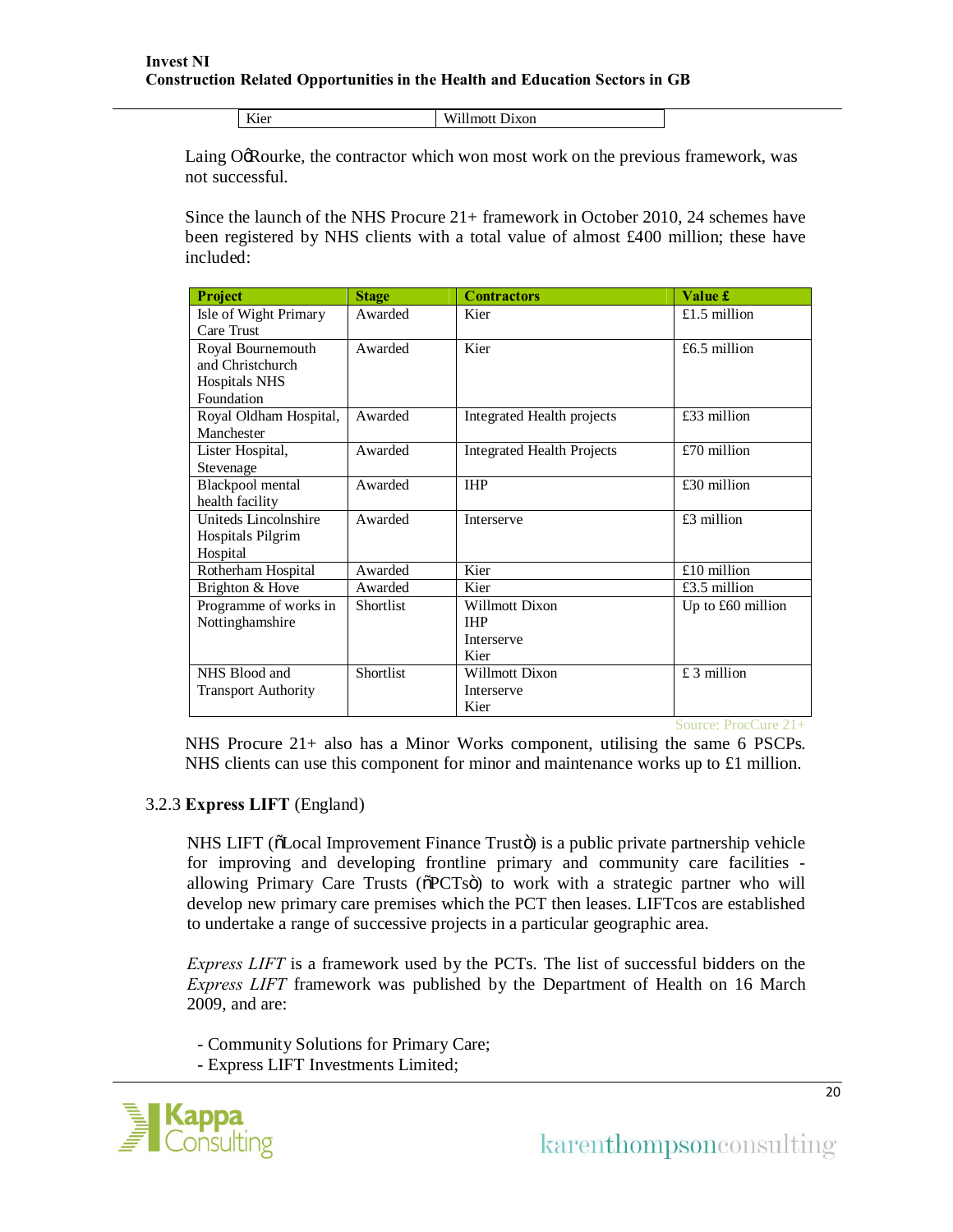| | |
|---|---|
| Kier | Willmott Dixon |

Laing O'Rourke, the contractor which won most work on the previous framework, was not successful.

Since the launch of the NHS Procure 21+ framework in October 2010, 24 schemes have been registered by NHS clients with a total value of almost £400 million; these have included:

| Project | Stage | Contractors | Value £ |
|---|---|---|---|
| Isle of Wight Primary Care Trust | Awarded | Kier | £1.5 million |
| Royal Bournemouth and Christchurch Hospitals NHS Foundation | Awarded | Kier | £6.5 million |
| Royal Oldham Hospital, Manchester | Awarded | Integrated Health projects | £33 million |
| Lister Hospital, Stevenage | Awarded | Integrated Health Projects | £70 million |
| Blackpool mental health facility | Awarded | IHP | £30 million |
| Uniteds Lincolnshire Hospitals Pilgrim Hospital | Awarded | Interserve | £3 million |
| Rotherham Hospital | Awarded | Kier | £10 million |
| Brighton & Hove | Awarded | Kier | £3.5 million |
| Programme of works in Nottinghamshire | Shortlist | Willmott Dixon<br>IHP<br>Interserve<br>Kier | Up to £60 million |
| NHS Blood and Transport Authority | Shortlist | Willmott Dixon<br>Interserve<br>Kier | £ 3 million |

Source: ProcCure 21+

NHS Procure 21+ also has a Minor Works component, utilising the same 6 PSCPs. NHS clients can use this component for minor and maintenance works up to £1 million.

### 3.2.3 **Express LIFT** (England)

NHS LIFT ("Local Improvement Finance Trust") is a public private partnership vehicle for improving and developing frontline primary and community care facilities - allowing Primary Care Trusts ("PCTs") to work with a strategic partner who will develop new primary care premises which the PCT then leases. LIFTcos are established to undertake a range of successive projects in a particular geographic area.

*Express LIFT* is a framework used by the PCTs. The list of successful bidders on the *Express LIFT* framework was published by the Department of Health on 16 March 2009, and are:

- Community Solutions for Primary Care;
- Express LIFT Investments Limited;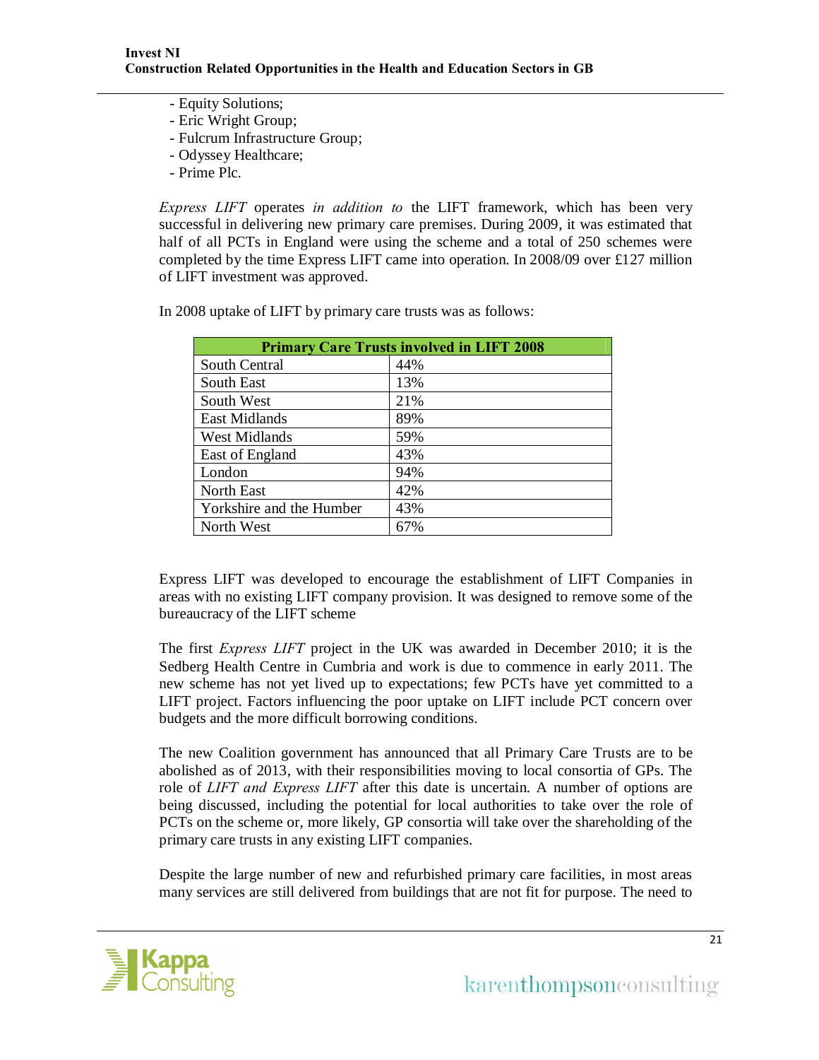- Equity Solutions;
- Eric Wright Group;
- Fulcrum Infrastructure Group;
- Odyssey Healthcare;
- Prime Plc.

*Express LIFT* operates *in addition to* the LIFT framework, which has been very successful in delivering new primary care premises. During 2009, it was estimated that half of all PCTs in England were using the scheme and a total of 250 schemes were completed by the time Express LIFT came into operation. In 2008/09 over £127 million of LIFT investment was approved.

In 2008 uptake of LIFT by primary care trusts was as follows:

| Primary Care Trusts involved in LIFT 2008 | |
|---|---|
| South Central | 44% |
| South East | 13% |
| South West | 21% |
| East Midlands | 89% |
| West Midlands | 59% |
| East of England | 43% |
| London | 94% |
| North East | 42% |
| Yorkshire and the Humber | 43% |
| North West | 67% |

Express LIFT was developed to encourage the establishment of LIFT Companies in areas with no existing LIFT company provision. It was designed to remove some of the bureaucracy of the LIFT scheme

The first *Express LIFT* project in the UK was awarded in December 2010; it is the Sedberg Health Centre in Cumbria and work is due to commence in early 2011. The new scheme has not yet lived up to expectations; few PCTs have yet committed to a LIFT project. Factors influencing the poor uptake on LIFT include PCT concern over budgets and the more difficult borrowing conditions.

The new Coalition government has announced that all Primary Care Trusts are to be abolished as of 2013, with their responsibilities moving to local consortia of GPs. The role of *LIFT and Express LIFT* after this date is uncertain. A number of options are being discussed, including the potential for local authorities to take over the role of PCTs on the scheme or, more likely, GP consortia will take over the shareholding of the primary care trusts in any existing LIFT companies.

Despite the large number of new and refurbished primary care facilities, in most areas many services are still delivered from buildings that are not fit for purpose. The need to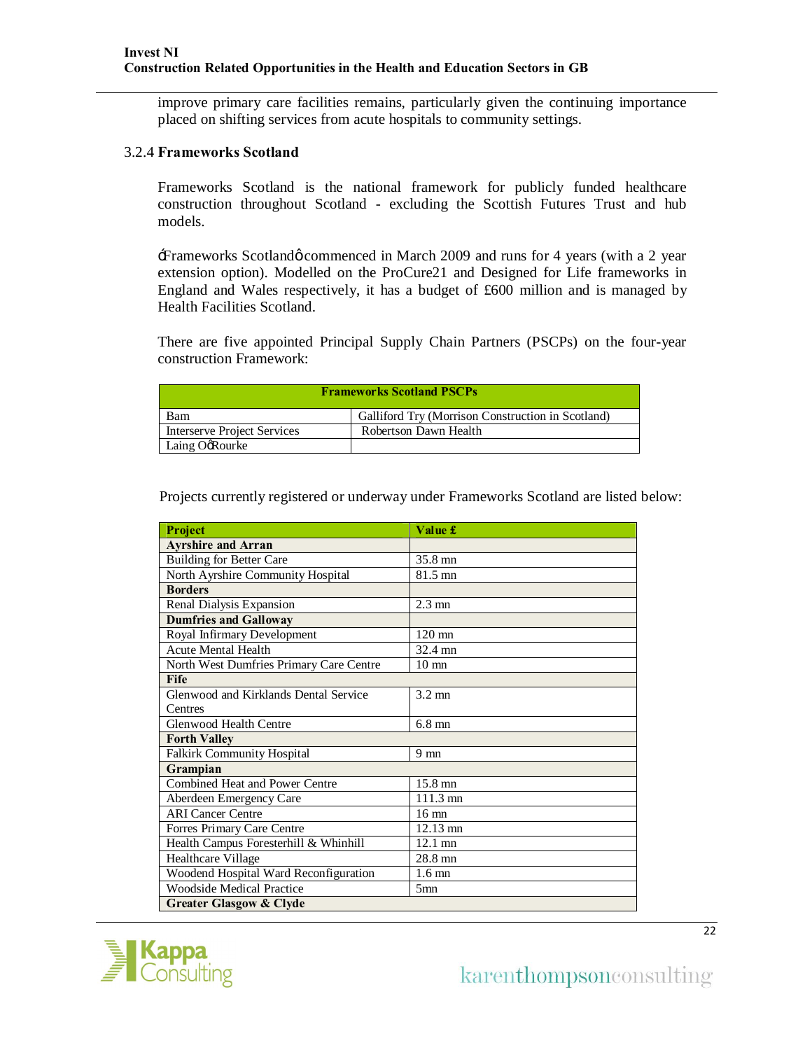improve primary care facilities remains, particularly given the continuing importance placed on shifting services from acute hospitals to community settings.

### 3.2.4 Frameworks Scotland

Frameworks Scotland is the national framework for publicly funded healthcare construction throughout Scotland - excluding the Scottish Futures Trust and hub models.

'Frameworks Scotland' commenced in March 2009 and runs for 4 years (with a 2 year extension option). Modelled on the ProCure21 and Designed for Life frameworks in England and Wales respectively, it has a budget of £600 million and is managed by Health Facilities Scotland.

There are five appointed Principal Supply Chain Partners (PSCPs) on the four-year construction Framework:

| Frameworks Scotland PSCPs | |
|---|---|
| Bam | Galliford Try (Morrison Construction in Scotland) |
| Interserve Project Services | Robertson Dawn Health |
| Laing O'Rourke | |

Projects currently registered or underway under Frameworks Scotland are listed below:

| Project | Value £ |
|---|---|
| **Ayrshire and Arran** | |
| Building for Better Care | 35.8 mn |
| North Ayrshire Community Hospital | 81.5 mn |
| **Borders** | |
| Renal Dialysis Expansion | 2.3 mn |
| **Dumfries and Galloway** | |
| Royal Infirmary Development | 120 mn |
| Acute Mental Health | 32.4 mn |
| North West Dumfries Primary Care Centre | 10 mn |
| **Fife** | |
| Glenwood and Kirklands Dental Service Centres | 3.2 mn |
| Glenwood Health Centre | 6.8 mn |
| **Forth Valley** | |
| Falkirk Community Hospital | 9 mn |
| **Grampian** | |
| Combined Heat and Power Centre | 15.8 mn |
| Aberdeen Emergency Care | 111.3 mn |
| ARI Cancer Centre | 16 mn |
| Forres Primary Care Centre | 12.13 mn |
| Health Campus Foresterhill & Whinhill | 12.1 mn |
| Healthcare Village | 28.8 mn |
| Woodend Hospital Ward Reconfiguration | 1.6 mn |
| Woodside Medical Practice | 5mn |
| **Greater Glasgow & Clyde** | |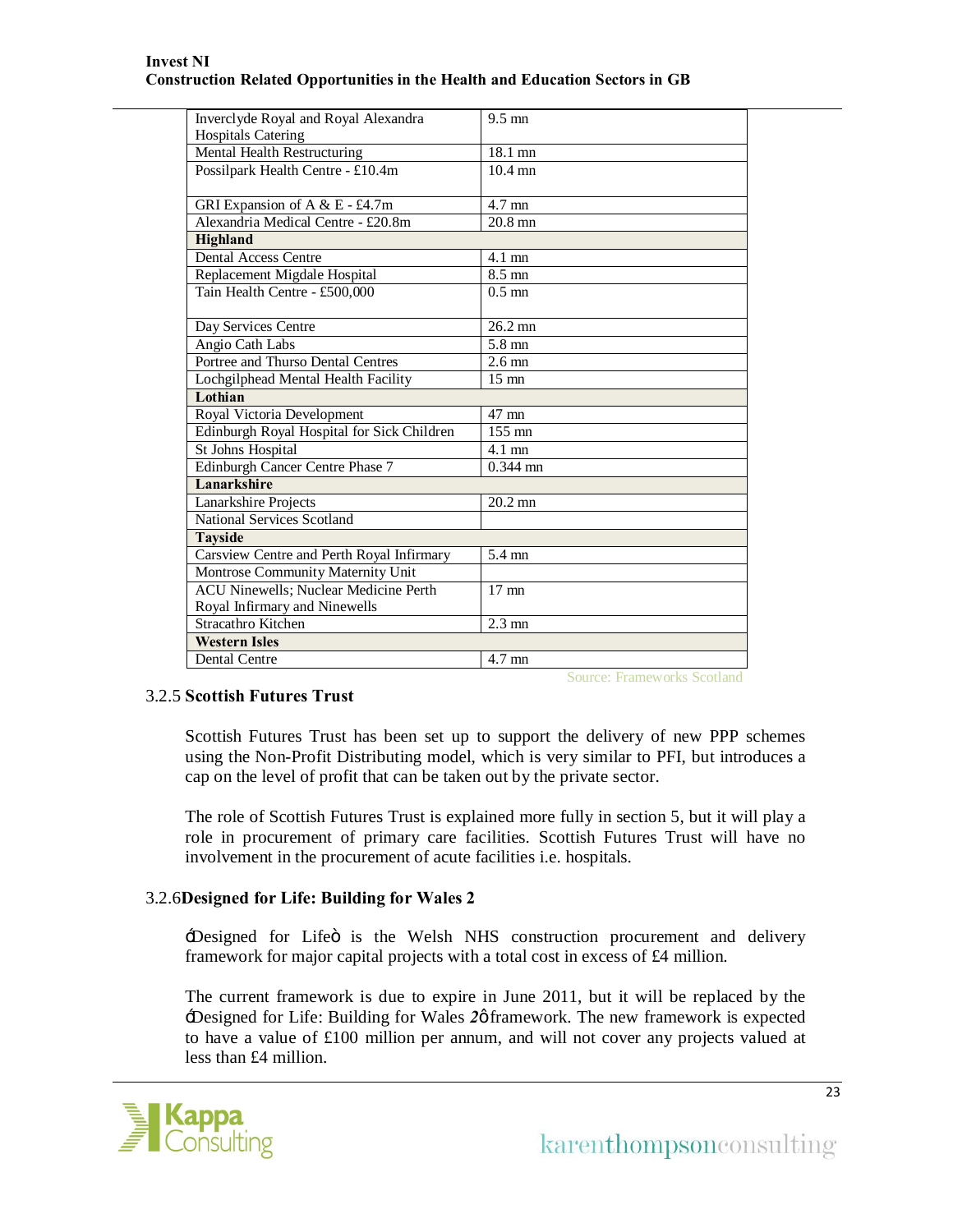| | |
|---|---|
| Inverclyde Royal and Royal Alexandra Hospitals Catering | 9.5 mn |
| Mental Health Restructuring | 18.1 mn |
| Possilpark Health Centre - £10.4m | 10.4 mn |
| GRI Expansion of A & E - £4.7m | 4.7 mn |
| Alexandria Medical Centre - £20.8m | 20.8 mn |
| **Highland** | |
| Dental Access Centre | 4.1 mn |
| Replacement Migdale Hospital | 8.5 mn |
| Tain Health Centre - £500,000 | 0.5 mn |
| Day Services Centre | 26.2 mn |
| Angio Cath Labs | 5.8 mn |
| Portree and Thurso Dental Centres | 2.6 mn |
| Lochgilphead Mental Health Facility | 15 mn |
| **Lothian** | |
| Royal Victoria Development | 47 mn |
| Edinburgh Royal Hospital for Sick Children | 155 mn |
| St Johns Hospital | 4.1 mn |
| Edinburgh Cancer Centre Phase 7 | 0.344 mn |
| **Lanarkshire** | |
| Lanarkshire Projects | 20.2 mn |
| National Services Scotland | |
| **Tayside** | |
| Carsview Centre and Perth Royal Infirmary | 5.4 mn |
| Montrose Community Maternity Unit | |
| ACU Ninewells; Nuclear Medicine Perth Royal Infirmary and Ninewells | 17 mn |
| Stracathro Kitchen | 2.3 mn |
| **Western Isles** | |
| Dental Centre | 4.7 mn |

Source: Frameworks Scotland

### 3.2.5 Scottish Futures Trust

Scottish Futures Trust has been set up to support the delivery of new PPP schemes using the Non-Profit Distributing model, which is very similar to PFI, but introduces a cap on the level of profit that can be taken out by the private sector.

The role of Scottish Futures Trust is explained more fully in section 5, but it will play a role in procurement of primary care facilities. Scottish Futures Trust will have no involvement in the procurement of acute facilities i.e. hospitals.

### 3.2.6 Designed for Life: Building for Wales 2

'Designed for Life' is the Welsh NHS construction procurement and delivery framework for major capital projects with a total cost in excess of £4 million.

The current framework is due to expire in June 2011, but it will be replaced by the 'Designed for Life: Building for Wales 2' framework. The new framework is expected to have a value of £100 million per annum, and will not cover any projects valued at less than £4 million.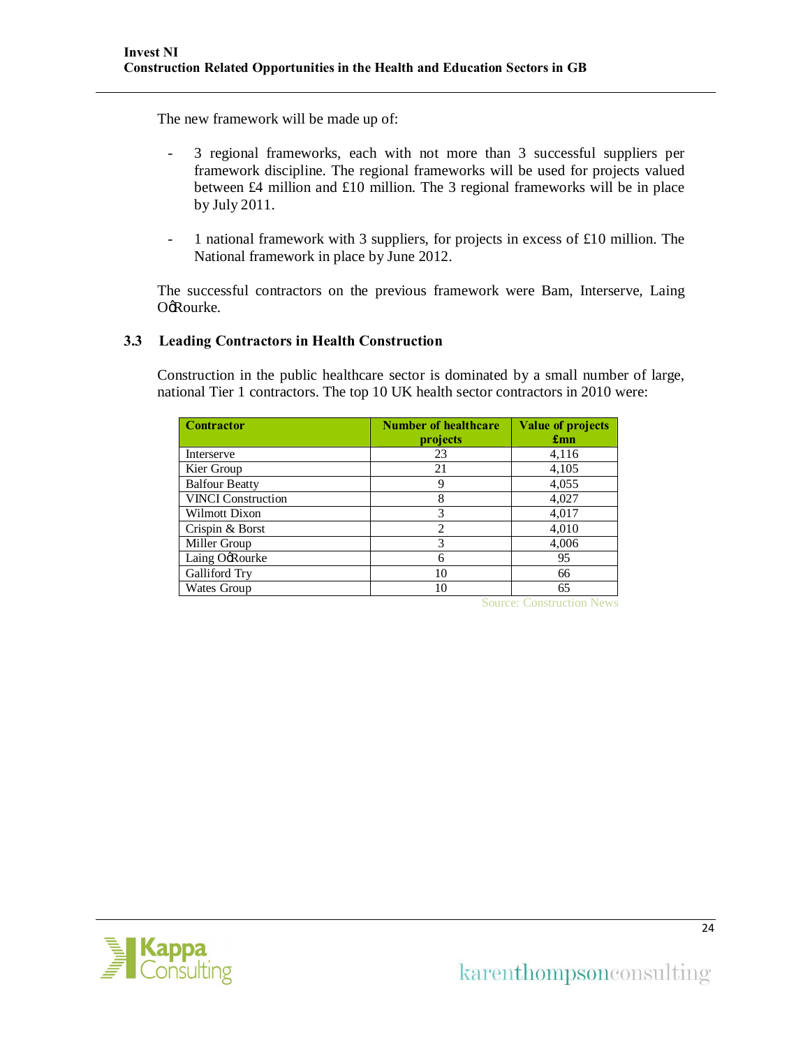The new framework will be made up of:

- 3 regional frameworks, each with not more than 3 successful suppliers per framework discipline. The regional frameworks will be used for projects valued between £4 million and £10 million. The 3 regional frameworks will be in place by July 2011.

- 1 national framework with 3 suppliers, for projects in excess of £10 million. The National framework in place by June 2012.

The successful contractors on the previous framework were Bam, Interserve, Laing O'Rourke.

### 3.3 Leading Contractors in Health Construction

Construction in the public healthcare sector is dominated by a small number of large, national Tier 1 contractors. The top 10 UK health sector contractors in 2010 were:

| Contractor | Number of healthcare projects | Value of projects £mn |
|---|---|---|
| Interserve | 23 | 4,116 |
| Kier Group | 21 | 4,105 |
| Balfour Beatty | 9 | 4,055 |
| VINCI Construction | 8 | 4,027 |
| Wilmott Dixon | 3 | 4,017 |
| Crispin & Borst | 2 | 4,010 |
| Miller Group | 3 | 4,006 |
| Laing O'Rourke | 6 | 95 |
| Galliford Try | 10 | 66 |
| Wates Group | 10 | 65 |

Source: Construction News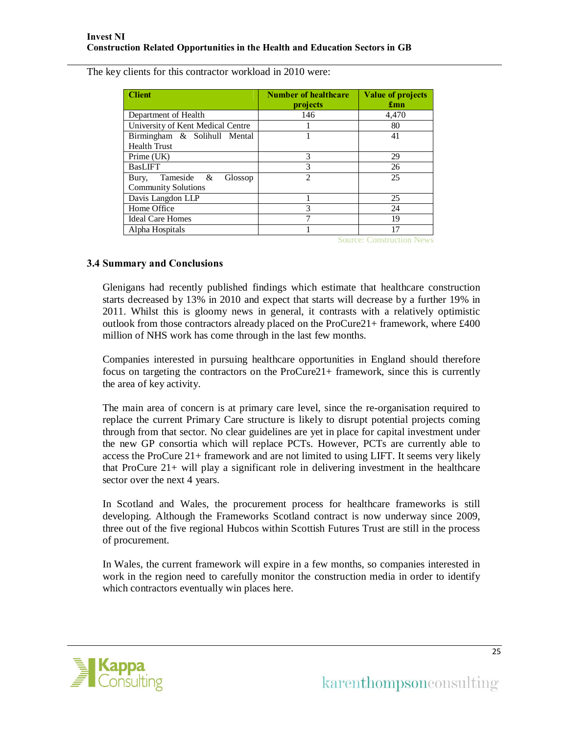The key clients for this contractor workload in 2010 were:

| Client | Number of healthcare projects | Value of projects £mn |
|---|---|---|
| Department of Health | 146 | 4,470 |
| University of Kent Medical Centre | 1 | 80 |
| Birmingham & Solihull Mental Health Trust | 1 | 41 |
| Prime (UK) | 3 | 29 |
| BasLIFT | 3 | 26 |
| Bury, Tameside & Glossop Community Solutions | 2 | 25 |
| Davis Langdon LLP | 1 | 25 |
| Home Office | 3 | 24 |
| Ideal Care Homes | 7 | 19 |
| Alpha Hospitals | 1 | 17 |

Source: Construction News

### 3.4 Summary and Conclusions

Glenigans had recently published findings which estimate that healthcare construction starts decreased by 13% in 2010 and expect that starts will decrease by a further 19% in 2011. Whilst this is gloomy news in general, it contrasts with a relatively optimistic outlook from those contractors already placed on the ProCure21+ framework, where £400 million of NHS work has come through in the last few months.

Companies interested in pursuing healthcare opportunities in England should therefore focus on targeting the contractors on the ProCure21+ framework, since this is currently the area of key activity.

The main area of concern is at primary care level, since the re-organisation required to replace the current Primary Care structure is likely to disrupt potential projects coming through from that sector. No clear guidelines are yet in place for capital investment under the new GP consortia which will replace PCTs. However, PCTs are currently able to access the ProCure 21+ framework and are not limited to using LIFT. It seems very likely that ProCure 21+ will play a significant role in delivering investment in the healthcare sector over the next 4 years.

In Scotland and Wales, the procurement process for healthcare frameworks is still developing. Although the Frameworks Scotland contract is now underway since 2009, three out of the five regional Hubcos within Scottish Futures Trust are still in the process of procurement.

In Wales, the current framework will expire in a few months, so companies interested in work in the region need to carefully monitor the construction media in order to identify which contractors eventually win places here.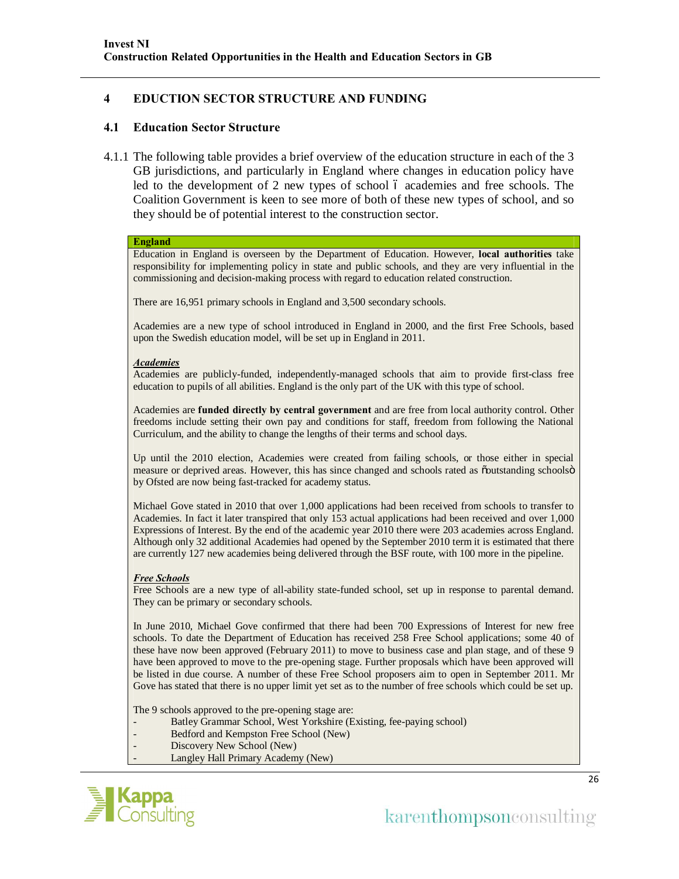## 4 EDUCTION SECTOR STRUCTURE AND FUNDING

### 4.1 Education Sector Structure

4.1.1 The following table provides a brief overview of the education structure in each of the 3 GB jurisdictions, and particularly in England where changes in education policy have led to the development of 2 new types of school – academies and free schools. The Coalition Government is keen to see more of both of these new types of school, and so they should be of potential interest to the construction sector.

**England**

Education in England is overseen by the Department of Education. However, **local authorities** take responsibility for implementing policy in state and public schools, and they are very influential in the commissioning and decision-making process with regard to education related construction.

There are 16,951 primary schools in England and 3,500 secondary schools.

Academies are a new type of school introduced in England in 2000, and the first Free Schools, based upon the Swedish education model, will be set up in England in 2011.

***Academies***

Academies are publicly-funded, independently-managed schools that aim to provide first-class free education to pupils of all abilities. England is the only part of the UK with this type of school.

Academies are **funded directly by central government** and are free from local authority control. Other freedoms include setting their own pay and conditions for staff, freedom from following the National Curriculum, and the ability to change the lengths of their terms and school days.

Up until the 2010 election, Academies were created from failing schools, or those either in special measure or deprived areas. However, this has since changed and schools rated as "outstanding schools" by Ofsted are now being fast-tracked for academy status.

Michael Gove stated in 2010 that over 1,000 applications had been received from schools to transfer to Academies. In fact it later transpired that only 153 actual applications had been received and over 1,000 Expressions of Interest. By the end of the academic year 2010 there were 203 academies across England. Although only 32 additional Academies had opened by the September 2010 term it is estimated that there are currently 127 new academies being delivered through the BSF route, with 100 more in the pipeline.

***Free Schools***

Free Schools are a new type of all-ability state-funded school, set up in response to parental demand. They can be primary or secondary schools.

In June 2010, Michael Gove confirmed that there had been 700 Expressions of Interest for new free schools. To date the Department of Education has received 258 Free School applications; some 40 of these have now been approved (February 2011) to move to business case and plan stage, and of these 9 have been approved to move to the pre-opening stage. Further proposals which have been approved will be listed in due course. A number of these Free School proposers aim to open in September 2011. Mr Gove has stated that there is no upper limit yet set as to the number of free schools which could be set up.

The 9 schools approved to the pre-opening stage are:

- Batley Grammar School, West Yorkshire (Existing, fee-paying school)
- Bedford and Kempston Free School (New)
- Discovery New School (New)
- Langley Hall Primary Academy (New)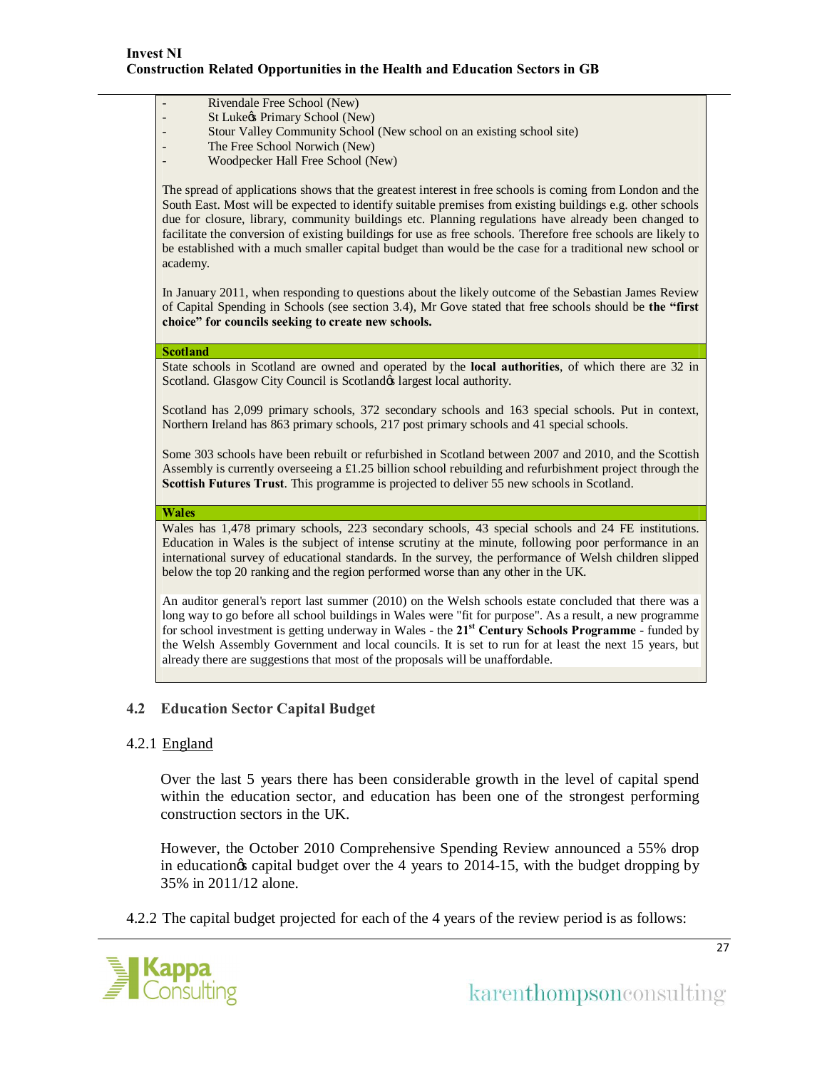- Rivendale Free School (New)
- St Luke's Primary School (New)
- Stour Valley Community School (New school on an existing school site)
- The Free School Norwich (New)
- Woodpecker Hall Free School (New)

The spread of applications shows that the greatest interest in free schools is coming from London and the South East. Most will be expected to identify suitable premises from existing buildings e.g. other schools due for closure, library, community buildings etc. Planning regulations have already been changed to facilitate the conversion of existing buildings for use as free schools. Therefore free schools are likely to be established with a much smaller capital budget than would be the case for a traditional new school or academy.

In January 2011, when responding to questions about the likely outcome of the Sebastian James Review of Capital Spending in Schools (see section 3.4), Mr Gove stated that free schools should be **the "first choice" for councils seeking to create new schools.**

**Scotland**

State schools in Scotland are owned and operated by the **local authorities**, of which there are 32 in Scotland. Glasgow City Council is Scotland's largest local authority.

Scotland has 2,099 primary schools, 372 secondary schools and 163 special schools. Put in context, Northern Ireland has 863 primary schools, 217 post primary schools and 41 special schools.

Some 303 schools have been rebuilt or refurbished in Scotland between 2007 and 2010, and the Scottish Assembly is currently overseeing a £1.25 billion school rebuilding and refurbishment project through the **Scottish Futures Trust**. This programme is projected to deliver 55 new schools in Scotland.

**Wales**

Wales has 1,478 primary schools, 223 secondary schools, 43 special schools and 24 FE institutions. Education in Wales is the subject of intense scrutiny at the minute, following poor performance in an international survey of educational standards. In the survey, the performance of Welsh children slipped below the top 20 ranking and the region performed worse than any other in the UK.

An auditor general's report last summer (2010) on the Welsh schools estate concluded that there was a long way to go before all school buildings in Wales were "fit for purpose". As a result, a new programme for school investment is getting underway in Wales - the **21st Century Schools Programme** - funded by the Welsh Assembly Government and local councils. It is set to run for at least the next 15 years, but already there are suggestions that most of the proposals will be unaffordable.

## 4.2 Education Sector Capital Budget

### 4.2.1 England

Over the last 5 years there has been considerable growth in the level of capital spend within the education sector, and education has been one of the strongest performing construction sectors in the UK.

However, the October 2010 Comprehensive Spending Review announced a 55% drop in education's capital budget over the 4 years to 2014-15, with the budget dropping by 35% in 2011/12 alone.

4.2.2 The capital budget projected for each of the 4 years of the review period is as follows: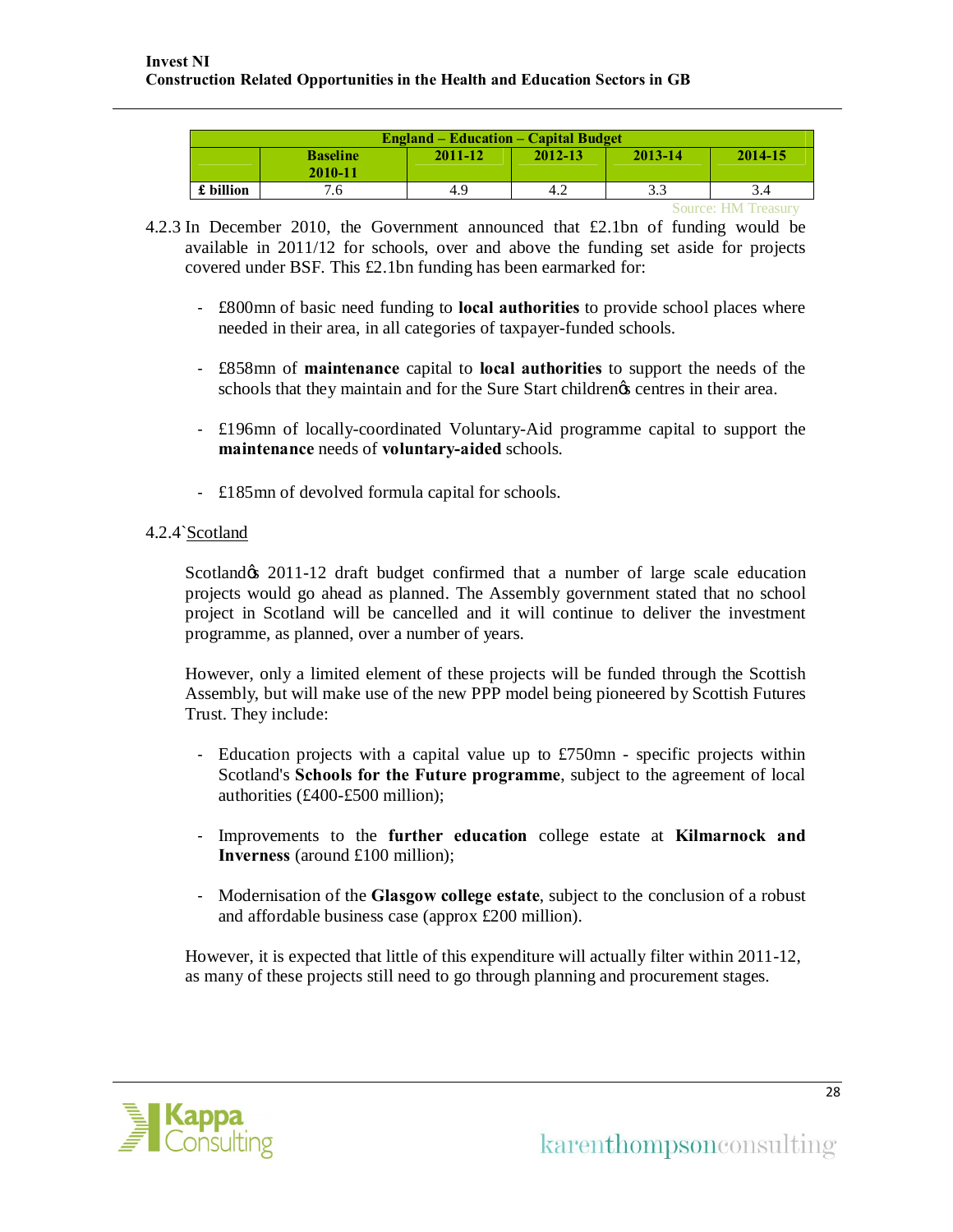| England – Education – Capital Budget | | | | | |
|---|---|---|---|---|---|
| | Baseline 2010-11 | 2011-12 | 2012-13 | 2013-14 | 2014-15 |
| £ billion | 7.6 | 4.9 | 4.2 | 3.3 | 3.4 |

Source: HM Treasury

4.2.3 In December 2010, the Government announced that £2.1bn of funding would be available in 2011/12 for schools, over and above the funding set aside for projects covered under BSF. This £2.1bn funding has been earmarked for:

- £800mn of basic need funding to **local authorities** to provide school places where needed in their area, in all categories of taxpayer-funded schools.

- £858mn of **maintenance** capital to **local authorities** to support the needs of the schools that they maintain and for the Sure Start children's centres in their area.

- £196mn of locally-coordinated Voluntary-Aid programme capital to support the **maintenance** needs of **voluntary-aided** schools.

- £185mn of devolved formula capital for schools.

4.2.4` Scotland

Scotland's 2011-12 draft budget confirmed that a number of large scale education projects would go ahead as planned. The Assembly government stated that no school project in Scotland will be cancelled and it will continue to deliver the investment programme, as planned, over a number of years.

However, only a limited element of these projects will be funded through the Scottish Assembly, but will make use of the new PPP model being pioneered by Scottish Futures Trust. They include:

- Education projects with a capital value up to £750mn - specific projects within Scotland's **Schools for the Future programme**, subject to the agreement of local authorities (£400-£500 million);

- Improvements to the **further education** college estate at **Kilmarnock and Inverness** (around £100 million);

- Modernisation of the **Glasgow college estate**, subject to the conclusion of a robust and affordable business case (approx £200 million).

However, it is expected that little of this expenditure will actually filter within 2011-12, as many of these projects still need to go through planning and procurement stages.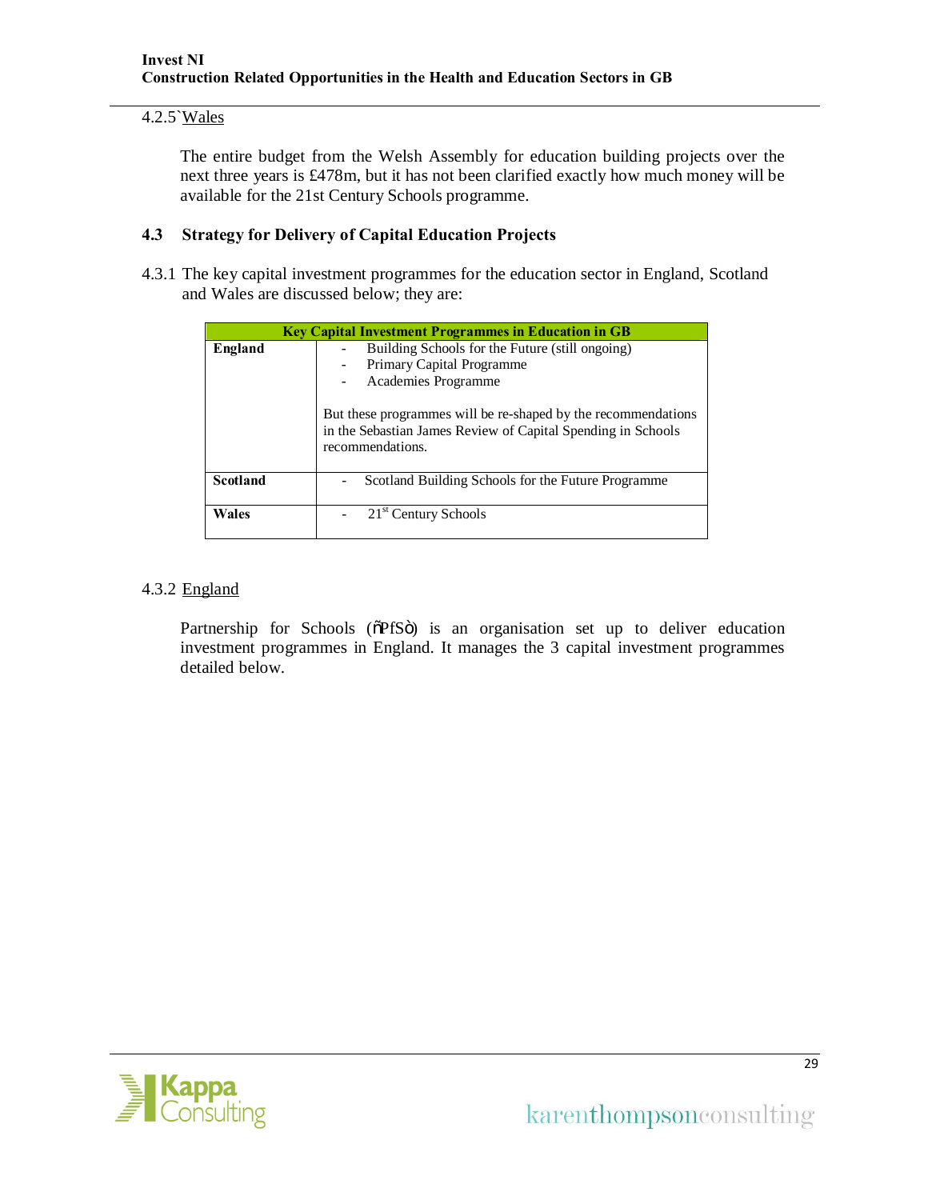4.2.5`Wales

The entire budget from the Welsh Assembly for education building projects over the next three years is £478m, but it has not been clarified exactly how much money will be available for the 21st Century Schools programme.

## 4.3 Strategy for Delivery of Capital Education Projects

4.3.1 The key capital investment programmes for the education sector in England, Scotland and Wales are discussed below; they are:

| Key Capital Investment Programmes in Education in GB | |
|---|---|
| **England** | - Building Schools for the Future (still ongoing)<br>- Primary Capital Programme<br>- Academies Programme<br><br>But these programmes will be re-shaped by the recommendations in the Sebastian James Review of Capital Spending in Schools recommendations. |
| **Scotland** | - Scotland Building Schools for the Future Programme |
| **Wales** | - 21st Century Schools |

4.3.2 England

Partnership for Schools (õPfSö) is an organisation set up to deliver education investment programmes in England. It manages the 3 capital investment programmes detailed below.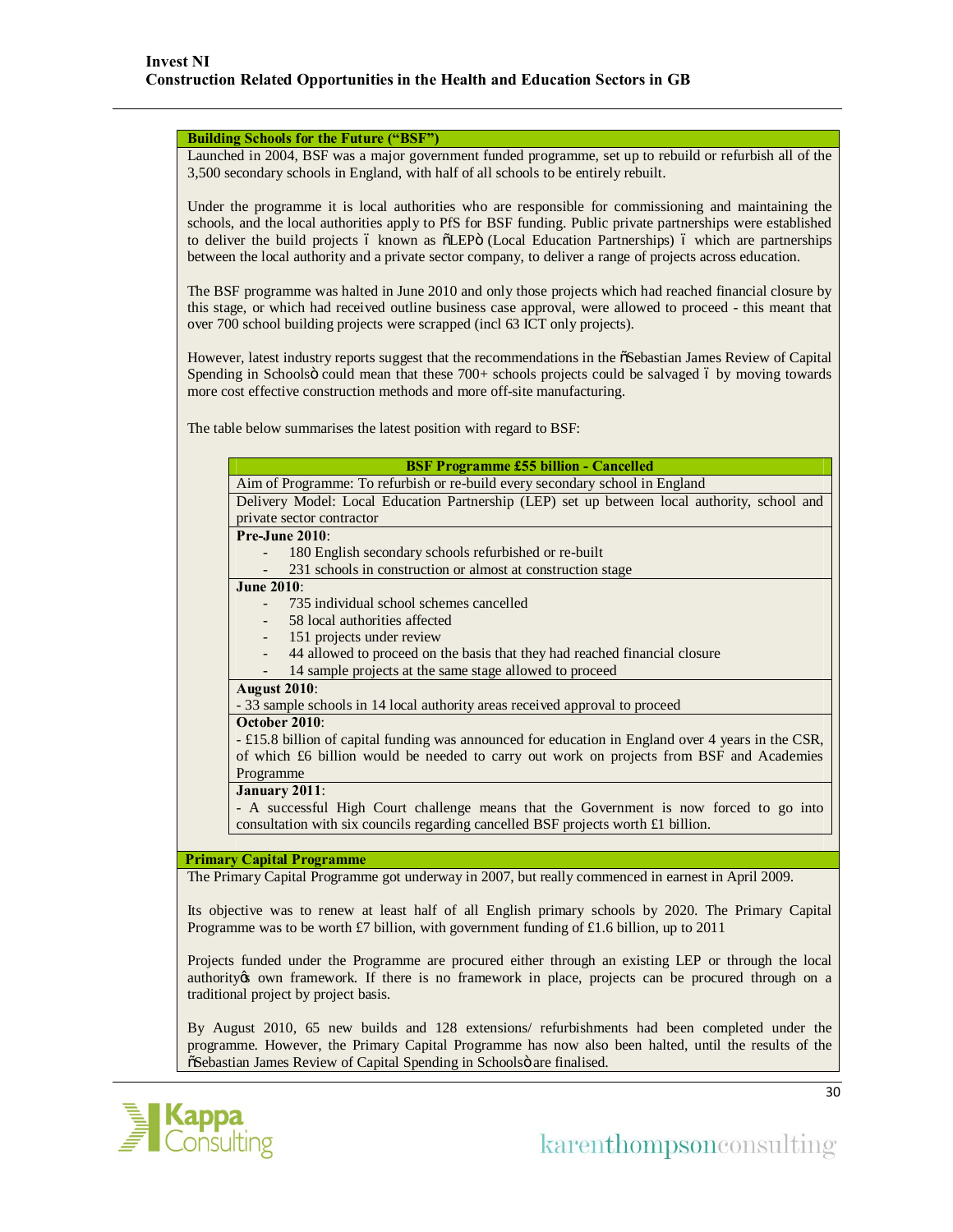### Building Schools for the Future ("BSF")

Launched in 2004, BSF was a major government funded programme, set up to rebuild or refurbish all of the 3,500 secondary schools in England, with half of all schools to be entirely rebuilt.

Under the programme it is local authorities who are responsible for commissioning and maintaining the schools, and the local authorities apply to PfS for BSF funding. Public private partnerships were established to deliver the build projects – known as "LEP" (Local Education Partnerships) – which are partnerships between the local authority and a private sector company, to deliver a range of projects across education.

The BSF programme was halted in June 2010 and only those projects which had reached financial closure by this stage, or which had received outline business case approval, were allowed to proceed - this meant that over 700 school building projects were scrapped (incl 63 ICT only projects).

However, latest industry reports suggest that the recommendations in the "Sebastian James Review of Capital Spending in Schools" could mean that these 700+ schools projects could be salvaged – by moving towards more cost effective construction methods and more off-site manufacturing.

The table below summarises the latest position with regard to BSF:

| BSF Programme £55 billion - Cancelled |
|---|
| Aim of Programme: To refurbish or re-build every secondary school in England |
| Delivery Model: Local Education Partnership (LEP) set up between local authority, school and private sector contractor |
| **Pre-June 2010**:<br>- 180 English secondary schools refurbished or re-built<br>- 231 schools in construction or almost at construction stage |
| **June 2010**:<br>- 735 individual school schemes cancelled<br>- 58 local authorities affected<br>- 151 projects under review<br>- 44 allowed to proceed on the basis that they had reached financial closure<br>- 14 sample projects at the same stage allowed to proceed |
| **August 2010**:<br>- 33 sample schools in 14 local authority areas received approval to proceed |
| **October 2010**:<br>- £15.8 billion of capital funding was announced for education in England over 4 years in the CSR, of which £6 billion would be needed to carry out work on projects from BSF and Academies Programme |
| **January 2011**:<br>- A successful High Court challenge means that the Government is now forced to go into consultation with six councils regarding cancelled BSF projects worth £1 billion. |

### Primary Capital Programme

The Primary Capital Programme got underway in 2007, but really commenced in earnest in April 2009.

Its objective was to renew at least half of all English primary schools by 2020. The Primary Capital Programme was to be worth £7 billion, with government funding of £1.6 billion, up to 2011

Projects funded under the Programme are procured either through an existing LEP or through the local authority's own framework. If there is no framework in place, projects can be procured through on a traditional project by project basis.

By August 2010, 65 new builds and 128 extensions/ refurbishments had been completed under the programme. However, the Primary Capital Programme has now also been halted, until the results of the "Sebastian James Review of Capital Spending in Schools" are finalised.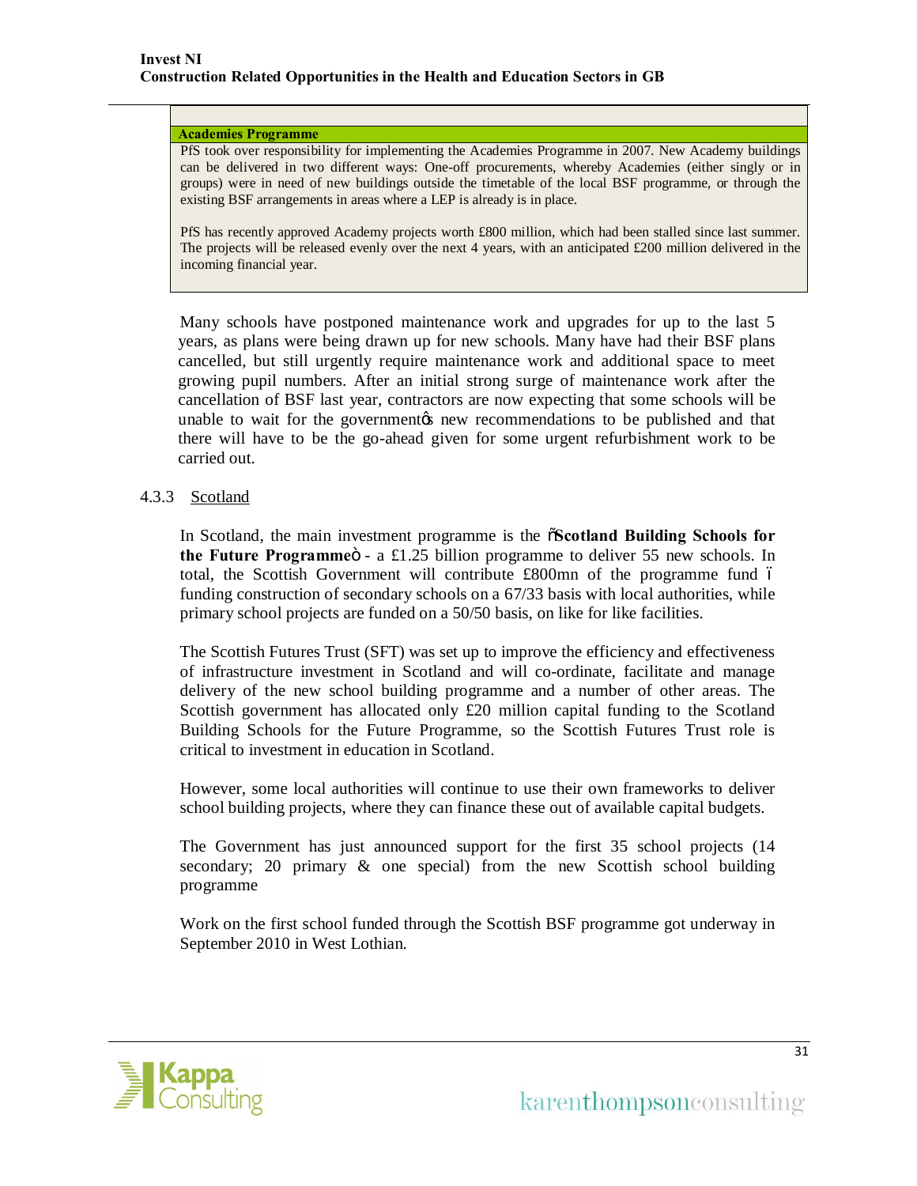**Academies Programme**

PfS took over responsibility for implementing the Academies Programme in 2007. New Academy buildings can be delivered in two different ways: One-off procurements, whereby Academies (either singly or in groups) were in need of new buildings outside the timetable of the local BSF programme, or through the existing BSF arrangements in areas where a LEP is already is in place.

PfS has recently approved Academy projects worth £800 million, which had been stalled since last summer. The projects will be released evenly over the next 4 years, with an anticipated £200 million delivered in the incoming financial year.

Many schools have postponed maintenance work and upgrades for up to the last 5 years, as plans were being drawn up for new schools. Many have had their BSF plans cancelled, but still urgently require maintenance work and additional space to meet growing pupil numbers. After an initial strong surge of maintenance work after the cancellation of BSF last year, contractors are now expecting that some schools will be unable to wait for the government's new recommendations to be published and that there will have to be the go-ahead given for some urgent refurbishment work to be carried out.

### 4.3.3 Scotland

In Scotland, the main investment programme is the "**Scotland Building Schools for the Future Programme**" - a £1.25 billion programme to deliver 55 new schools. In total, the Scottish Government will contribute £800mn of the programme fund – funding construction of secondary schools on a 67/33 basis with local authorities, while primary school projects are funded on a 50/50 basis, on like for like facilities.

The Scottish Futures Trust (SFT) was set up to improve the efficiency and effectiveness of infrastructure investment in Scotland and will co-ordinate, facilitate and manage delivery of the new school building programme and a number of other areas. The Scottish government has allocated only £20 million capital funding to the Scotland Building Schools for the Future Programme, so the Scottish Futures Trust role is critical to investment in education in Scotland.

However, some local authorities will continue to use their own frameworks to deliver school building projects, where they can finance these out of available capital budgets.

The Government has just announced support for the first 35 school projects (14 secondary; 20 primary & one special) from the new Scottish school building programme

Work on the first school funded through the Scottish BSF programme got underway in September 2010 in West Lothian.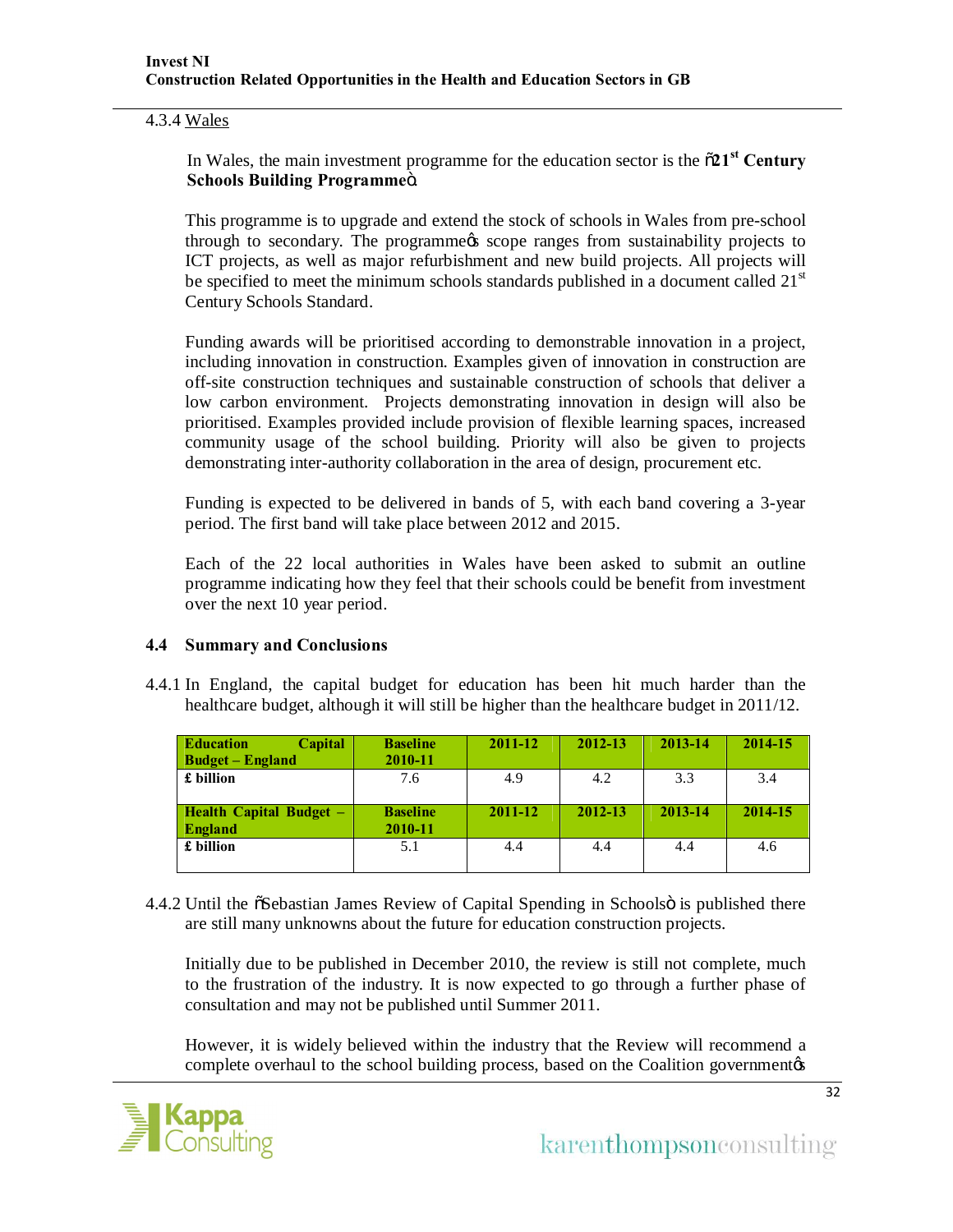4.3.4 Wales

In Wales, the main investment programme for the education sector is the "**21st Century Schools Building Programme**".

This programme is to upgrade and extend the stock of schools in Wales from pre-school through to secondary. The programme's scope ranges from sustainability projects to ICT projects, as well as major refurbishment and new build projects. All projects will be specified to meet the minimum schools standards published in a document called 21st Century Schools Standard.

Funding awards will be prioritised according to demonstrable innovation in a project, including innovation in construction. Examples given of innovation in construction are off-site construction techniques and sustainable construction of schools that deliver a low carbon environment. Projects demonstrating innovation in design will also be prioritised. Examples provided include provision of flexible learning spaces, increased community usage of the school building. Priority will also be given to projects demonstrating inter-authority collaboration in the area of design, procurement etc.

Funding is expected to be delivered in bands of 5, with each band covering a 3-year period. The first band will take place between 2012 and 2015.

Each of the 22 local authorities in Wales have been asked to submit an outline programme indicating how they feel that their schools could be benefit from investment over the next 10 year period.

## 4.4 Summary and Conclusions

4.4.1 In England, the capital budget for education has been hit much harder than the healthcare budget, although it will still be higher than the healthcare budget in 2011/12.

| **Education Capital Budget – England** | **Baseline 2010-11** | **2011-12** | **2012-13** | **2013-14** | **2014-15** |
|---|---|---|---|---|---|
| **£ billion** | 7.6 | 4.9 | 4.2 | 3.3 | 3.4 |
| **Health Capital Budget – England** | **Baseline 2010-11** | **2011-12** | **2012-13** | **2013-14** | **2014-15** |
| **£ billion** | 5.1 | 4.4 | 4.4 | 4.4 | 4.6 |

4.4.2 Until the "Sebastian James Review of Capital Spending in Schools" is published there are still many unknowns about the future for education construction projects.

Initially due to be published in December 2010, the review is still not complete, much to the frustration of the industry. It is now expected to go through a further phase of consultation and may not be published until Summer 2011.

However, it is widely believed within the industry that the Review will recommend a complete overhaul to the school building process, based on the Coalition government's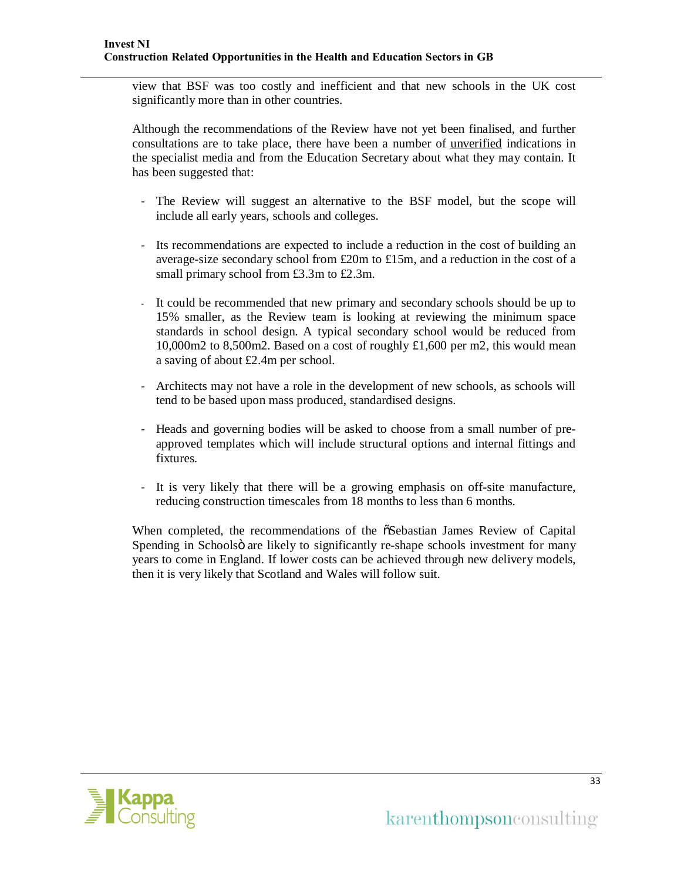view that BSF was too costly and inefficient and that new schools in the UK cost significantly more than in other countries.

Although the recommendations of the Review have not yet been finalised, and further consultations are to take place, there have been a number of unverified indications in the specialist media and from the Education Secretary about what they may contain. It has been suggested that:

- The Review will suggest an alternative to the BSF model, but the scope will include all early years, schools and colleges.
- Its recommendations are expected to include a reduction in the cost of building an average-size secondary school from £20m to £15m, and a reduction in the cost of a small primary school from £3.3m to £2.3m.
- It could be recommended that new primary and secondary schools should be up to 15% smaller, as the Review team is looking at reviewing the minimum space standards in school design. A typical secondary school would be reduced from 10,000m2 to 8,500m2. Based on a cost of roughly £1,600 per m2, this would mean a saving of about £2.4m per school.
- Architects may not have a role in the development of new schools, as schools will tend to be based upon mass produced, standardised designs.
- Heads and governing bodies will be asked to choose from a small number of pre-approved templates which will include structural options and internal fittings and fixtures.
- It is very likely that there will be a growing emphasis on off-site manufacture, reducing construction timescales from 18 months to less than 6 months.

When completed, the recommendations of the "Sebastian James Review of Capital Spending in Schools" are likely to significantly re-shape schools investment for many years to come in England. If lower costs can be achieved through new delivery models, then it is very likely that Scotland and Wales will follow suit.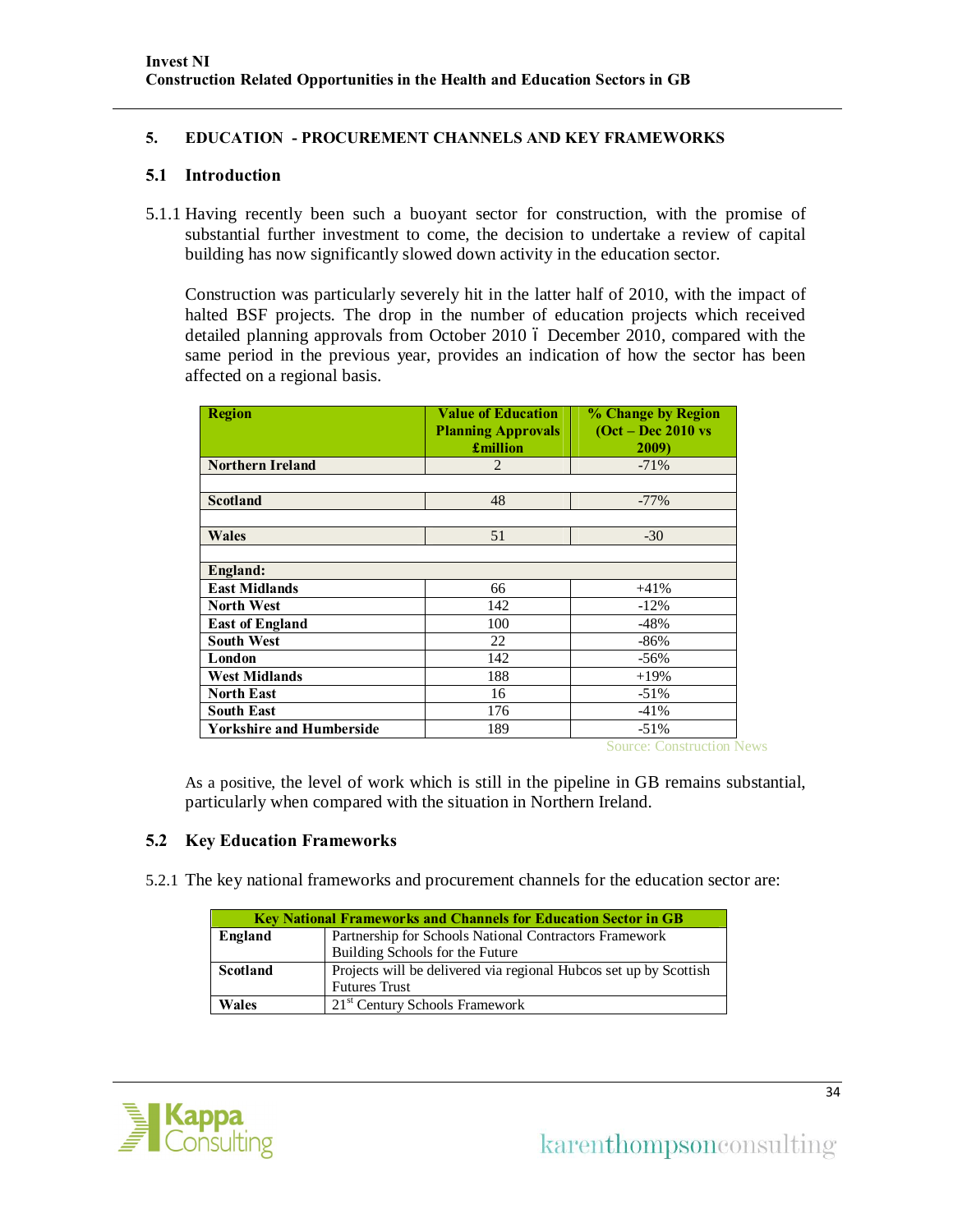## 5. EDUCATION - PROCUREMENT CHANNELS AND KEY FRAMEWORKS

### 5.1 Introduction

5.1.1 Having recently been such a buoyant sector for construction, with the promise of substantial further investment to come, the decision to undertake a review of capital building has now significantly slowed down activity in the education sector.

Construction was particularly severely hit in the latter half of 2010, with the impact of halted BSF projects. The drop in the number of education projects which received detailed planning approvals from October 2010 – December 2010, compared with the same period in the previous year, provides an indication of how the sector has been affected on a regional basis.

| Region | Value of Education Planning Approvals £million | % Change by Region (Oct – Dec 2010 vs 2009) |
|---|---|---|
| Northern Ireland | 2 | -71% |
| | | |
| Scotland | 48 | -77% |
| | | |
| Wales | 51 | -30 |
| | | |
| England: | | |
| East Midlands | 66 | +41% |
| North West | 142 | -12% |
| East of England | 100 | -48% |
| South West | 22 | -86% |
| London | 142 | -56% |
| West Midlands | 188 | +19% |
| North East | 16 | -51% |
| South East | 176 | -41% |
| Yorkshire and Humberside | 189 | -51% |

Source: Construction News

As a positive, the level of work which is still in the pipeline in GB remains substantial, particularly when compared with the situation in Northern Ireland.

### 5.2 Key Education Frameworks

5.2.1 The key national frameworks and procurement channels for the education sector are:

| Key National Frameworks and Channels for Education Sector in GB | |
|---|---|
| England | Partnership for Schools National Contractors Framework<br>Building Schools for the Future |
| Scotland | Projects will be delivered via regional Hubcos set up by Scottish Futures Trust |
| Wales | 21st Century Schools Framework |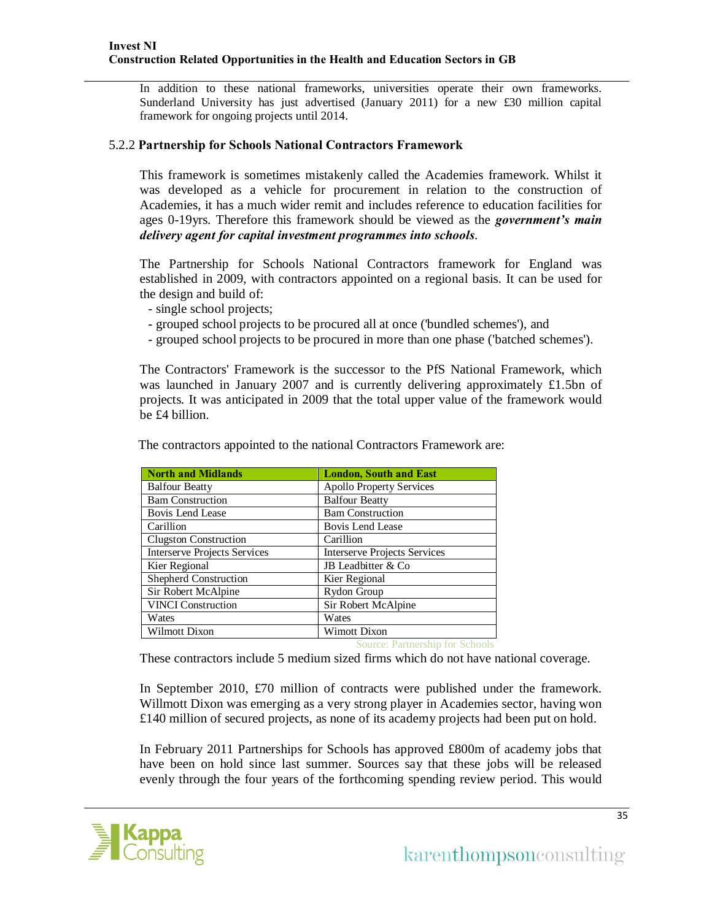In addition to these national frameworks, universities operate their own frameworks. Sunderland University has just advertised (January 2011) for a new £30 million capital framework for ongoing projects until 2014.

### 5.2.2 Partnership for Schools National Contractors Framework

This framework is sometimes mistakenly called the Academies framework. Whilst it was developed as a vehicle for procurement in relation to the construction of Academies, it has a much wider remit and includes reference to education facilities for ages 0-19yrs. Therefore this framework should be viewed as the ***government's main delivery agent for capital investment programmes into schools***.

The Partnership for Schools National Contractors framework for England was established in 2009, with contractors appointed on a regional basis. It can be used for the design and build of:

- single school projects;
- grouped school projects to be procured all at once ('bundled schemes'), and
- grouped school projects to be procured in more than one phase ('batched schemes').

The Contractors' Framework is the successor to the PfS National Framework, which was launched in January 2007 and is currently delivering approximately £1.5bn of projects. It was anticipated in 2009 that the total upper value of the framework would be £4 billion.

The contractors appointed to the national Contractors Framework are:

| North and Midlands | London, South and East |
|---|---|
| Balfour Beatty | Apollo Property Services |
| Bam Construction | Balfour Beatty |
| Bovis Lend Lease | Bam Construction |
| Carillion | Bovis Lend Lease |
| Clugston Construction | Carillion |
| Interserve Projects Services | Interserve Projects Services |
| Kier Regional | JB Leadbitter & Co |
| Shepherd Construction | Kier Regional |
| Sir Robert McAlpine | Rydon Group |
| VINCI Construction | Sir Robert McAlpine |
| Wates | Wates |
| Wilmott Dixon | Wimott Dixon |

Source: Partnership for Schools

These contractors include 5 medium sized firms which do not have national coverage.

In September 2010, £70 million of contracts were published under the framework. Willmott Dixon was emerging as a very strong player in Academies sector, having won £140 million of secured projects, as none of its academy projects had been put on hold.

In February 2011 Partnerships for Schools has approved £800m of academy jobs that have been on hold since last summer. Sources say that these jobs will be released evenly through the four years of the forthcoming spending review period. This would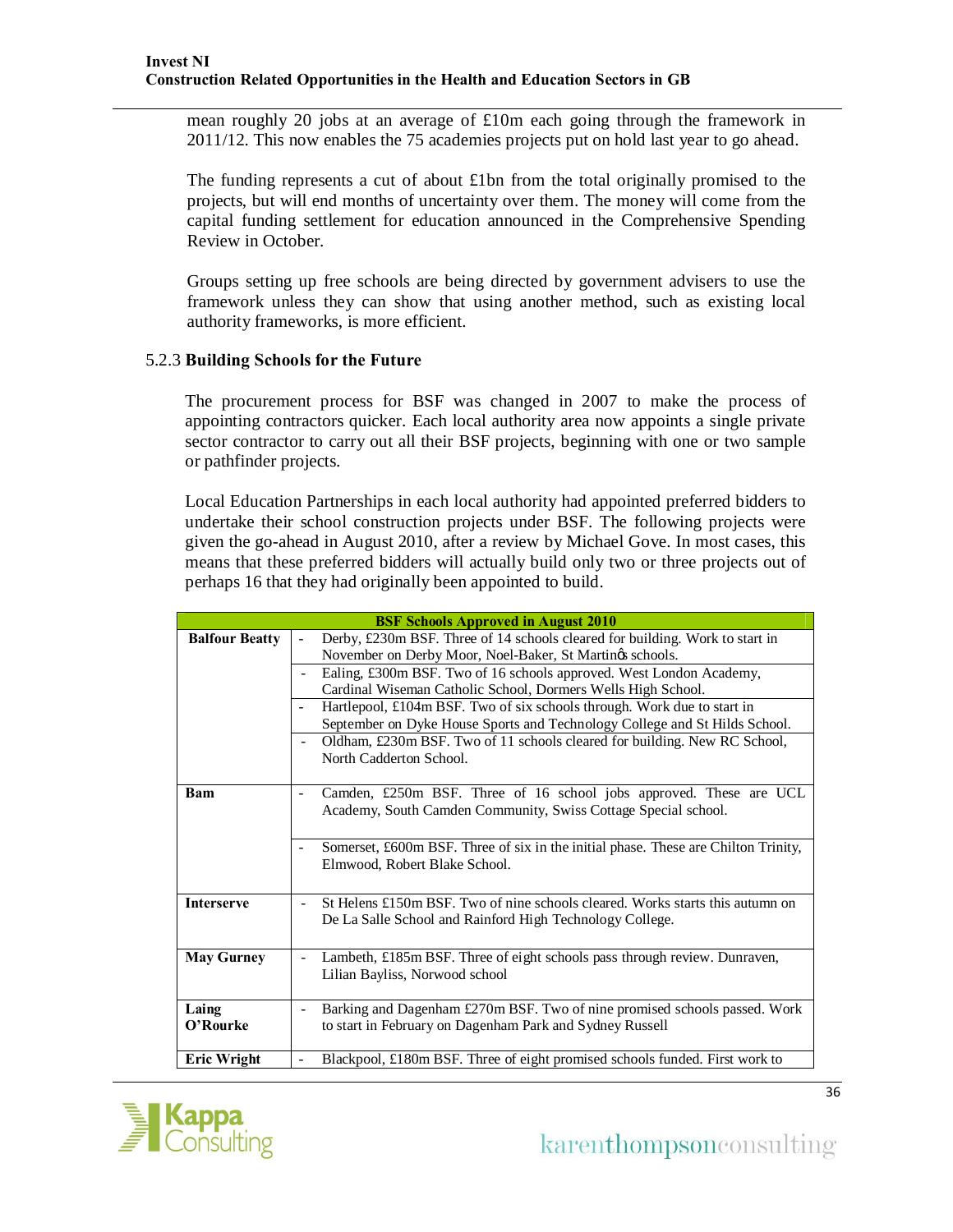mean roughly 20 jobs at an average of £10m each going through the framework in 2011/12. This now enables the 75 academies projects put on hold last year to go ahead.

The funding represents a cut of about £1bn from the total originally promised to the projects, but will end months of uncertainty over them. The money will come from the capital funding settlement for education announced in the Comprehensive Spending Review in October.

Groups setting up free schools are being directed by government advisers to use the framework unless they can show that using another method, such as existing local authority frameworks, is more efficient.

### 5.2.3 Building Schools for the Future

The procurement process for BSF was changed in 2007 to make the process of appointing contractors quicker. Each local authority area now appoints a single private sector contractor to carry out all their BSF projects, beginning with one or two sample or pathfinder projects.

Local Education Partnerships in each local authority had appointed preferred bidders to undertake their school construction projects under BSF. The following projects were given the go-ahead in August 2010, after a review by Michael Gove. In most cases, this means that these preferred bidders will actually build only two or three projects out of perhaps 16 that they had originally been appointed to build.

| BSF Schools Approved in August 2010 | |
|---|---|
| **Balfour Beatty** | - Derby, £230m BSF. Three of 14 schools cleared for building. Work to start in November on Derby Moor, Noel-Baker, St Martin's schools. |
| | - Ealing, £300m BSF. Two of 16 schools approved. West London Academy, Cardinal Wiseman Catholic School, Dormers Wells High School. |
| | - Hartlepool, £104m BSF. Two of six schools through. Work due to start in September on Dyke House Sports and Technology College and St Hilds School. |
| | - Oldham, £230m BSF. Two of 11 schools cleared for building. New RC School, North Cadderton School. |
| **Bam** | - Camden, £250m BSF. Three of 16 school jobs approved. These are UCL Academy, South Camden Community, Swiss Cottage Special school. |
| | - Somerset, £600m BSF. Three of six in the initial phase. These are Chilton Trinity, Elmwood, Robert Blake School. |
| **Interserve** | - St Helens £150m BSF. Two of nine schools cleared. Works starts this autumn on De La Salle School and Rainford High Technology College. |
| **May Gurney** | - Lambeth, £185m BSF. Three of eight schools pass through review. Dunraven, Lilian Bayliss, Norwood school |
| **Laing O'Rourke** | - Barking and Dagenham £270m BSF. Two of nine promised schools passed. Work to start in February on Dagenham Park and Sydney Russell |
| **Eric Wright** | - Blackpool, £180m BSF. Three of eight promised schools funded. First work to |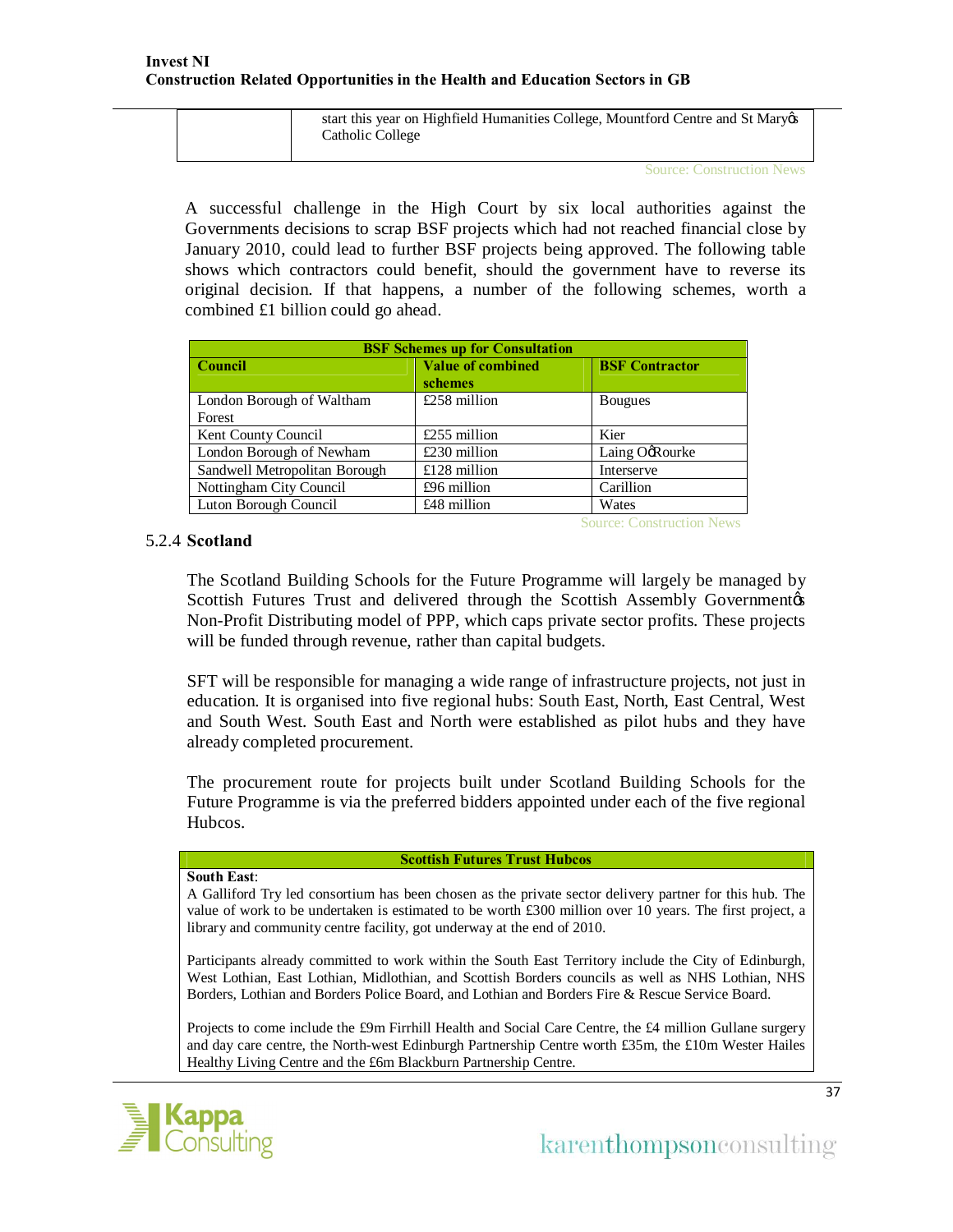| | |
|---|---|
| | start this year on Highfield Humanities College, Mountford Centre and St Mary's Catholic College |

Source: Construction News

A successful challenge in the High Court by six local authorities against the Governments decisions to scrap BSF projects which had not reached financial close by January 2010, could lead to further BSF projects being approved. The following table shows which contractors could benefit, should the government have to reverse its original decision. If that happens, a number of the following schemes, worth a combined £1 billion could go ahead.

| BSF Schemes up for Consultation | | |
|---|---|---|
| **Council** | **Value of combined schemes** | **BSF Contractor** |
| London Borough of Waltham Forest | £258 million | Bougues |
| Kent County Council | £255 million | Kier |
| London Borough of Newham | £230 million | Laing O'Rourke |
| Sandwell Metropolitan Borough | £128 million | Interserve |
| Nottingham City Council | £96 million | Carillion |
| Luton Borough Council | £48 million | Wates |

Source: Construction News

### 5.2.4 Scotland

The Scotland Building Schools for the Future Programme will largely be managed by Scottish Futures Trust and delivered through the Scottish Assembly Government's Non-Profit Distributing model of PPP, which caps private sector profits. These projects will be funded through revenue, rather than capital budgets.

SFT will be responsible for managing a wide range of infrastructure projects, not just in education. It is organised into five regional hubs: South East, North, East Central, West and South West. South East and North were established as pilot hubs and they have already completed procurement.

The procurement route for projects built under Scotland Building Schools for the Future Programme is via the preferred bidders appointed under each of the five regional Hubcos.

**Scottish Futures Trust Hubcos**

**South East**:
A Galliford Try led consortium has been chosen as the private sector delivery partner for this hub. The value of work to be undertaken is estimated to be worth £300 million over 10 years. The first project, a library and community centre facility, got underway at the end of 2010.

Participants already committed to work within the South East Territory include the City of Edinburgh, West Lothian, East Lothian, Midlothian, and Scottish Borders councils as well as NHS Lothian, NHS Borders, Lothian and Borders Police Board, and Lothian and Borders Fire & Rescue Service Board.

Projects to come include the £9m Firrhill Health and Social Care Centre, the £4 million Gullane surgery and day care centre, the North-west Edinburgh Partnership Centre worth £35m, the £10m Wester Hailes Healthy Living Centre and the £6m Blackburn Partnership Centre.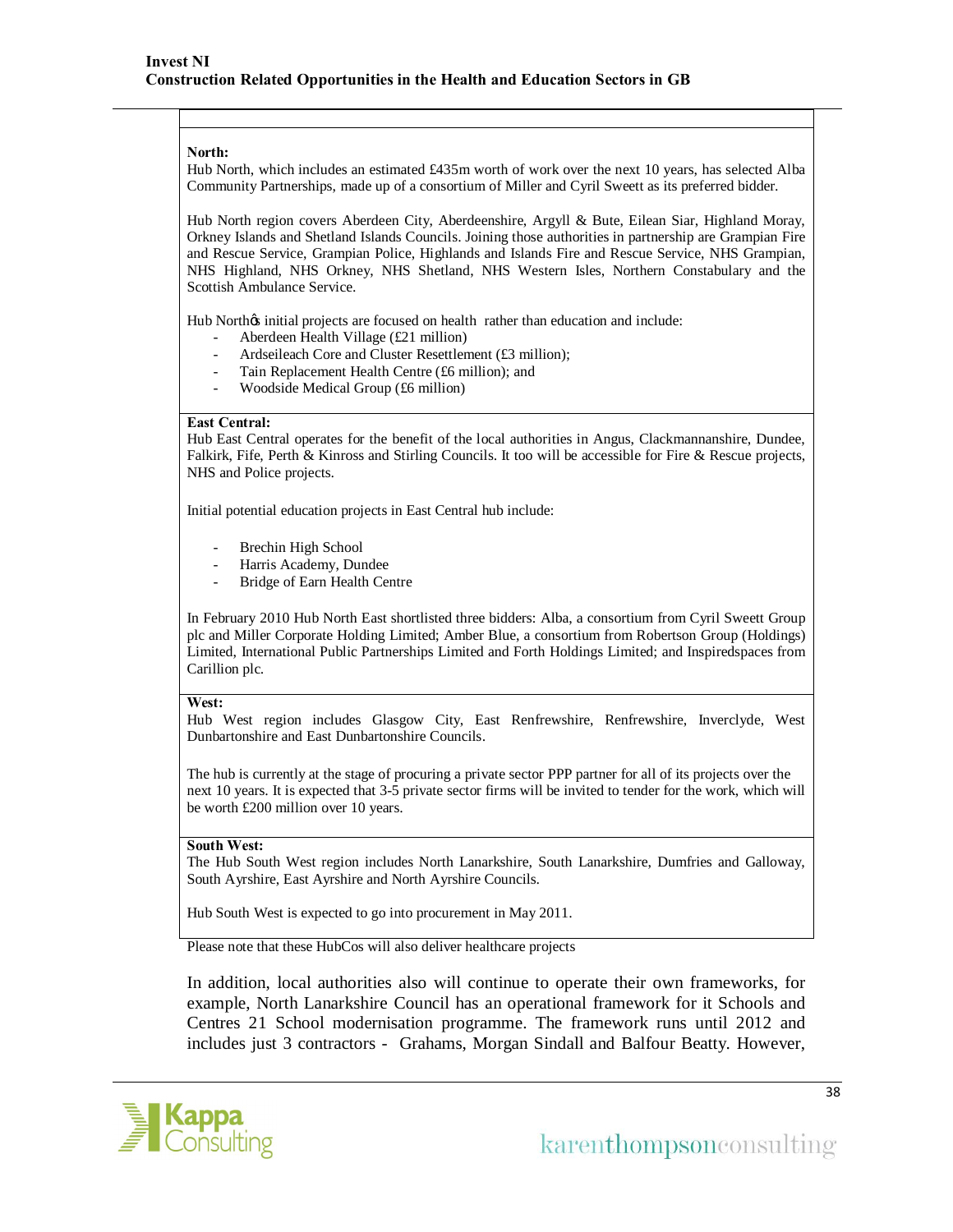**North:**

Hub North, which includes an estimated £435m worth of work over the next 10 years, has selected Alba Community Partnerships, made up of a consortium of Miller and Cyril Sweett as its preferred bidder.

Hub North region covers Aberdeen City, Aberdeenshire, Argyll & Bute, Eilean Siar, Highland Moray, Orkney Islands and Shetland Islands Councils. Joining those authorities in partnership are Grampian Fire and Rescue Service, Grampian Police, Highlands and Islands Fire and Rescue Service, NHS Grampian, NHS Highland, NHS Orkney, NHS Shetland, NHS Western Isles, Northern Constabulary and the Scottish Ambulance Service.

Hub Northø initial projects are focused on health rather than education and include:

- Aberdeen Health Village (£21 million)
- Ardseileach Core and Cluster Resettlement (£3 million);
- Tain Replacement Health Centre (£6 million); and
- Woodside Medical Group (£6 million)

**East Central:**

Hub East Central operates for the benefit of the local authorities in Angus, Clackmannanshire, Dundee, Falkirk, Fife, Perth & Kinross and Stirling Councils. It too will be accessible for Fire & Rescue projects, NHS and Police projects.

Initial potential education projects in East Central hub include:

- Brechin High School
- Harris Academy, Dundee
- Bridge of Earn Health Centre

In February 2010 Hub North East shortlisted three bidders: Alba, a consortium from Cyril Sweett Group plc and Miller Corporate Holding Limited; Amber Blue, a consortium from Robertson Group (Holdings) Limited, International Public Partnerships Limited and Forth Holdings Limited; and Inspiredspaces from Carillion plc.

**West:**

Hub West region includes Glasgow City, East Renfrewshire, Renfrewshire, Inverclyde, West Dunbartonshire and East Dunbartonshire Councils.

The hub is currently at the stage of procuring a private sector PPP partner for all of its projects over the next 10 years. It is expected that 3-5 private sector firms will be invited to tender for the work, which will be worth £200 million over 10 years.

**South West:**

The Hub South West region includes North Lanarkshire, South Lanarkshire, Dumfries and Galloway, South Ayrshire, East Ayrshire and North Ayrshire Councils.

Hub South West is expected to go into procurement in May 2011.

Please note that these HubCos will also deliver healthcare projects

In addition, local authorities also will continue to operate their own frameworks, for example, North Lanarkshire Council has an operational framework for it Schools and Centres 21 School modernisation programme. The framework runs until 2012 and includes just 3 contractors - Grahams, Morgan Sindall and Balfour Beatty. However,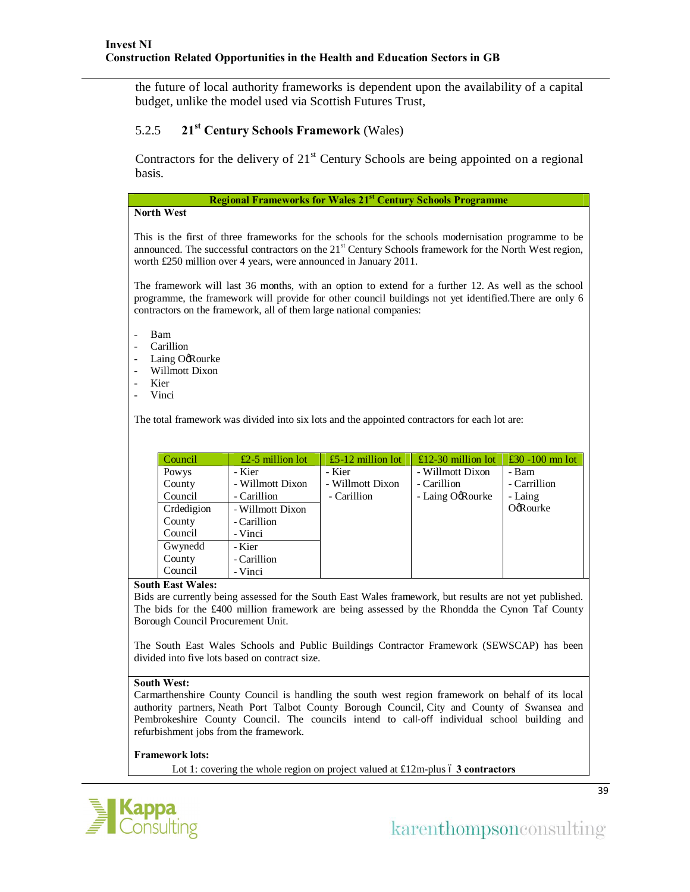the future of local authority frameworks is dependent upon the availability of a capital budget, unlike the model used via Scottish Futures Trust,

### 5.2.5 21st Century Schools Framework (Wales)

Contractors for the delivery of 21st Century Schools are being appointed on a regional basis.

**Regional Frameworks for Wales 21st Century Schools Programme**

**North West**

This is the first of three frameworks for the schools for the schools modernisation programme to be announced. The successful contractors on the 21st Century Schools framework for the North West region, worth £250 million over 4 years, were announced in January 2011.

The framework will last 36 months, with an option to extend for a further 12. As well as the school programme, the framework will provide for other council buildings not yet identified.There are only 6 contractors on the framework, all of them large national companies:

- Bam
- Carillion
- Laing OŒRourke
- Willmott Dixon
- Kier
- Vinci

The total framework was divided into six lots and the appointed contractors for each lot are:

| Council | £2-5 million lot | £5-12 million lot | £12-30 million lot | £30 -100 mn lot |
|---|---|---|---|---|
| Powys County Council | - Kier<br>- Willmott Dixon<br>- Carillion | - Kier<br>- Willmott Dixon<br>- Carillion | - Willmott Dixon<br>- Carillion<br>- Laing OŒRourke | - Bam<br>- Carrillion<br>- Laing OŒRourke |
| Crdedigion County Council | - Willmott Dixon<br>- Carillion<br>- Vinci | | | |
| Gwynedd County Council | - Kier<br>- Carillion<br>- Vinci | | | |

**South East Wales:**

Bids are currently being assessed for the South East Wales framework, but results are not yet published. The bids for the £400 million framework are being assessed by the Rhondda the Cynon Taf County Borough Council Procurement Unit.

The South East Wales Schools and Public Buildings Contractor Framework (SEWSCAP) has been divided into five lots based on contract size.

**South West:**

Carmarthenshire County Council is handling the south west region framework on behalf of its local authority partners, Neath Port Talbot County Borough Council, City and County of Swansea and Pembrokeshire County Council. The councils intend to call-off individual school building and refurbishment jobs from the framework.

**Framework lots:**

Lot 1: covering the whole region on project valued at £12m-plus – **3 contractors**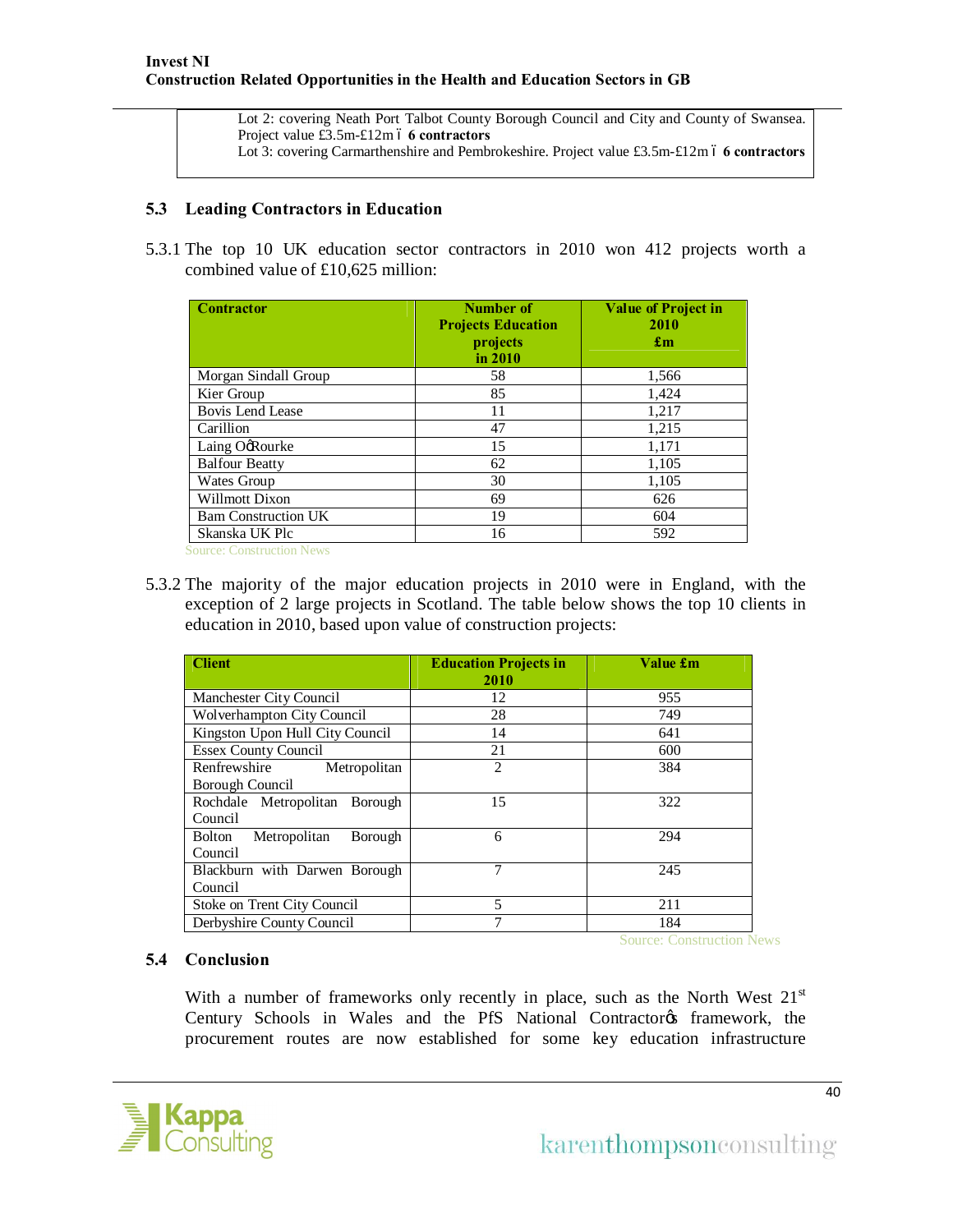Lot 2: covering Neath Port Talbot County Borough Council and City and County of Swansea. Project value £3.5m-£12m – **6 contractors**

Lot 3: covering Carmarthenshire and Pembrokeshire. Project value £3.5m-£12m – **6 contractors**

## 5.3 Leading Contractors in Education

5.3.1 The top 10 UK education sector contractors in 2010 won 412 projects worth a combined value of £10,625 million:

| Contractor | Number of Projects Education projects in 2010 | Value of Project in 2010 £m |
|---|---|---|
| Morgan Sindall Group | 58 | 1,566 |
| Kier Group | 85 | 1,424 |
| Bovis Lend Lease | 11 | 1,217 |
| Carillion | 47 | 1,215 |
| Laing O'Rourke | 15 | 1,171 |
| Balfour Beatty | 62 | 1,105 |
| Wates Group | 30 | 1,105 |
| Willmott Dixon | 69 | 626 |
| Bam Construction UK | 19 | 604 |
| Skanska UK Plc | 16 | 592 |

Source: Construction News

5.3.2 The majority of the major education projects in 2010 were in England, with the exception of 2 large projects in Scotland. The table below shows the top 10 clients in education in 2010, based upon value of construction projects:

| Client | Education Projects in 2010 | Value £m |
|---|---|---|
| Manchester City Council | 12 | 955 |
| Wolverhampton City Council | 28 | 749 |
| Kingston Upon Hull City Council | 14 | 641 |
| Essex County Council | 21 | 600 |
| Renfrewshire Metropolitan Borough Council | 2 | 384 |
| Rochdale Metropolitan Borough Council | 15 | 322 |
| Bolton Metropolitan Borough Council | 6 | 294 |
| Blackburn with Darwen Borough Council | 7 | 245 |
| Stoke on Trent City Council | 5 | 211 |
| Derbyshire County Council | 7 | 184 |

Source: Construction News

## 5.4 Conclusion

With a number of frameworks only recently in place, such as the North West 21st Century Schools in Wales and the PfS National Contractor's framework, the procurement routes are now established for some key education infrastructure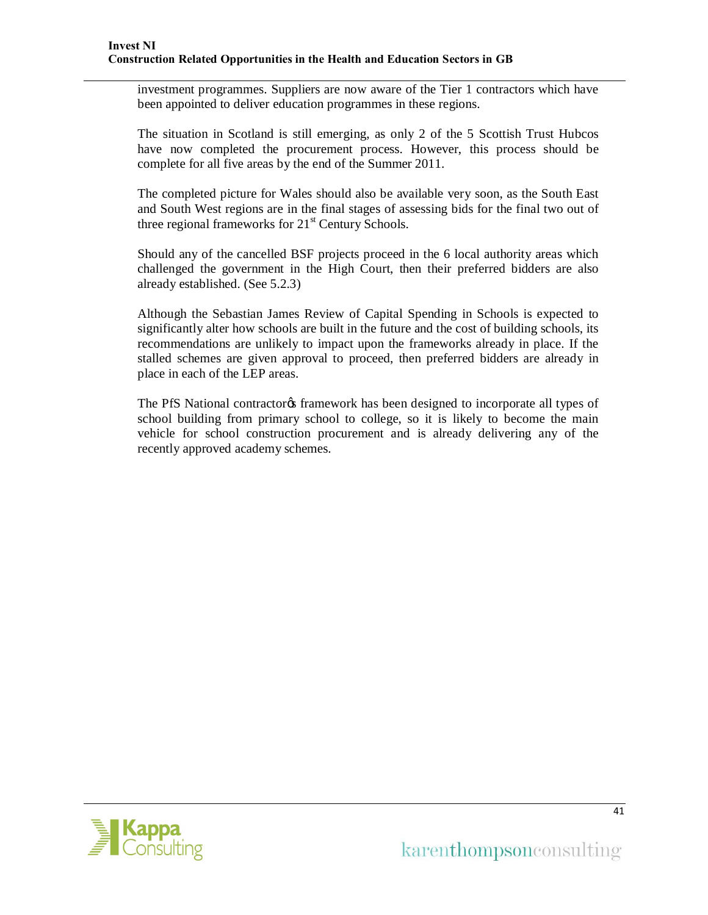investment programmes. Suppliers are now aware of the Tier 1 contractors which have been appointed to deliver education programmes in these regions.

The situation in Scotland is still emerging, as only 2 of the 5 Scottish Trust Hubcos have now completed the procurement process. However, this process should be complete for all five areas by the end of the Summer 2011.

The completed picture for Wales should also be available very soon, as the South East and South West regions are in the final stages of assessing bids for the final two out of three regional frameworks for 21st Century Schools.

Should any of the cancelled BSF projects proceed in the 6 local authority areas which challenged the government in the High Court, then their preferred bidders are also already established. (See 5.2.3)

Although the Sebastian James Review of Capital Spending in Schools is expected to significantly alter how schools are built in the future and the cost of building schools, its recommendations are unlikely to impact upon the frameworks already in place. If the stalled schemes are given approval to proceed, then preferred bidders are already in place in each of the LEP areas.

The PfS National contractor's framework has been designed to incorporate all types of school building from primary school to college, so it is likely to become the main vehicle for school construction procurement and is already delivering any of the recently approved academy schemes.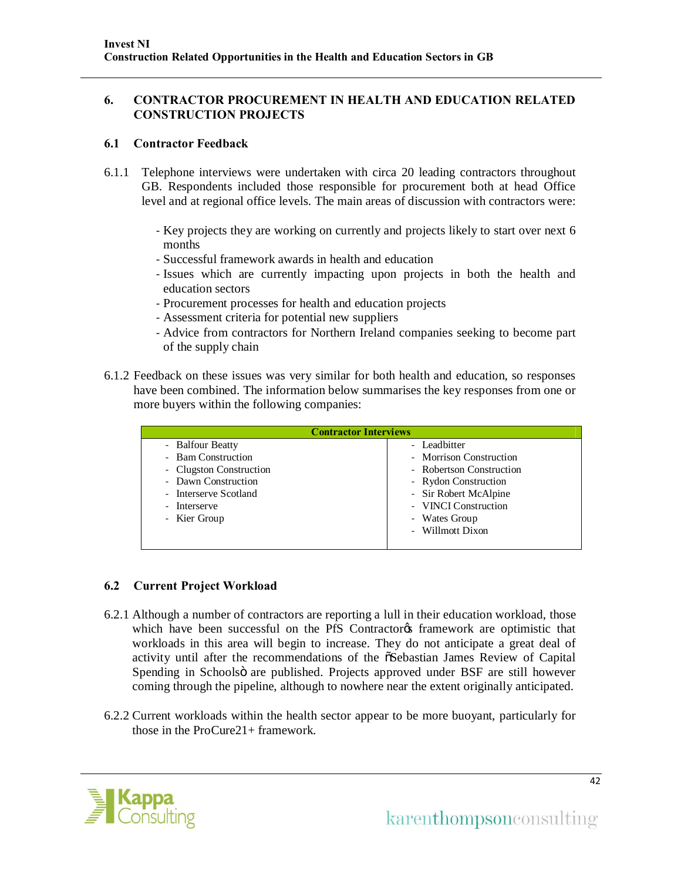## 6. CONTRACTOR PROCUREMENT IN HEALTH AND EDUCATION RELATED CONSTRUCTION PROJECTS

### 6.1 Contractor Feedback

6.1.1 Telephone interviews were undertaken with circa 20 leading contractors throughout GB. Respondents included those responsible for procurement both at head Office level and at regional office levels. The main areas of discussion with contractors were:

- Key projects they are working on currently and projects likely to start over next 6 months
- Successful framework awards in health and education
- Issues which are currently impacting upon projects in both the health and education sectors
- Procurement processes for health and education projects
- Assessment criteria for potential new suppliers
- Advice from contractors for Northern Ireland companies seeking to become part of the supply chain

6.1.2 Feedback on these issues was very similar for both health and education, so responses have been combined. The information below summarises the key responses from one or more buyers within the following companies:

| Contractor Interviews | |
|---|---|
| - Balfour Beatty | - Leadbitter |
| - Bam Construction | - Morrison Construction |
| - Clugston Construction | - Robertson Construction |
| - Dawn Construction | - Rydon Construction |
| - Interserve Scotland | - Sir Robert McAlpine |
| - Interserve | - VINCI Construction |
| - Kier Group | - Wates Group |
| | - Willmott Dixon |

### 6.2 Current Project Workload

6.2.1 Although a number of contractors are reporting a lull in their education workload, those which have been successful on the PfS Contractor's framework are optimistic that workloads in this area will begin to increase. They do not anticipate a great deal of activity until after the recommendations of the "Sebastian James Review of Capital Spending in Schools" are published. Projects approved under BSF are still however coming through the pipeline, although to nowhere near the extent originally anticipated.

6.2.2 Current workloads within the health sector appear to be more buoyant, particularly for those in the ProCure21+ framework.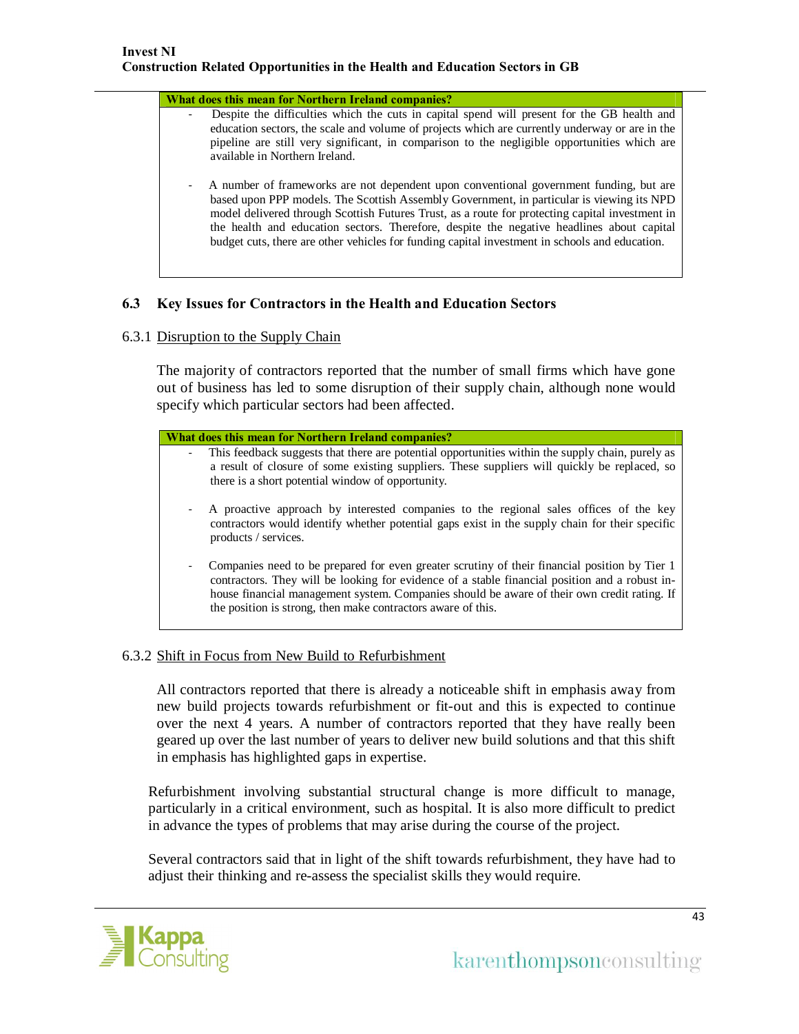**What does this mean for Northern Ireland companies?**

- Despite the difficulties which the cuts in capital spend will present for the GB health and education sectors, the scale and volume of projects which are currently underway or are in the pipeline are still very significant, in comparison to the negligible opportunities which are available in Northern Ireland.

- A number of frameworks are not dependent upon conventional government funding, but are based upon PPP models. The Scottish Assembly Government, in particular is viewing its NPD model delivered through Scottish Futures Trust, as a route for protecting capital investment in the health and education sectors. Therefore, despite the negative headlines about capital budget cuts, there are other vehicles for funding capital investment in schools and education.

## 6.3 Key Issues for Contractors in the Health and Education Sectors

### 6.3.1 Disruption to the Supply Chain

The majority of contractors reported that the number of small firms which have gone out of business has led to some disruption of their supply chain, although none would specify which particular sectors had been affected.

**What does this mean for Northern Ireland companies?**

- This feedback suggests that there are potential opportunities within the supply chain, purely as a result of closure of some existing suppliers. These suppliers will quickly be replaced, so there is a short potential window of opportunity.

- A proactive approach by interested companies to the regional sales offices of the key contractors would identify whether potential gaps exist in the supply chain for their specific products / services.

- Companies need to be prepared for even greater scrutiny of their financial position by Tier 1 contractors. They will be looking for evidence of a stable financial position and a robust in-house financial management system. Companies should be aware of their own credit rating. If the position is strong, then make contractors aware of this.

### 6.3.2 Shift in Focus from New Build to Refurbishment

All contractors reported that there is already a noticeable shift in emphasis away from new build projects towards refurbishment or fit-out and this is expected to continue over the next 4 years. A number of contractors reported that they have really been geared up over the last number of years to deliver new build solutions and that this shift in emphasis has highlighted gaps in expertise.

Refurbishment involving substantial structural change is more difficult to manage, particularly in a critical environment, such as hospital. It is also more difficult to predict in advance the types of problems that may arise during the course of the project.

Several contractors said that in light of the shift towards refurbishment, they have had to adjust their thinking and re-assess the specialist skills they would require.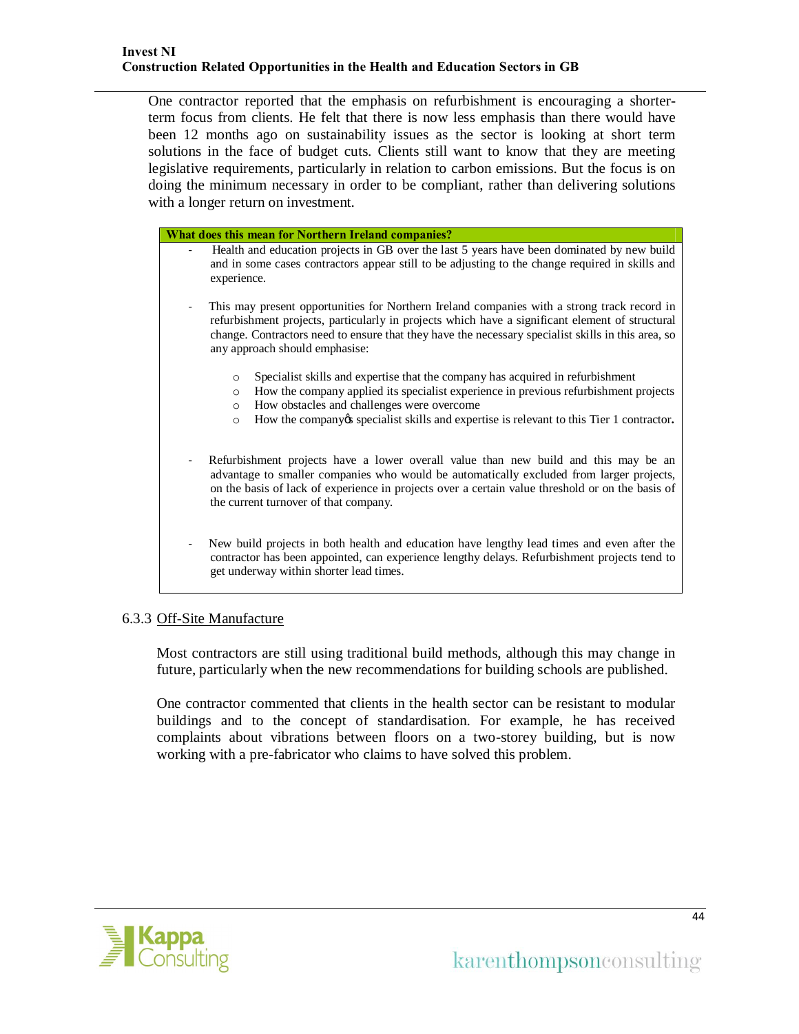One contractor reported that the emphasis on refurbishment is encouraging a shorter-term focus from clients. He felt that there is now less emphasis than there would have been 12 months ago on sustainability issues as the sector is looking at short term solutions in the face of budget cuts. Clients still want to know that they are meeting legislative requirements, particularly in relation to carbon emissions. But the focus is on doing the minimum necessary in order to be compliant, rather than delivering solutions with a longer return on investment.

**What does this mean for Northern Ireland companies?**

- Health and education projects in GB over the last 5 years have been dominated by new build and in some cases contractors appear still to be adjusting to the change required in skills and experience.

- This may present opportunities for Northern Ireland companies with a strong track record in refurbishment projects, particularly in projects which have a significant element of structural change. Contractors need to ensure that they have the necessary specialist skills in this area, so any approach should emphasise:

  - Specialist skills and expertise that the company has acquired in refurbishment
  - How the company applied its specialist experience in previous refurbishment projects
  - How obstacles and challenges were overcome
  - How the company's specialist skills and expertise is relevant to this Tier 1 contractor.

- Refurbishment projects have a lower overall value than new build and this may be an advantage to smaller companies who would be automatically excluded from larger projects, on the basis of lack of experience in projects over a certain value threshold or on the basis of the current turnover of that company.

- New build projects in both health and education have lengthy lead times and even after the contractor has been appointed, can experience lengthy delays. Refurbishment projects tend to get underway within shorter lead times.

### 6.3.3 Off-Site Manufacture

Most contractors are still using traditional build methods, although this may change in future, particularly when the new recommendations for building schools are published.

One contractor commented that clients in the health sector can be resistant to modular buildings and to the concept of standardisation. For example, he has received complaints about vibrations between floors on a two-storey building, but is now working with a pre-fabricator who claims to have solved this problem.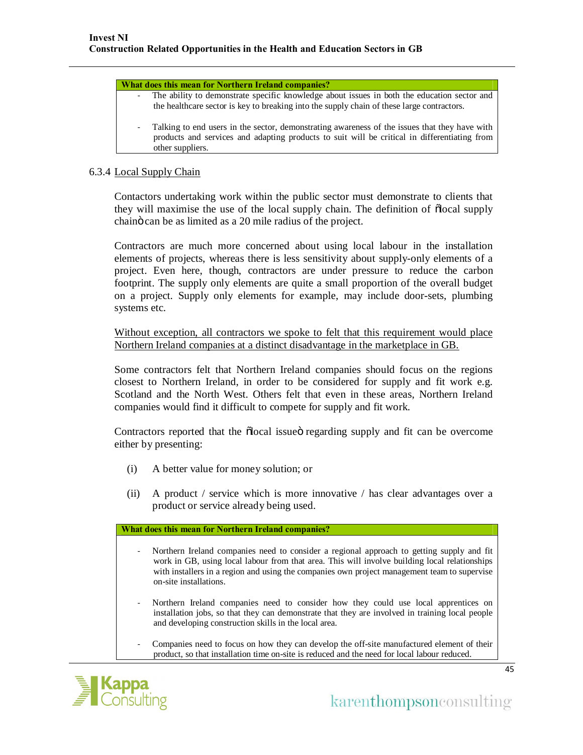| What does this mean for Northern Ireland companies? |
|---|
| - The ability to demonstrate specific knowledge about issues in both the education sector and the healthcare sector is key to breaking into the supply chain of these large contractors. <br><br> - Talking to end users in the sector, demonstrating awareness of the issues that they have with products and services and adapting products to suit will be critical in differentiating from other suppliers. |

### 6.3.4 Local Supply Chain

Contactors undertaking work within the public sector must demonstrate to clients that they will maximise the use of the local supply chain. The definition of "local supply chain" can be as limited as a 20 mile radius of the project.

Contractors are much more concerned about using local labour in the installation elements of projects, whereas there is less sensitivity about supply-only elements of a project. Even here, though, contractors are under pressure to reduce the carbon footprint. The supply only elements are quite a small proportion of the overall budget on a project. Supply only elements for example, may include door-sets, plumbing systems etc.

Without exception, all contractors we spoke to felt that this requirement would place Northern Ireland companies at a distinct disadvantage in the marketplace in GB.

Some contractors felt that Northern Ireland companies should focus on the regions closest to Northern Ireland, in order to be considered for supply and fit work e.g. Scotland and the North West. Others felt that even in these areas, Northern Ireland companies would find it difficult to compete for supply and fit work.

Contractors reported that the "local issue" regarding supply and fit can be overcome either by presenting:

(i) A better value for money solution; or

(ii) A product / service which is more innovative / has clear advantages over a product or service already being used.

| What does this mean for Northern Ireland companies? |
|---|
| - Northern Ireland companies need to consider a regional approach to getting supply and fit work in GB, using local labour from that area. This will involve building local relationships with installers in a region and using the companies own project management team to supervise on-site installations. <br><br> - Northern Ireland companies need to consider how they could use local apprentices on installation jobs, so that they can demonstrate that they are involved in training local people and developing construction skills in the local area. <br><br> - Companies need to focus on how they can develop the off-site manufactured element of their product, so that installation time on-site is reduced and the need for local labour reduced. |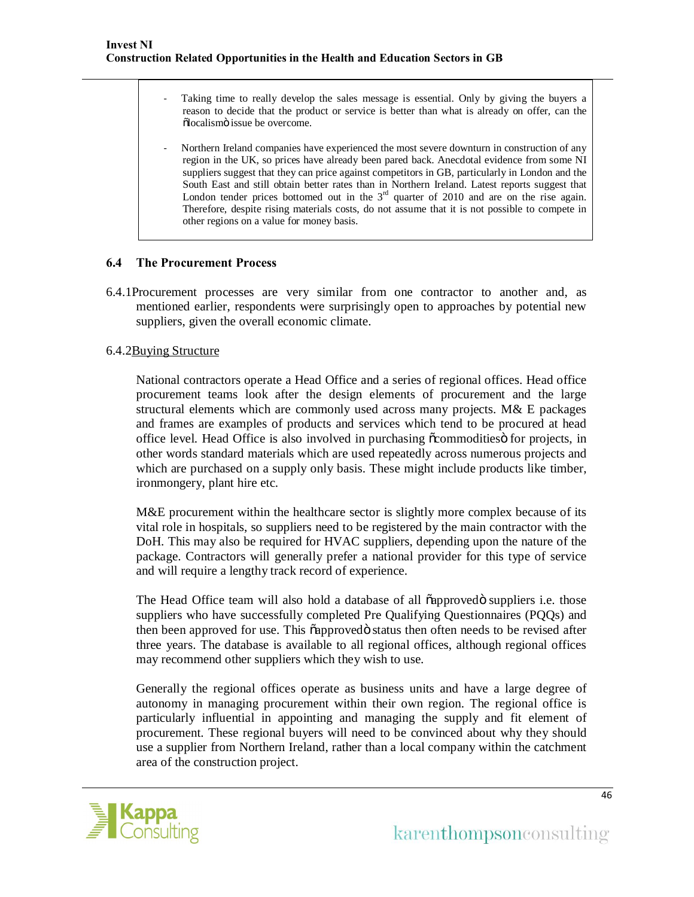- Taking time to really develop the sales message is essential. Only by giving the buyers a reason to decide that the product or service is better than what is already on offer, can the "localism" issue be overcome.

- Northern Ireland companies have experienced the most severe downturn in construction of any region in the UK, so prices have already been pared back. Anecdotal evidence from some NI suppliers suggest that they can price against competitors in GB, particularly in London and the South East and still obtain better rates than in Northern Ireland. Latest reports suggest that London tender prices bottomed out in the 3rd quarter of 2010 and are on the rise again. Therefore, despite rising materials costs, do not assume that it is not possible to compete in other regions on a value for money basis.

## 6.4 The Procurement Process

6.4.1 Procurement processes are very similar from one contractor to another and, as mentioned earlier, respondents were surprisingly open to approaches by potential new suppliers, given the overall economic climate.

6.4.2 Buying Structure

National contractors operate a Head Office and a series of regional offices. Head office procurement teams look after the design elements of procurement and the large structural elements which are commonly used across many projects. M& E packages and frames are examples of products and services which tend to be procured at head office level. Head Office is also involved in purchasing "commodities" for projects, in other words standard materials which are used repeatedly across numerous projects and which are purchased on a supply only basis. These might include products like timber, ironmongery, plant hire etc.

M&E procurement within the healthcare sector is slightly more complex because of its vital role in hospitals, so suppliers need to be registered by the main contractor with the DoH. This may also be required for HVAC suppliers, depending upon the nature of the package. Contractors will generally prefer a national provider for this type of service and will require a lengthy track record of experience.

The Head Office team will also hold a database of all "approved" suppliers i.e. those suppliers who have successfully completed Pre Qualifying Questionnaires (PQQs) and then been approved for use. This "approved" status then often needs to be revised after three years. The database is available to all regional offices, although regional offices may recommend other suppliers which they wish to use.

Generally the regional offices operate as business units and have a large degree of autonomy in managing procurement within their own region. The regional office is particularly influential in appointing and managing the supply and fit element of procurement. These regional buyers will need to be convinced about why they should use a supplier from Northern Ireland, rather than a local company within the catchment area of the construction project.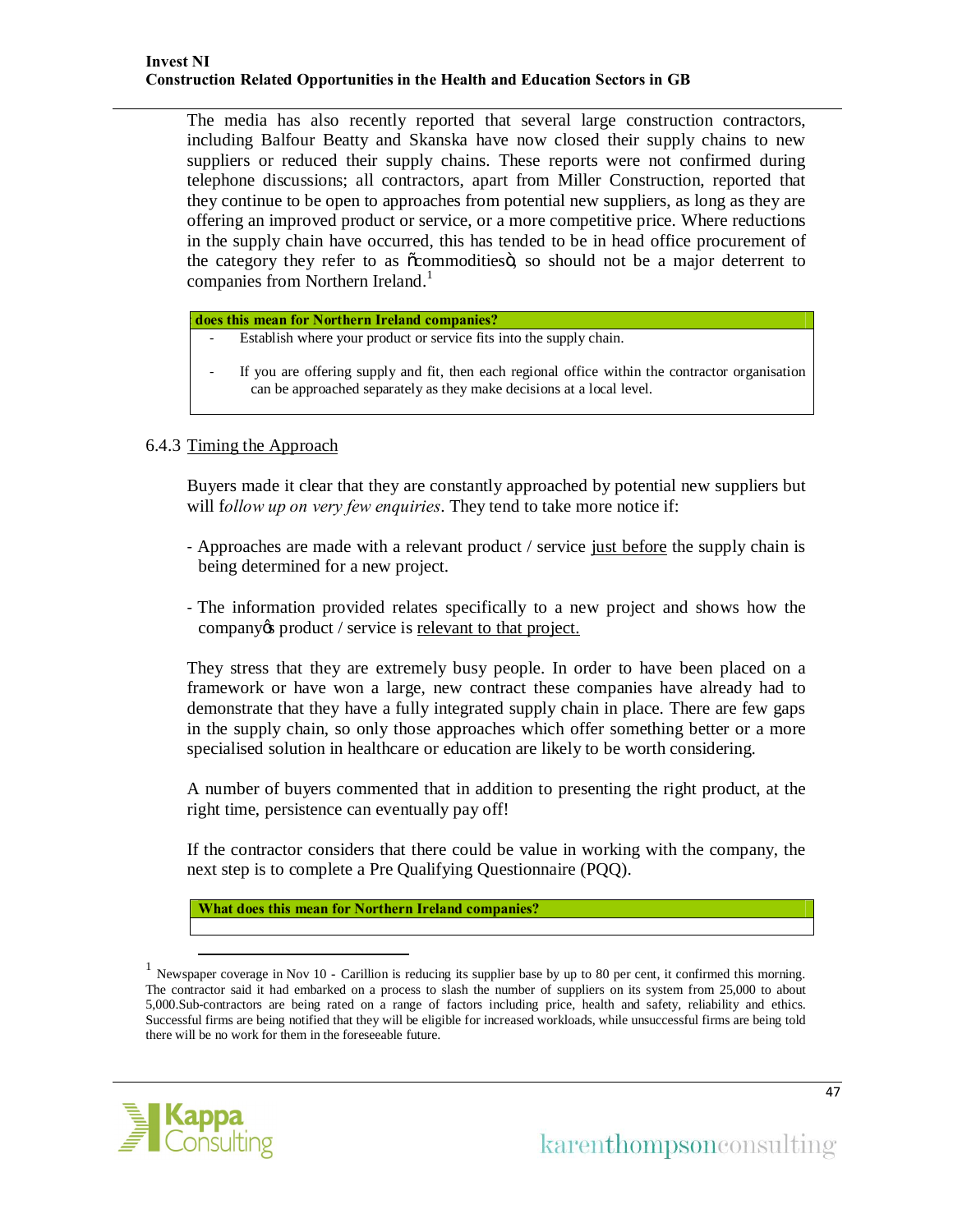The media has also recently reported that several large construction contractors, including Balfour Beatty and Skanska have now closed their supply chains to new suppliers or reduced their supply chains. These reports were not confirmed during telephone discussions; all contractors, apart from Miller Construction, reported that they continue to be open to approaches from potential new suppliers, as long as they are offering an improved product or service, or a more competitive price. Where reductions in the supply chain have occurred, this has tended to be in head office procurement of the category they refer to as "commodities", so should not be a major deterrent to companies from Northern Ireland.[1]

| does this mean for Northern Ireland companies? |
|---|
| - Establish where your product or service fits into the supply chain.<br><br>- If you are offering supply and fit, then each regional office within the contractor organisation can be approached separately as they make decisions at a local level. |

6.4.3 Timing the Approach

Buyers made it clear that they are constantly approached by potential new suppliers but will f*ollow up on very few enquiries*. They tend to take more notice if:

- Approaches are made with a relevant product / service just before the supply chain is being determined for a new project.
- The information provided relates specifically to a new project and shows how the company's product / service is relevant to that project.

They stress that they are extremely busy people. In order to have been placed on a framework or have won a large, new contract these companies have already had to demonstrate that they have a fully integrated supply chain in place. There are few gaps in the supply chain, so only those approaches which offer something better or a more specialised solution in healthcare or education are likely to be worth considering.

A number of buyers commented that in addition to presenting the right product, at the right time, persistence can eventually pay off!

If the contractor considers that there could be value in working with the company, the next step is to complete a Pre Qualifying Questionnaire (PQQ).

| What does this mean for Northern Ireland companies? |
|---|
| |

[1] Newspaper coverage in Nov 10 - Carillion is reducing its supplier base by up to 80 per cent, it confirmed this morning. The contractor said it had embarked on a process to slash the number of suppliers on its system from 25,000 to about 5,000.Sub-contractors are being rated on a range of factors including price, health and safety, reliability and ethics. Successful firms are being notified that they will be eligible for increased workloads, while unsuccessful firms are being told there will be no work for them in the foreseeable future.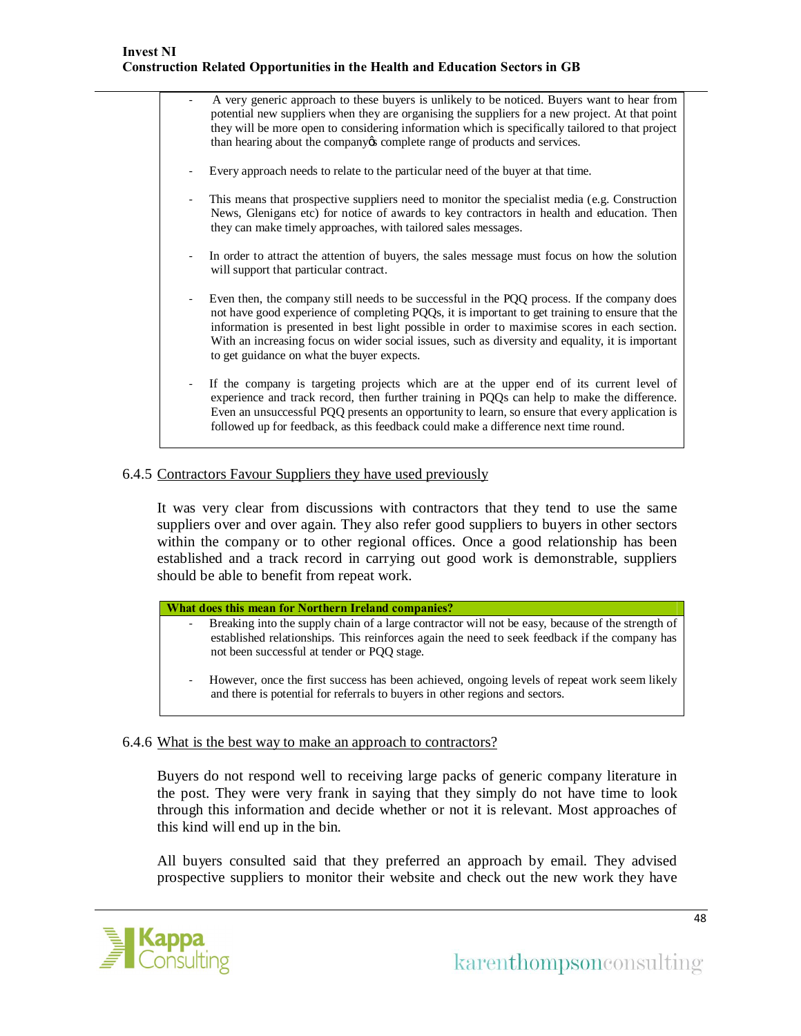- A very generic approach to these buyers is unlikely to be noticed. Buyers want to hear from potential new suppliers when they are organising the suppliers for a new project. At that point they will be more open to considering information which is specifically tailored to that project than hearing about the companyøs complete range of products and services.

- Every approach needs to relate to the particular need of the buyer at that time.

- This means that prospective suppliers need to monitor the specialist media (e.g. Construction News, Glenigans etc) for notice of awards to key contractors in health and education. Then they can make timely approaches, with tailored sales messages.

- In order to attract the attention of buyers, the sales message must focus on how the solution will support that particular contract.

- Even then, the company still needs to be successful in the PQQ process. If the company does not have good experience of completing PQQs, it is important to get training to ensure that the information is presented in best light possible in order to maximise scores in each section. With an increasing focus on wider social issues, such as diversity and equality, it is important to get guidance on what the buyer expects.

- If the company is targeting projects which are at the upper end of its current level of experience and track record, then further training in PQQs can help to make the difference. Even an unsuccessful PQQ presents an opportunity to learn, so ensure that every application is followed up for feedback, as this feedback could make a difference next time round.

### 6.4.5 Contractors Favour Suppliers they have used previously

It was very clear from discussions with contractors that they tend to use the same suppliers over and over again. They also refer good suppliers to buyers in other sectors within the company or to other regional offices. Once a good relationship has been established and a track record in carrying out good work is demonstrable, suppliers should be able to benefit from repeat work.

**What does this mean for Northern Ireland companies?**

- Breaking into the supply chain of a large contractor will not be easy, because of the strength of established relationships. This reinforces again the need to seek feedback if the company has not been successful at tender or PQQ stage.

- However, once the first success has been achieved, ongoing levels of repeat work seem likely and there is potential for referrals to buyers in other regions and sectors.

### 6.4.6 What is the best way to make an approach to contractors?

Buyers do not respond well to receiving large packs of generic company literature in the post. They were very frank in saying that they simply do not have time to look through this information and decide whether or not it is relevant. Most approaches of this kind will end up in the bin.

All buyers consulted said that they preferred an approach by email. They advised prospective suppliers to monitor their website and check out the new work they have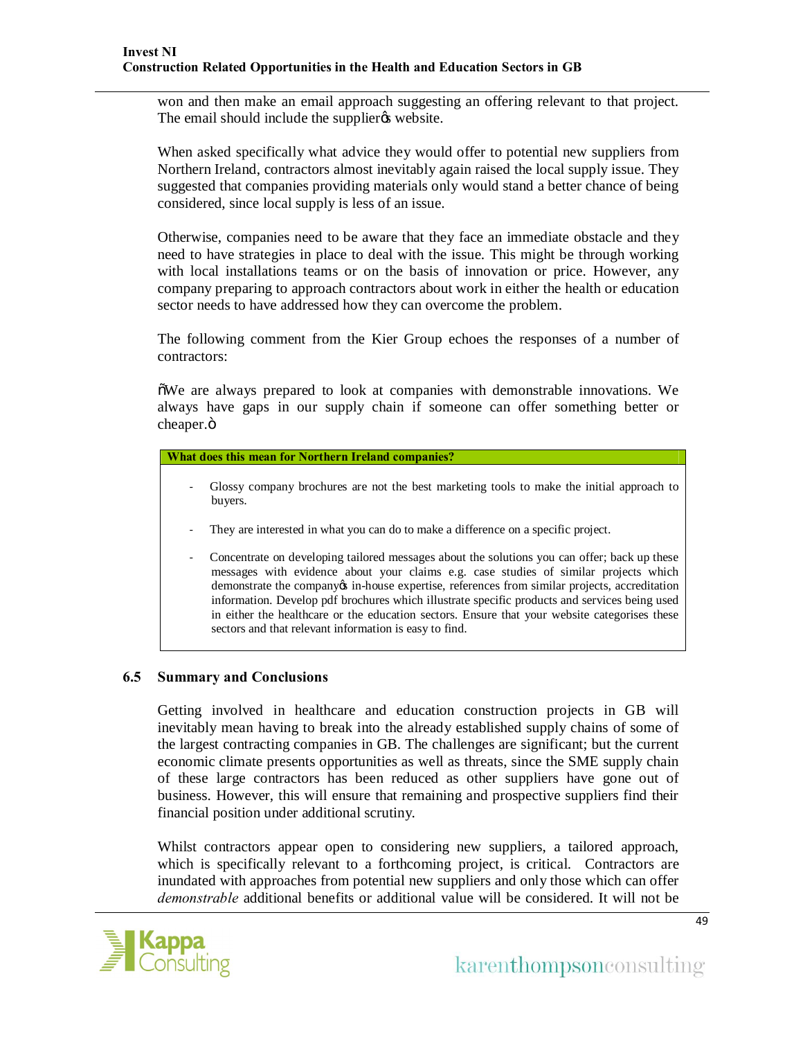won and then make an email approach suggesting an offering relevant to that project. The email should include the supplier's website.

When asked specifically what advice they would offer to potential new suppliers from Northern Ireland, contractors almost inevitably again raised the local supply issue. They suggested that companies providing materials only would stand a better chance of being considered, since local supply is less of an issue.

Otherwise, companies need to be aware that they face an immediate obstacle and they need to have strategies in place to deal with the issue. This might be through working with local installations teams or on the basis of innovation or price. However, any company preparing to approach contractors about work in either the health or education sector needs to have addressed how they can overcome the problem.

The following comment from the Kier Group echoes the responses of a number of contractors:

"We are always prepared to look at companies with demonstrable innovations. We always have gaps in our supply chain if someone can offer something better or cheaper."

**What does this mean for Northern Ireland companies?**

- Glossy company brochures are not the best marketing tools to make the initial approach to buyers.
- They are interested in what you can do to make a difference on a specific project.
- Concentrate on developing tailored messages about the solutions you can offer; back up these messages with evidence about your claims e.g. case studies of similar projects which demonstrate the company's in-house expertise, references from similar projects, accreditation information. Develop pdf brochures which illustrate specific products and services being used in either the healthcare or the education sectors. Ensure that your website categorises these sectors and that relevant information is easy to find.

## 6.5 Summary and Conclusions

Getting involved in healthcare and education construction projects in GB will inevitably mean having to break into the already established supply chains of some of the largest contracting companies in GB. The challenges are significant; but the current economic climate presents opportunities as well as threats, since the SME supply chain of these large contractors has been reduced as other suppliers have gone out of business. However, this will ensure that remaining and prospective suppliers find their financial position under additional scrutiny.

Whilst contractors appear open to considering new suppliers, a tailored approach, which is specifically relevant to a forthcoming project, is critical. Contractors are inundated with approaches from potential new suppliers and only those which can offer *demonstrable* additional benefits or additional value will be considered. It will not be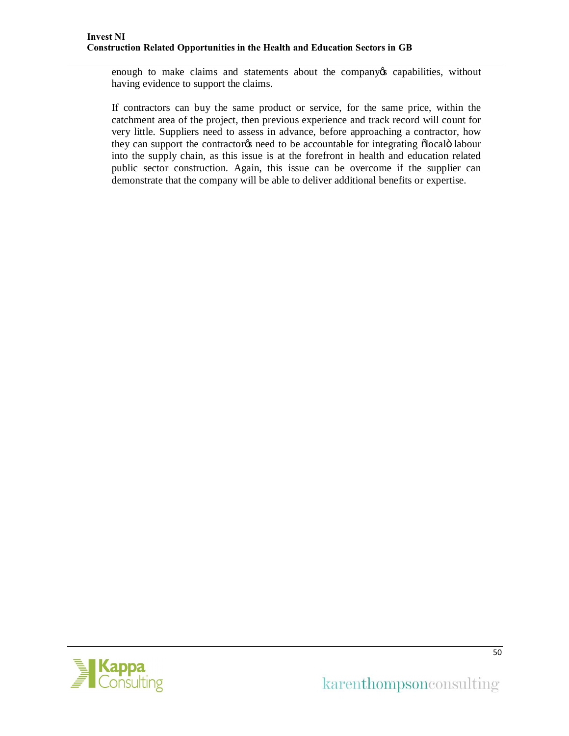enough to make claims and statements about the company's capabilities, without having evidence to support the claims.

If contractors can buy the same product or service, for the same price, within the catchment area of the project, then previous experience and track record will count for very little. Suppliers need to assess in advance, before approaching a contractor, how they can support the contractor's need to be accountable for integrating "local" labour into the supply chain, as this issue is at the forefront in health and education related public sector construction. Again, this issue can be overcome if the supplier can demonstrate that the company will be able to deliver additional benefits or expertise.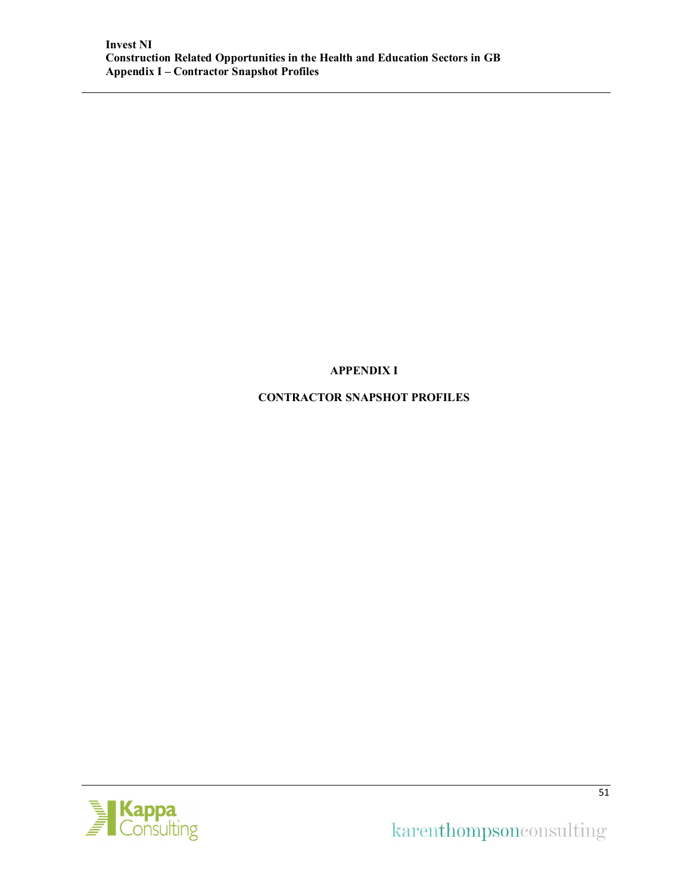# APPENDIX I

## CONTRACTOR SNAPSHOT PROFILES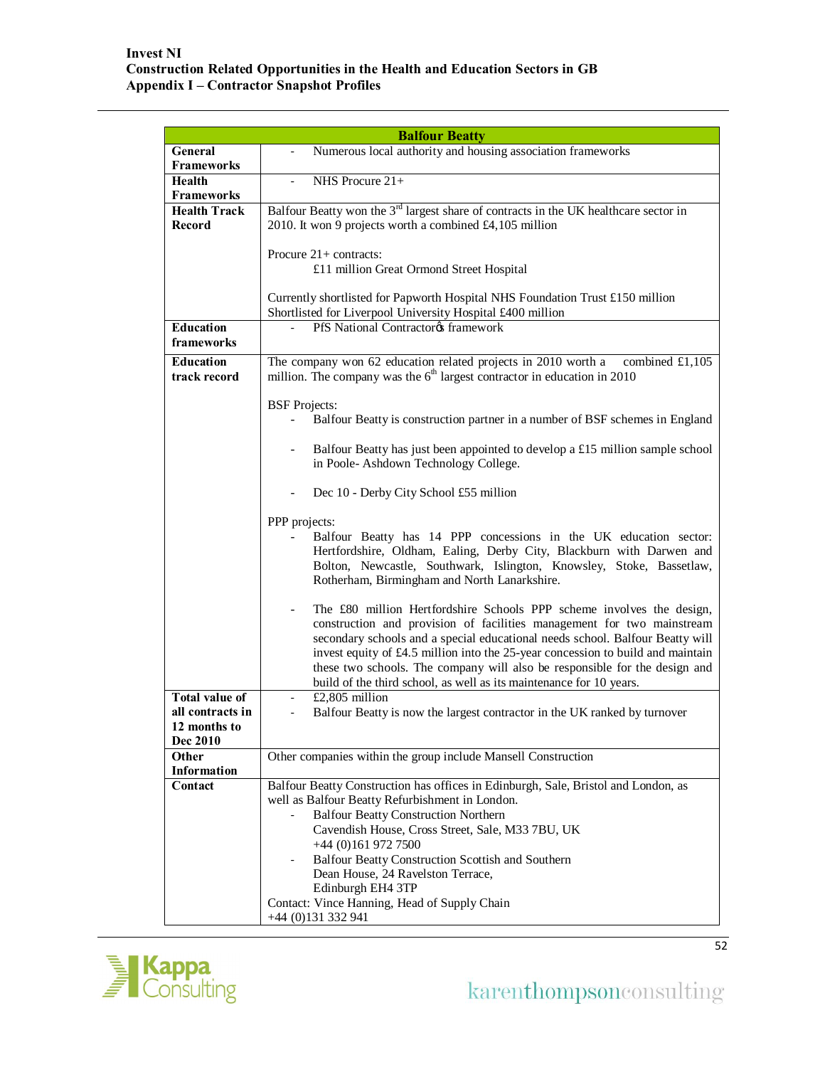| Balfour Beatty | |
|---|---|
| **General Frameworks** | - Numerous local authority and housing association frameworks |
| **Health Frameworks** | - NHS Procure 21+ |
| **Health Track Record** | Balfour Beatty won the 3rd largest share of contracts in the UK healthcare sector in 2010. It won 9 projects worth a combined £4,105 million<br><br>Procure 21+ contracts:<br>£11 million Great Ormond Street Hospital<br><br>Currently shortlisted for Papworth Hospital NHS Foundation Trust £150 million<br>Shortlisted for Liverpool University Hospital £400 million |
| **Education frameworks** | - PfS National Contractor's framework |
| **Education track record** | The company won 62 education related projects in 2010 worth a combined £1,105 million. The company was the 6th largest contractor in education in 2010<br><br>BSF Projects:<br>- Balfour Beatty is construction partner in a number of BSF schemes in England<br>- Balfour Beatty has just been appointed to develop a £15 million sample school in Poole- Ashdown Technology College.<br>- Dec 10 - Derby City School £55 million<br><br>PPP projects:<br>- Balfour Beatty has 14 PPP concessions in the UK education sector: Hertfordshire, Oldham, Ealing, Derby City, Blackburn with Darwen and Bolton, Newcastle, Southwark, Islington, Knowsley, Stoke, Bassetlaw, Rotherham, Birmingham and North Lanarkshire.<br>- The £80 million Hertfordshire Schools PPP scheme involves the design, construction and provision of facilities management for two mainstream secondary schools and a special educational needs school. Balfour Beatty will invest equity of £4.5 million into the 25-year concession to build and maintain these two schools. The company will also be responsible for the design and build of the third school, as well as its maintenance for 10 years. |
| **Total value of all contracts in 12 months to Dec 2010** | - £2,805 million<br>- Balfour Beatty is now the largest contractor in the UK ranked by turnover |
| **Other Information** | Other companies within the group include Mansell Construction |
| **Contact** | Balfour Beatty Construction has offices in Edinburgh, Sale, Bristol and London, as well as Balfour Beatty Refurbishment in London.<br>- Balfour Beatty Construction Northern<br>Cavendish House, Cross Street, Sale, M33 7BU, UK<br>+44 (0)161 972 7500<br>- Balfour Beatty Construction Scottish and Southern<br>Dean House, 24 Ravelston Terrace,<br>Edinburgh EH4 3TP<br>Contact: Vince Hanning, Head of Supply Chain<br>+44 (0)131 332 941 |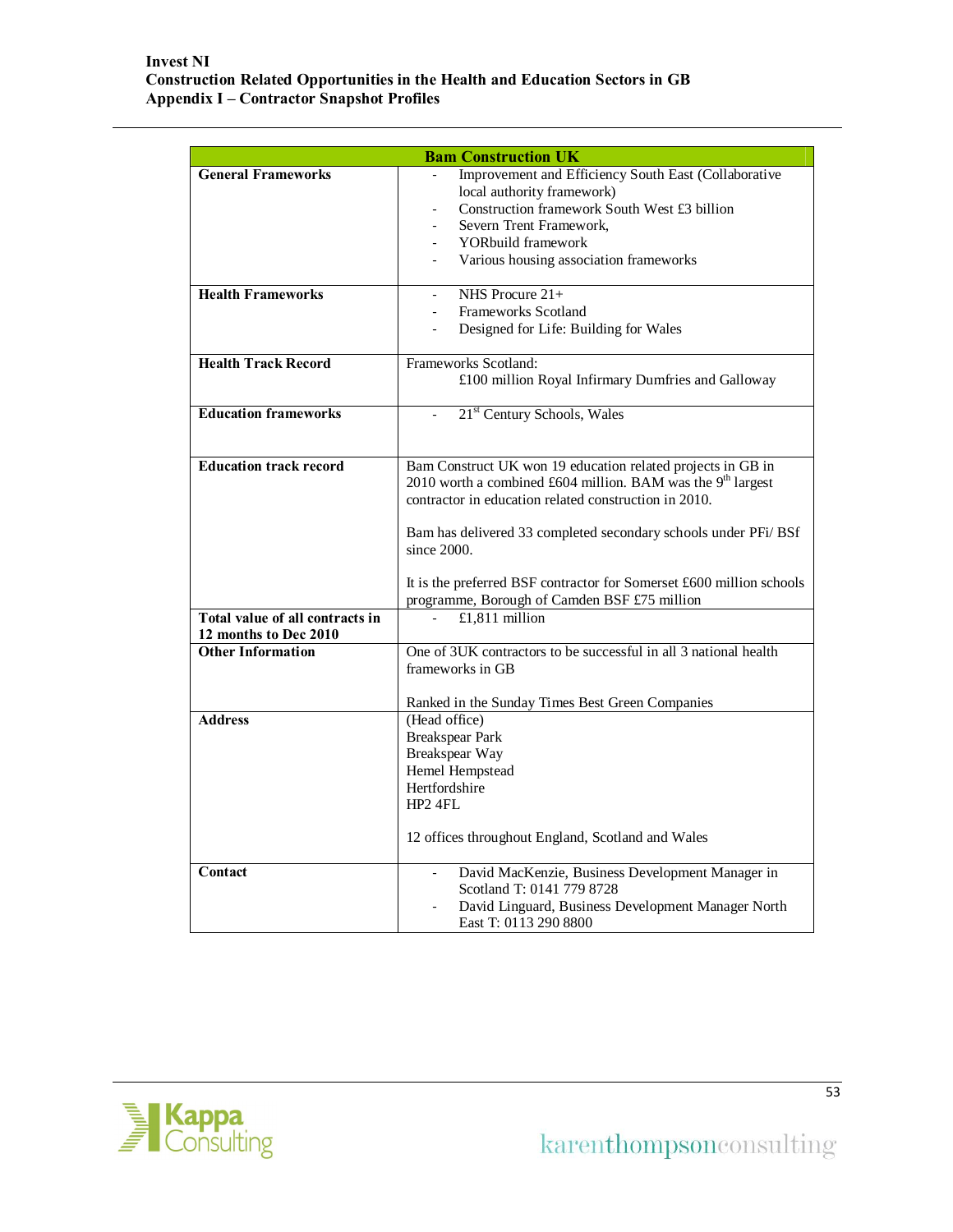| Bam Construction UK | |
|---|---|
| **General Frameworks** | - Improvement and Efficiency South East (Collaborative local authority framework)<br>- Construction framework South West £3 billion<br>- Severn Trent Framework,<br>- YORbuild framework<br>- Various housing association frameworks |
| **Health Frameworks** | - NHS Procure 21+<br>- Frameworks Scotland<br>- Designed for Life: Building for Wales |
| **Health Track Record** | Frameworks Scotland:<br>£100 million Royal Infirmary Dumfries and Galloway |
| **Education frameworks** | - 21st Century Schools, Wales |
| **Education track record** | Bam Construct UK won 19 education related projects in GB in 2010 worth a combined £604 million. BAM was the 9th largest contractor in education related construction in 2010.<br><br>Bam has delivered 33 completed secondary schools under PFi/ BSf since 2000.<br><br>It is the preferred BSF contractor for Somerset £600 million schools programme, Borough of Camden BSF £75 million |
| **Total value of all contracts in 12 months to Dec 2010** | - £1,811 million |
| **Other Information** | One of 3UK contractors to be successful in all 3 national health frameworks in GB<br><br>Ranked in the Sunday Times Best Green Companies |
| **Address** | (Head office)<br>Breakspear Park<br>Breakspear Way<br>Hemel Hempstead<br>Hertfordshire<br>HP2 4FL<br><br>12 offices throughout England, Scotland and Wales |
| **Contact** | - David MacKenzie, Business Development Manager in Scotland T: 0141 779 8728<br>- David Linguard, Business Development Manager North East T: 0113 290 8800 |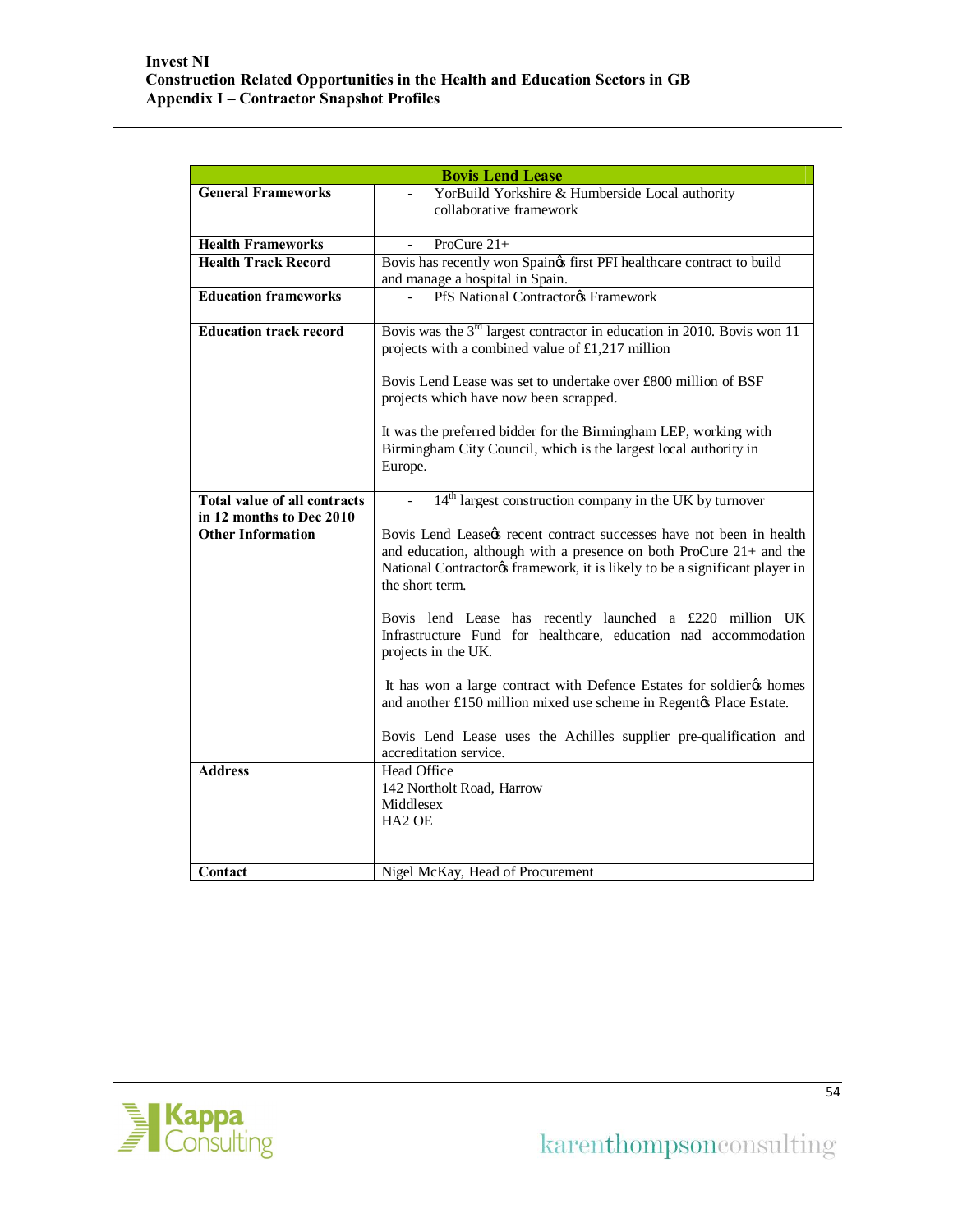| Bovis Lend Lease | |
|---|---|
| **General Frameworks** | - YorBuild Yorkshire & Humberside Local authority collaborative framework |
| **Health Frameworks** | - ProCure 21+ |
| **Health Track Record** | Bovis has recently won Spainǿs first PFI healthcare contract to build and manage a hospital in Spain. |
| **Education frameworks** | - PfS National Contractorǿs Framework |
| **Education track record** | Bovis was the 3rd largest contractor in education in 2010. Bovis won 11 projects with a combined value of £1,217 million<br><br>Bovis Lend Lease was set to undertake over £800 million of BSF projects which have now been scrapped.<br><br>It was the preferred bidder for the Birmingham LEP, working with Birmingham City Council, which is the largest local authority in Europe. |
| **Total value of all contracts in 12 months to Dec 2010** | - 14th largest construction company in the UK by turnover |
| **Other Information** | Bovis Lend Leaseǿs recent contract successes have not been in health and education, although with a presence on both ProCure 21+ and the National Contractorǿs framework, it is likely to be a significant player in the short term.<br><br>Bovis lend Lease has recently launched a £220 million UK Infrastructure Fund for healthcare, education nad accommodation projects in the UK.<br><br>It has won a large contract with Defence Estates for soldierǿs homes and another £150 million mixed use scheme in Regentǿs Place Estate.<br><br>Bovis Lend Lease uses the Achilles supplier pre-qualification and accreditation service. |
| **Address** | Head Office<br>142 Northolt Road, Harrow<br>Middlesex<br>HA2 OE |
| **Contact** | Nigel McKay, Head of Procurement |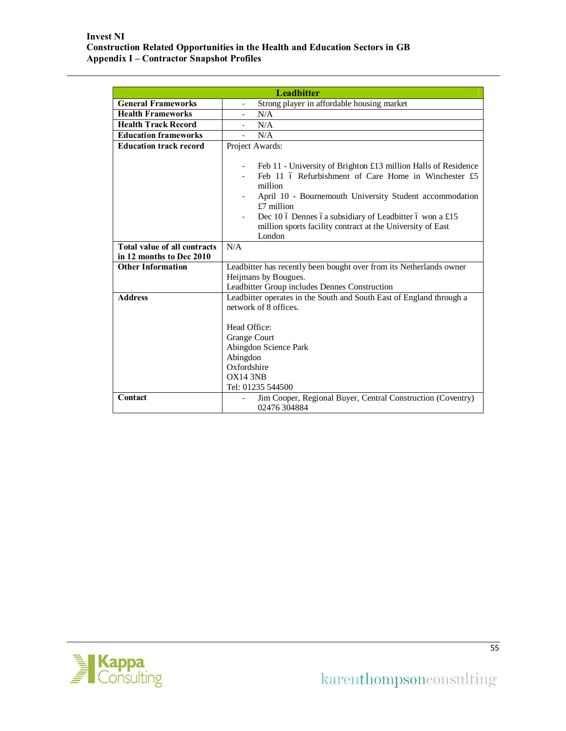| Leadbitter | |
|---|---|
| **General Frameworks** | - Strong player in affordable housing market |
| **Health Frameworks** | - N/A |
| **Health Track Record** | - N/A |
| **Education frameworks** | - N/A |
| **Education track record** | Project Awards:<br><br>- Feb 11 - University of Brighton £13 million Halls of Residence<br>- Feb 11 – Refurbishment of Care Home in Winchester £5 million<br>- April 10 - Bournemouth University Student accommodation £7 million<br>- Dec 10 – Dennes – a subsidiary of Leadbitter – won a £15 million sports facility contract at the University of East London |
| **Total value of all contracts in 12 months to Dec 2010** | N/A |
| **Other Information** | Leadbitter has recently been bought over from its Netherlands owner Heijmans by Bougues.<br>Leadbitter Group includes Dennes Construction |
| **Address** | Leadbitter operates in the South and South East of England through a network of 8 offices.<br><br>Head Office:<br>Grange Court<br>Abingdon Science Park<br>Abingdon<br>Oxfordshire<br>OX14 3NB<br>Tel: 01235 544500 |
| **Contact** | - Jim Cooper, Regional Buyer, Central Construction (Coventry) 02476 304884 |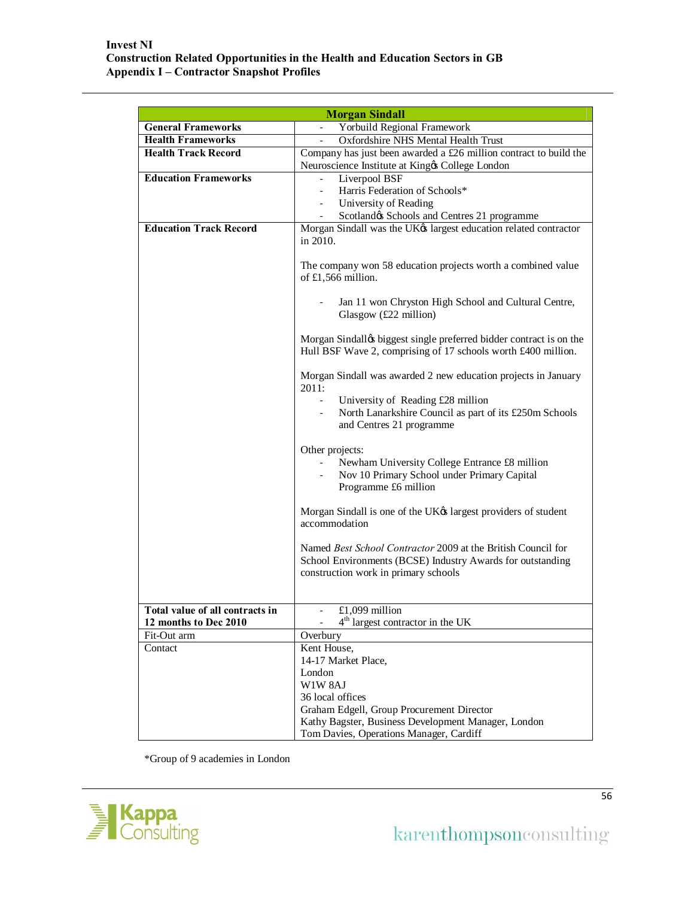| Morgan Sindall | |
|---|---|
| **General Frameworks** | - Yorbuild Regional Framework |
| **Health Frameworks** | - Oxfordshire NHS Mental Health Trust |
| **Health Track Record** | Company has just been awarded a £26 million contract to build the Neuroscience Institute at King's College London |
| **Education Frameworks** | - Liverpool BSF<br>- Harris Federation of Schools*<br>- University of Reading<br>- Scotland's Schools and Centres 21 programme |
| **Education Track Record** | Morgan Sindall was the UK's largest education related contractor in 2010.<br><br>The company won 58 education projects worth a combined value of £1,566 million.<br><br>- Jan 11 won Chryston High School and Cultural Centre, Glasgow (£22 million)<br><br>Morgan Sindall's biggest single preferred bidder contract is on the Hull BSF Wave 2, comprising of 17 schools worth £400 million.<br><br>Morgan Sindall was awarded 2 new education projects in January 2011:<br>- University of Reading £28 million<br>- North Lanarkshire Council as part of its £250m Schools and Centres 21 programme<br><br>Other projects:<br>- Newham University College Entrance £8 million<br>- Nov 10 Primary School under Primary Capital Programme £6 million<br><br>Morgan Sindall is one of the UK's largest providers of student accommodation<br><br>Named *Best School Contractor* 2009 at the British Council for School Environments (BCSE) Industry Awards for outstanding construction work in primary schools |
| **Total value of all contracts in 12 months to Dec 2010** | - £1,099 million<br>- 4th largest contractor in the UK |
| Fit-Out arm | Overbury |
| Contact | Kent House,<br>14-17 Market Place,<br>London<br>W1W 8AJ<br>36 local offices<br>Graham Edgell, Group Procurement Director<br>Kathy Bagster, Business Development Manager, London<br>Tom Davies, Operations Manager, Cardiff |

*Group of 9 academies in London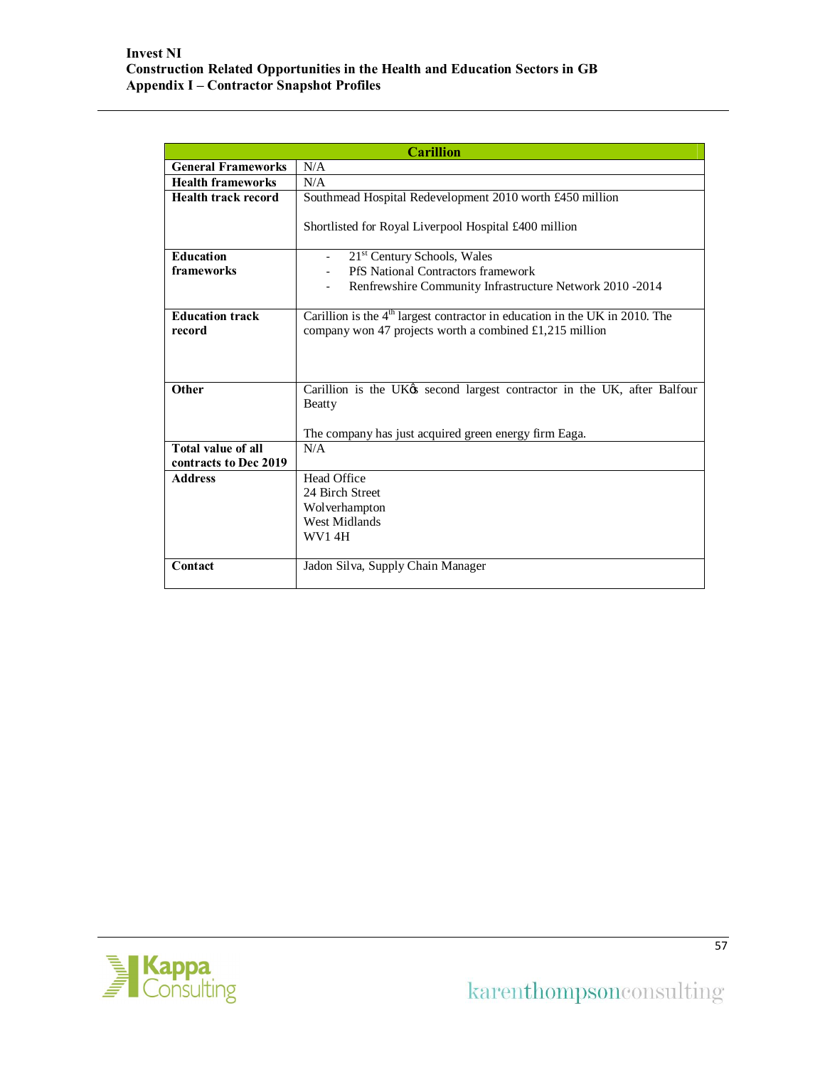| Carillion | |
|---|---|
| **General Frameworks** | N/A |
| **Health frameworks** | N/A |
| **Health track record** | Southmead Hospital Redevelopment 2010 worth £450 million<br><br>Shortlisted for Royal Liverpool Hospital £400 million |
| **Education frameworks** | - 21st Century Schools, Wales<br>- PfS National Contractors framework<br>- Renfrewshire Community Infrastructure Network 2010 -2014 |
| **Education track record** | Carillion is the 4th largest contractor in education in the UK in 2010. The company won 47 projects worth a combined £1,215 million |
| **Other** | Carillion is the UKφs second largest contractor in the UK, after Balfour Beatty<br><br>The company has just acquired green energy firm Eaga. |
| **Total value of all contracts to Dec 2019** | N/A |
| **Address** | Head Office<br>24 Birch Street<br>Wolverhampton<br>West Midlands<br>WV1 4H |
| **Contact** | Jadon Silva, Supply Chain Manager |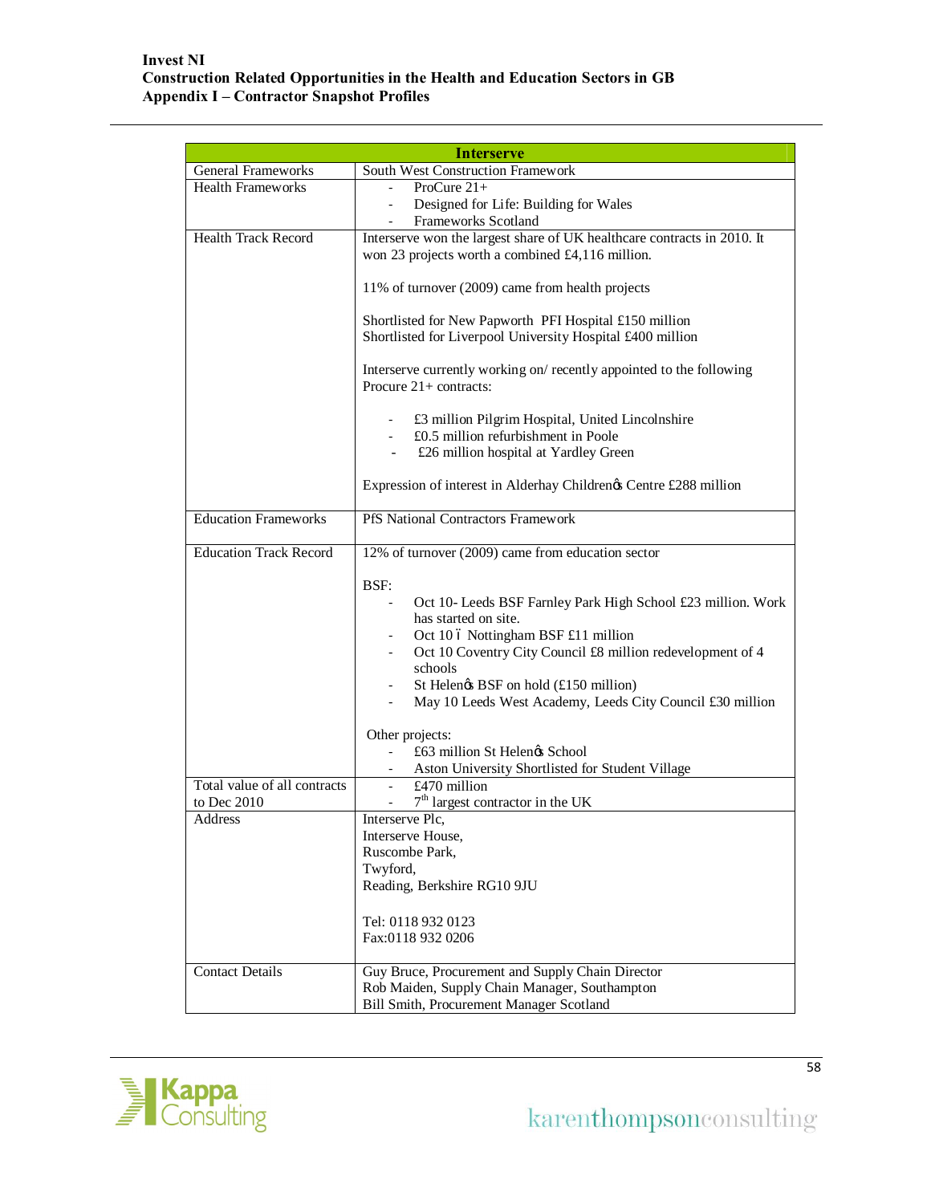| Interserve | |
|---|---|
| General Frameworks | South West Construction Framework |
| Health Frameworks | - ProCure 21+<br>- Designed for Life: Building for Wales<br>- Frameworks Scotland |
| Health Track Record | Interserve won the largest share of UK healthcare contracts in 2010. It won 23 projects worth a combined £4,116 million.<br><br>11% of turnover (2009) came from health projects<br><br>Shortlisted for New Papworth PFI Hospital £150 million<br>Shortlisted for Liverpool University Hospital £400 million<br><br>Interserve currently working on/ recently appointed to the following Procure 21+ contracts:<br><br>- £3 million Pilgrim Hospital, United Lincolnshire<br>- £0.5 million refurbishment in Poole<br>- £26 million hospital at Yardley Green<br><br>Expression of interest in Alderhay Children's Centre £288 million |
| Education Frameworks | PfS National Contractors Framework |
| Education Track Record | 12% of turnover (2009) came from education sector<br><br>BSF:<br>- Oct 10- Leeds BSF Farnley Park High School £23 million. Work has started on site.<br>- Oct 10 – Nottingham BSF £11 million<br>- Oct 10 Coventry City Council £8 million redevelopment of 4 schools<br>- St Helen's BSF on hold (£150 million)<br>- May 10 Leeds West Academy, Leeds City Council £30 million<br><br>Other projects:<br>- £63 million St Helen's School<br>- Aston University Shortlisted for Student Village |
| Total value of all contracts to Dec 2010 | - £470 million<br>- 7th largest contractor in the UK |
| Address | Interserve Plc,<br>Interserve House,<br>Ruscombe Park,<br>Twyford,<br>Reading, Berkshire RG10 9JU<br><br>Tel: 0118 932 0123<br>Fax:0118 932 0206 |
| Contact Details | Guy Bruce, Procurement and Supply Chain Director<br>Rob Maiden, Supply Chain Manager, Southampton<br>Bill Smith, Procurement Manager Scotland |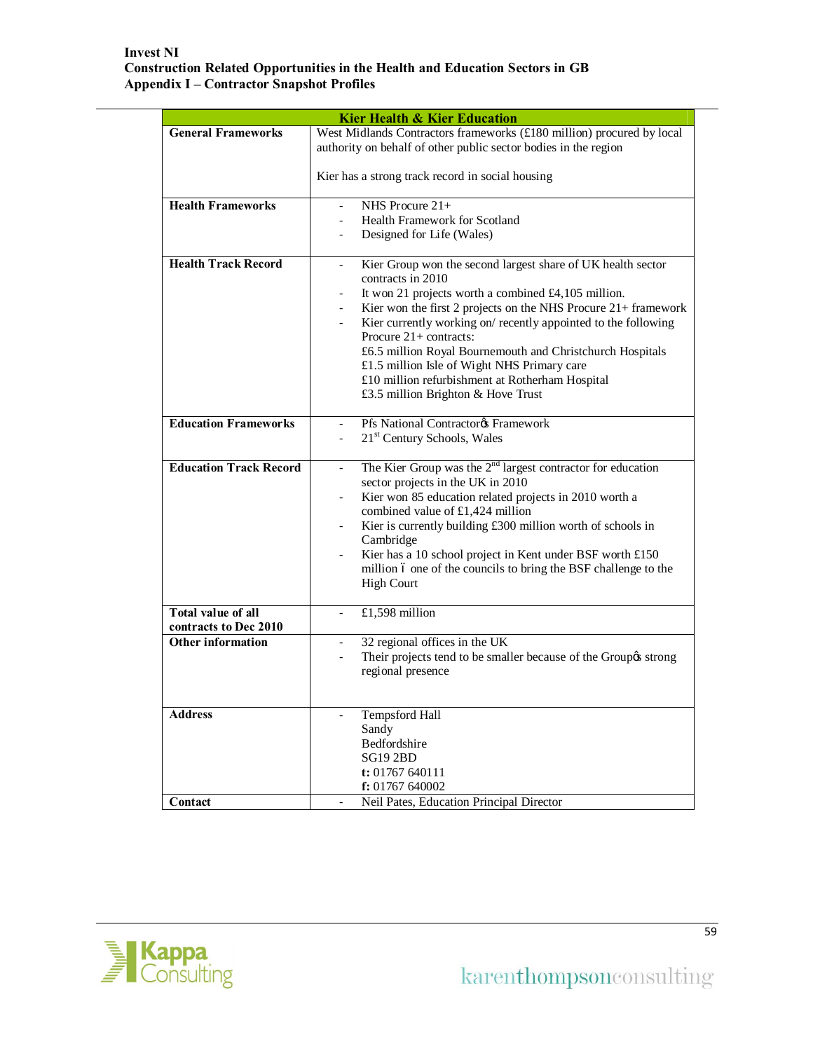| Kier Health & Kier Education | |
|---|---|
| **General Frameworks** | West Midlands Contractors frameworks (£180 million) procured by local authority on behalf of other public sector bodies in the region<br><br>Kier has a strong track record in social housing |
| **Health Frameworks** | - NHS Procure 21+<br>- Health Framework for Scotland<br>- Designed for Life (Wales) |
| **Health Track Record** | - Kier Group won the second largest share of UK health sector contracts in 2010<br>- It won 21 projects worth a combined £4,105 million.<br>- Kier won the first 2 projects on the NHS Procure 21+ framework<br>- Kier currently working on/ recently appointed to the following Procure 21+ contracts:<br>£6.5 million Royal Bournemouth and Christchurch Hospitals<br>£1.5 million Isle of Wight NHS Primary care<br>£10 million refurbishment at Rotherham Hospital<br>£3.5 million Brighton & Hove Trust |
| **Education Frameworks** | - Pfs National Contractorø Framework<br>- 21st Century Schools, Wales |
| **Education Track Record** | - The Kier Group was the 2nd largest contractor for education sector projects in the UK in 2010<br>- Kier won 85 education related projects in 2010 worth a combined value of £1,424 million<br>- Kier is currently building £300 million worth of schools in Cambridge<br>- Kier has a 10 school project in Kent under BSF worth £150 million ó one of the councils to bring the BSF challenge to the High Court |
| **Total value of all contracts to Dec 2010** | - £1,598 million |
| **Other information** | - 32 regional offices in the UK<br>- Their projects tend to be smaller because of the Groupø strong regional presence |
| **Address** | - Tempsford Hall<br>Sandy<br>Bedfordshire<br>SG19 2BD<br>**t:** 01767 640111<br>**f:** 01767 640002 |
| **Contact** | - Neil Pates, Education Principal Director |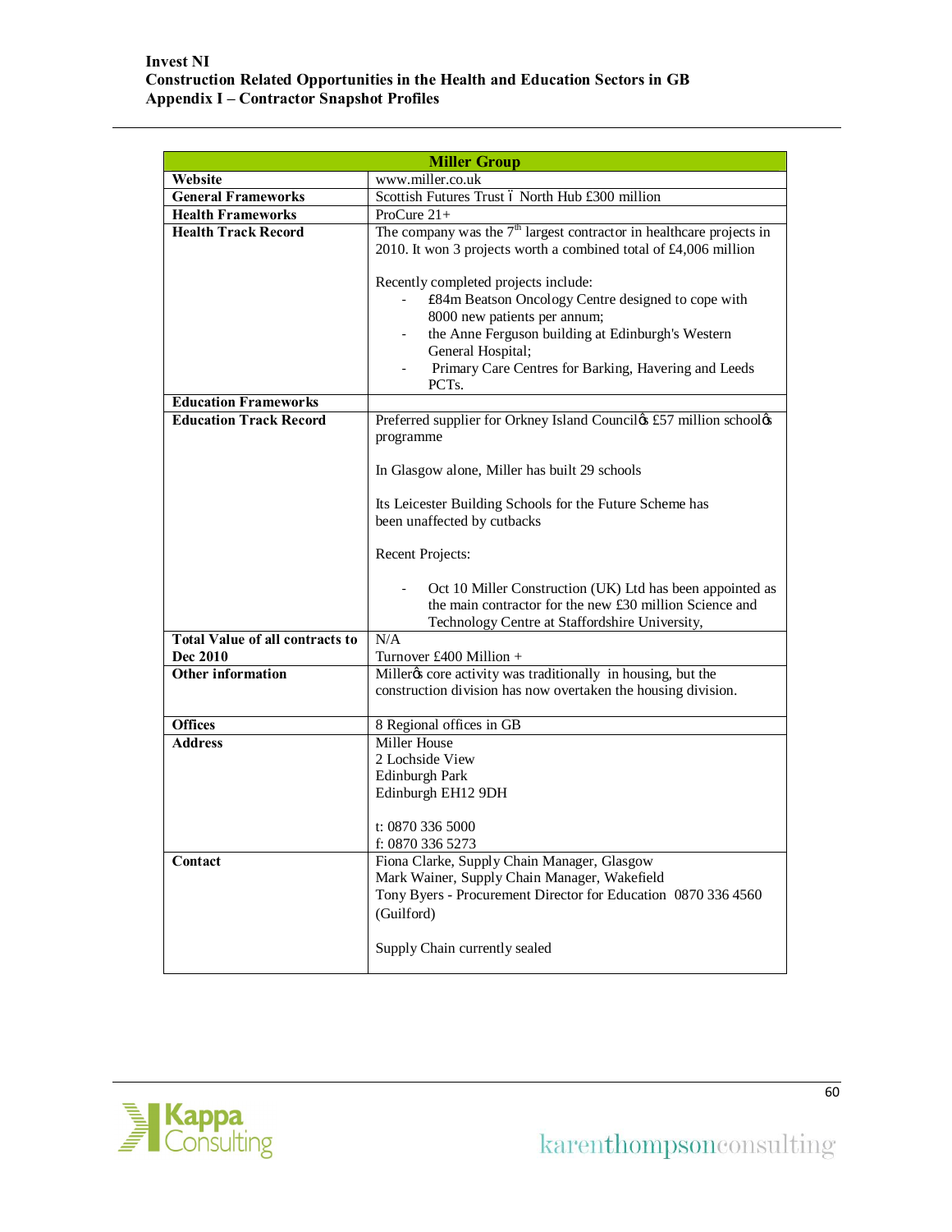| Miller Group | |
|---|---|
| **Website** | www.miller.co.uk |
| **General Frameworks** | Scottish Futures Trust ï North Hub £300 million |
| **Health Frameworks** | ProCure 21+ |
| **Health Track Record** | The company was the 7th largest contractor in healthcare projects in 2010. It won 3 projects worth a combined total of £4,006 million<br><br>Recently completed projects include:<br>- £84m Beatson Oncology Centre designed to cope with 8000 new patients per annum;<br>- the Anne Ferguson building at Edinburgh's Western General Hospital;<br>- Primary Care Centres for Barking, Havering and Leeds PCTs. |
| **Education Frameworks** | |
| **Education Track Record** | Preferred supplier for Orkney Island Council $\!$ s £57 million school $\!$ s programme<br><br>In Glasgow alone, Miller has built 29 schools<br><br>Its Leicester Building Schools for the Future Scheme has been unaffected by cutbacks<br><br>Recent Projects:<br><br>- Oct 10 Miller Construction (UK) Ltd has been appointed as the main contractor for the new £30 million Science and Technology Centre at Staffordshire University, |
| **Total Value of all contracts to Dec 2010** | N/A<br>Turnover £400 Million + |
| **Other information** | Miller $\!$ s core activity was traditionally in housing, but the construction division has now overtaken the housing division. |
| **Offices** | 8 Regional offices in GB |
| **Address** | Miller House<br>2 Lochside View<br>Edinburgh Park<br>Edinburgh EH12 9DH<br><br>t: 0870 336 5000<br>f: 0870 336 5273 |
| **Contact** | Fiona Clarke, Supply Chain Manager, Glasgow<br>Mark Wainer, Supply Chain Manager, Wakefield<br>Tony Byers - Procurement Director for Education 0870 336 4560 (Guilford)<br><br>Supply Chain currently sealed |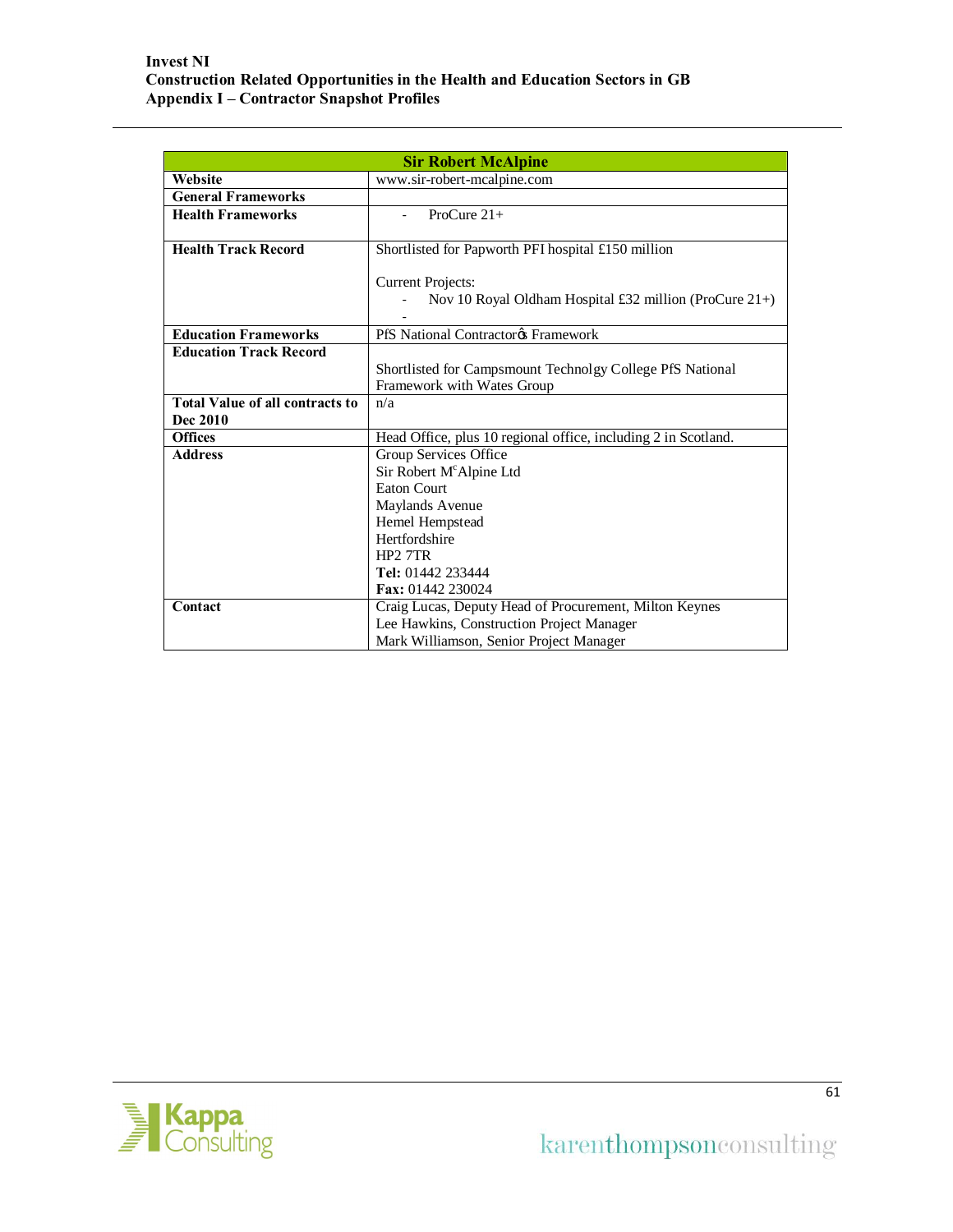| Sir Robert McAlpine | |
|---|---|
| **Website** | www.sir-robert-mcalpine.com |
| **General Frameworks** | |
| **Health Frameworks** | - ProCure 21+ |
| **Health Track Record** | Shortlisted for Papworth PFI hospital £150 million<br><br>Current Projects:<br>- Nov 10 Royal Oldham Hospital £32 million (ProCure 21+)<br>- |
| **Education Frameworks** | PfS National Contractorφs Framework |
| **Education Track Record** | <br>Shortlisted for Campsmount Technolgy College PfS National Framework with Wates Group |
| **Total Value of all contracts to Dec 2010** | n/a |
| **Offices** | Head Office, plus 10 regional office, including 2 in Scotland. |
| **Address** | Group Services Office<br>Sir Robert M[c]Alpine Ltd<br>Eaton Court<br>Maylands Avenue<br>Hemel Hempstead<br>Hertfordshire<br>HP2 7TR<br>**Tel:** 01442 233444<br>**Fax:** 01442 230024 |
| **Contact** | Craig Lucas, Deputy Head of Procurement, Milton Keynes<br>Lee Hawkins, Construction Project Manager<br>Mark Williamson, Senior Project Manager |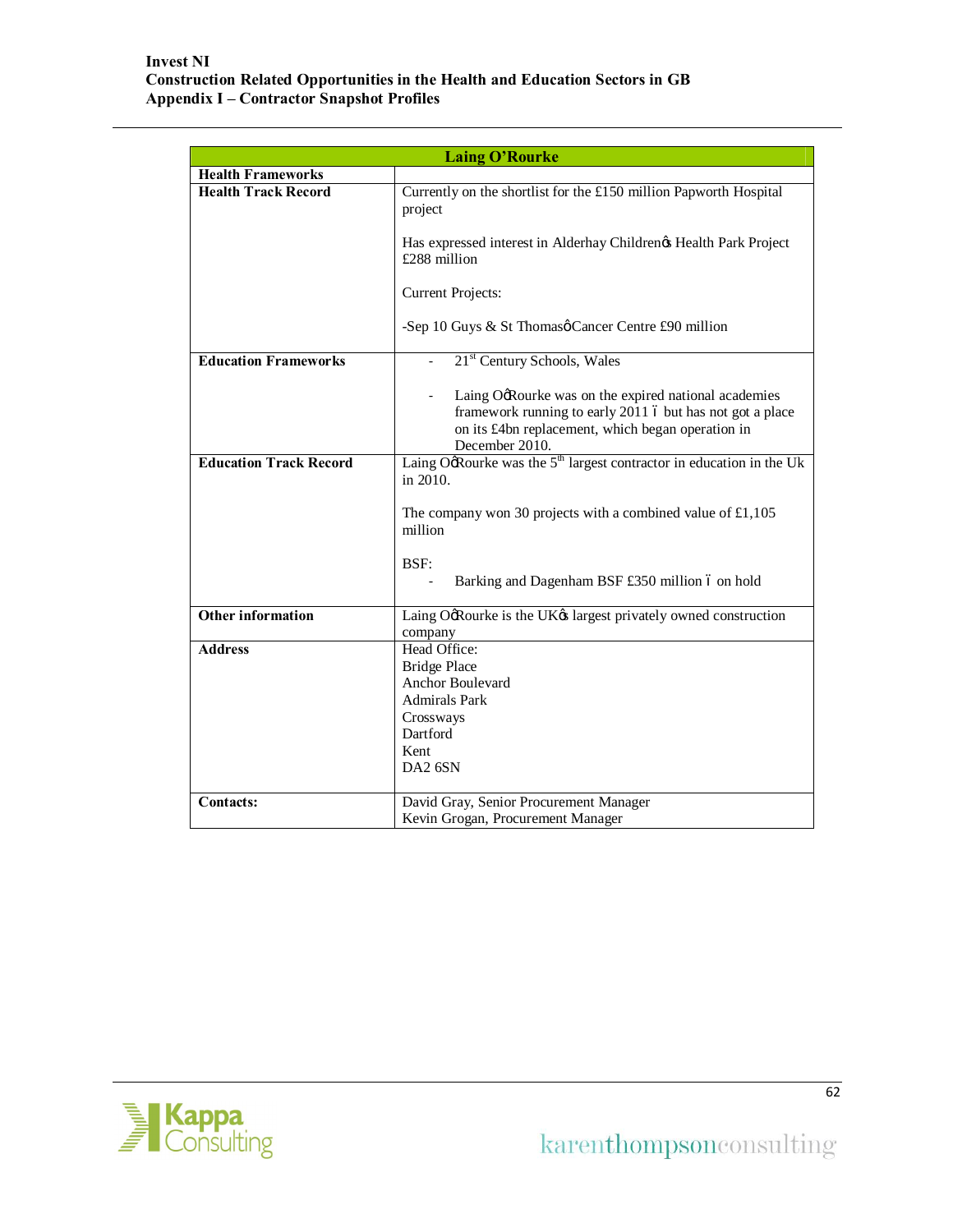| Laing O'Rourke | |
|---|---|
| **Health Frameworks** | |
| **Health Track Record** | Currently on the shortlist for the £150 million Papworth Hospital project<br><br>Has expressed interest in Alderhay Childrenøs Health Park Project £288 million<br><br>Current Projects:<br><br>-Sep 10 Guys & St ThomasøCancer Centre £90 million |
| **Education Frameworks** | - 21st Century Schools, Wales<br><br>- Laing OøRourke was on the expired national academies framework running to early 2011 ó but has not got a place on its £4bn replacement, which began operation in December 2010. |
| **Education Track Record** | Laing OøRourke was the 5th largest contractor in education in the Uk in 2010.<br><br>The company won 30 projects with a combined value of £1,105 million<br><br>BSF:<br>- Barking and Dagenham BSF £350 million ó on hold |
| **Other information** | Laing OøRourke is the UKøs largest privately owned construction company |
| **Address** | Head Office:<br>Bridge Place<br>Anchor Boulevard<br>Admirals Park<br>Crossways<br>Dartford<br>Kent<br>DA2 6SN |
| **Contacts:** | David Gray, Senior Procurement Manager<br>Kevin Grogan, Procurement Manager |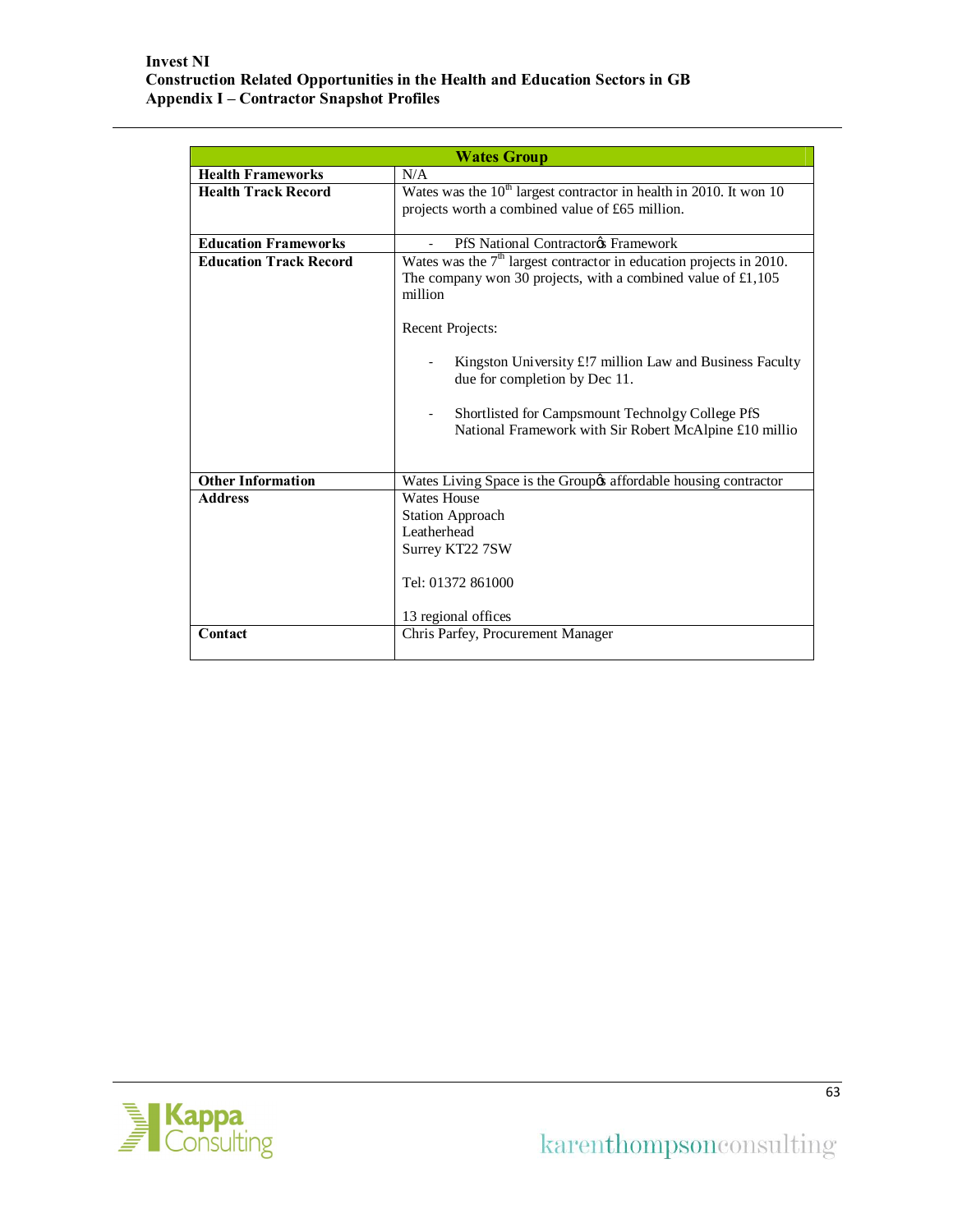| Wates Group | |
|---|---|
| **Health Frameworks** | N/A |
| **Health Track Record** | Wates was the 10th largest contractor in health in 2010. It won 10 projects worth a combined value of £65 million. |
| **Education Frameworks** | - PfS National Contractorǿs Framework |
| **Education Track Record** | Wates was the 7th largest contractor in education projects in 2010. The company won 30 projects, with a combined value of £1,105 million<br><br>Recent Projects:<br><br>- Kingston University £!7 million Law and Business Faculty due for completion by Dec 11.<br><br>- Shortlisted for Campsmount Technolgy College PfS National Framework with Sir Robert McAlpine £10 millio |
| **Other Information** | Wates Living Space is the Groupǿs affordable housing contractor |
| **Address** | Wates House<br>Station Approach<br>Leatherhead<br>Surrey KT22 7SW<br><br>Tel: 01372 861000<br><br>13 regional offices |
| **Contact** | Chris Parfey, Procurement Manager |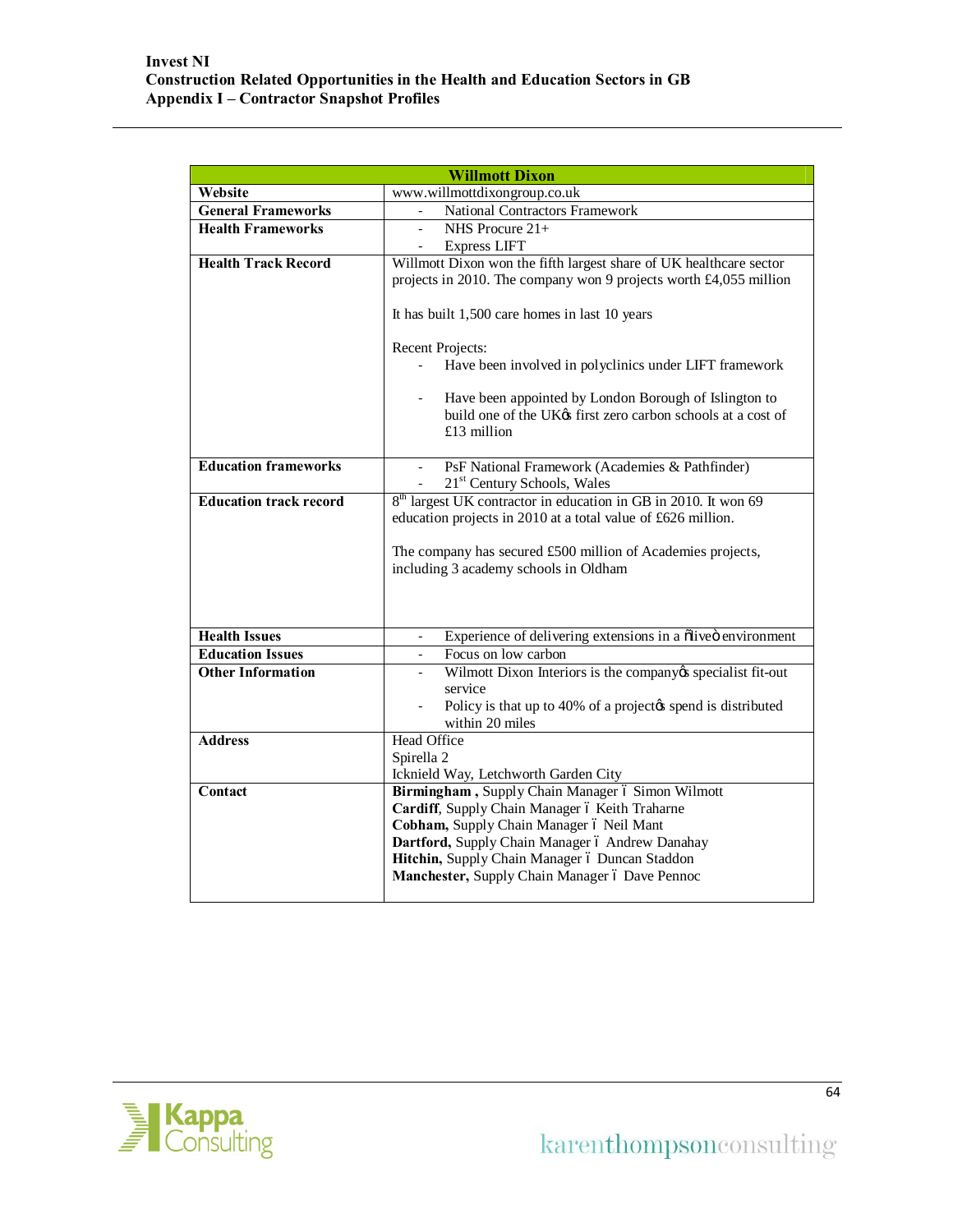| Willmott Dixon | |
|---|---|
| **Website** | www.willmottdixongroup.co.uk |
| **General Frameworks** | - National Contractors Framework |
| **Health Frameworks** | - NHS Procure 21+<br>- Express LIFT |
| **Health Track Record** | Willmott Dixon won the fifth largest share of UK healthcare sector projects in 2010. The company won 9 projects worth £4,055 million<br><br>It has built 1,500 care homes in last 10 years<br><br>Recent Projects:<br>- Have been involved in polyclinics under LIFT framework<br>- Have been appointed by London Borough of Islington to build one of the UK's first zero carbon schools at a cost of £13 million |
| **Education frameworks** | - PsF National Framework (Academies & Pathfinder)<br>- 21st Century Schools, Wales |
| **Education track record** | 8th largest UK contractor in education in GB in 2010. It won 69 education projects in 2010 at a total value of £626 million.<br><br>The company has secured £500 million of Academies projects, including 3 academy schools in Oldham |
| **Health Issues** | - Experience of delivering extensions in a "live" environment |
| **Education Issues** | - Focus on low carbon |
| **Other Information** | - Wilmott Dixon Interiors is the company's specialist fit-out service<br>- Policy is that up to 40% of a project's spend is distributed within 20 miles |
| **Address** | Head Office<br>Spirella 2<br>Icknield Way, Letchworth Garden City |
| **Contact** | **Birmingham ,** Supply Chain Manager – Simon Wilmott<br>**Cardiff**, Supply Chain Manager – Keith Traharne<br>**Cobham,** Supply Chain Manager – Neil Mant<br>**Dartford,** Supply Chain Manager – Andrew Danahay<br>**Hitchin,** Supply Chain Manager – Duncan Staddon<br>**Manchester,** Supply Chain Manager – Dave Pennoc |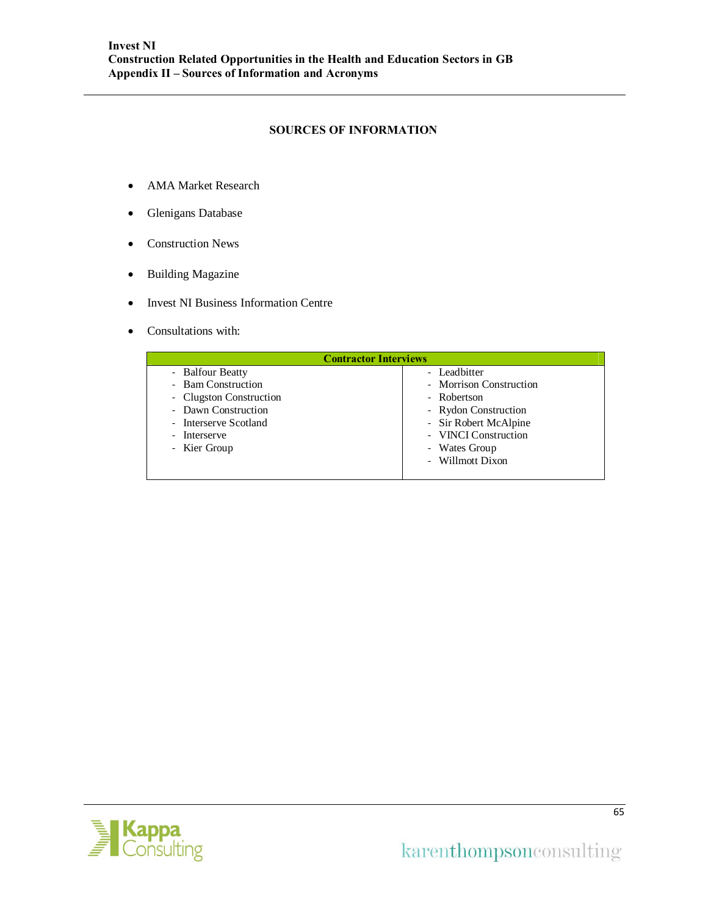## SOURCES OF INFORMATION

- AMA Market Research
- Glenigans Database
- Construction News
- Building Magazine
- Invest NI Business Information Centre
- Consultations with:

| Contractor Interviews | |
|---|---|
| - Balfour Beatty<br>- Bam Construction<br>- Clugston Construction<br>- Dawn Construction<br>- Interserve Scotland<br>- Interserve<br>- Kier Group | - Leadbitter<br>- Morrison Construction<br>- Robertson<br>- Rydon Construction<br>- Sir Robert McAlpine<br>- VINCI Construction<br>- Wates Group<br>- Willmott Dixon |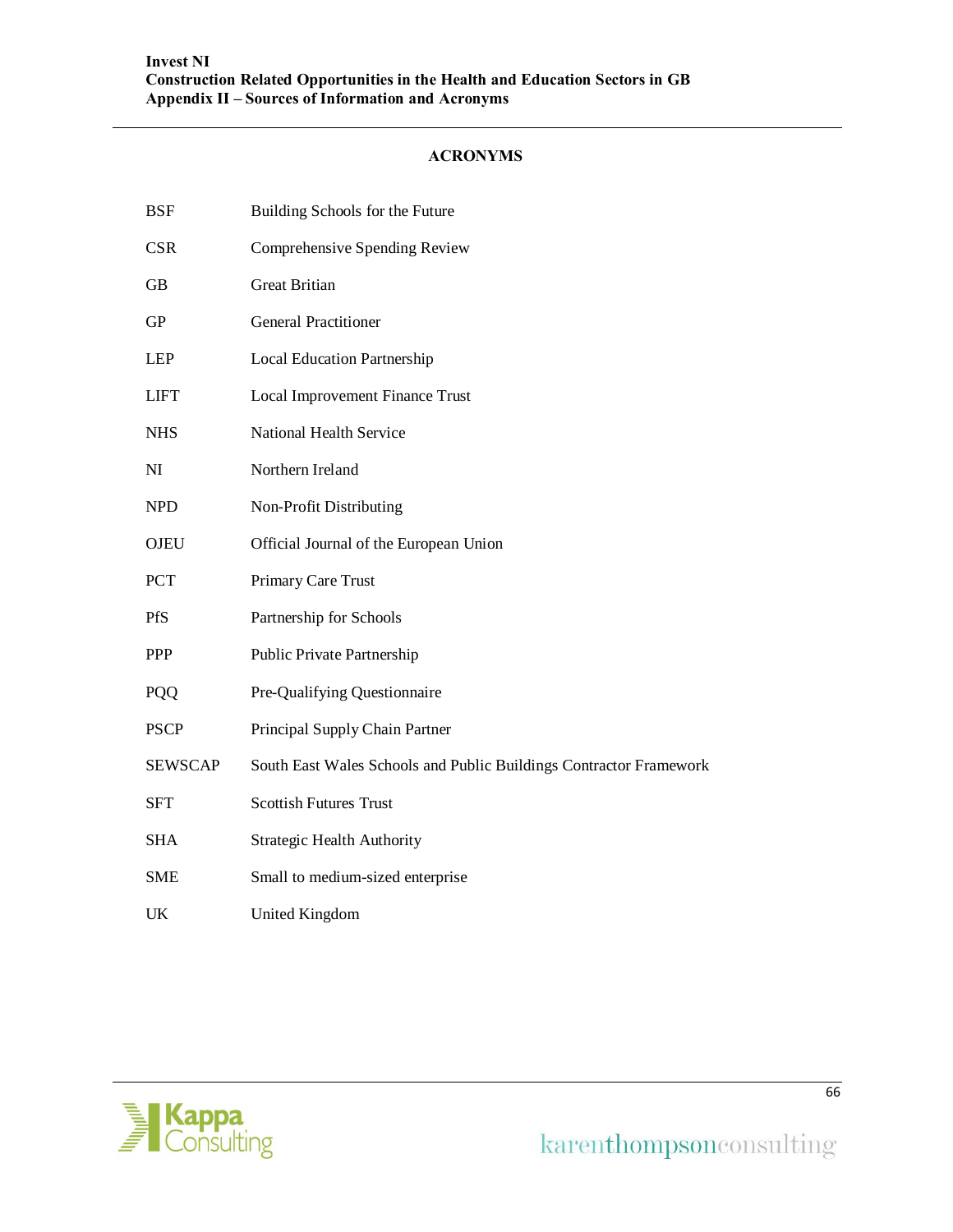## ACRONYMS

| | |
|---|---|
| BSF | Building Schools for the Future |
| CSR | Comprehensive Spending Review |
| GB | Great Britian |
| GP | General Practitioner |
| LEP | Local Education Partnership |
| LIFT | Local Improvement Finance Trust |
| NHS | National Health Service |
| NI | Northern Ireland |
| NPD | Non-Profit Distributing |
| OJEU | Official Journal of the European Union |
| PCT | Primary Care Trust |
| PfS | Partnership for Schools |
| PPP | Public Private Partnership |
| PQQ | Pre-Qualifying Questionnaire |
| PSCP | Principal Supply Chain Partner |
| SEWSCAP | South East Wales Schools and Public Buildings Contractor Framework |
| SFT | Scottish Futures Trust |
| SHA | Strategic Health Authority |
| SME | Small to medium-sized enterprise |
| UK | United Kingdom |